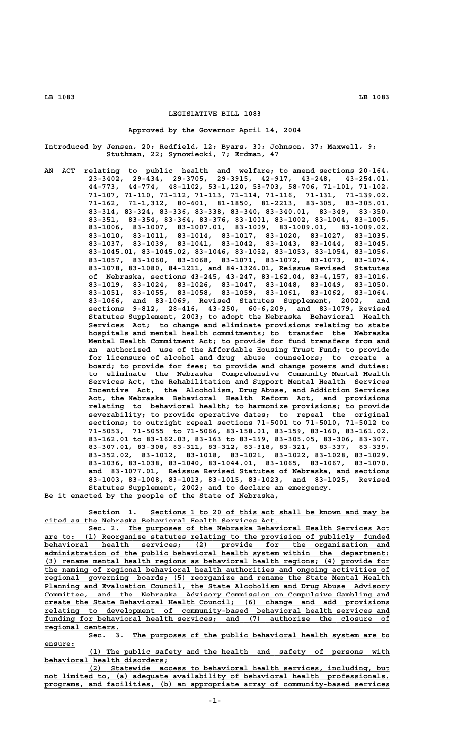# LEGISLATIVE BILL 1083

Approved by the Governor April 14, 2004

Introduced by Jensen, 20; Redfield, 12; Byars, 30; Johnson, 37; Maxwell, 9; Stuthman, 22; Synowiecki, 7; Erdman, 47

AN ACT relating to public health and welfare; to amend sections 20-164, 23-3402, 29-434, 29-3705, 29-3915, 42-917, 43-248, 43-254.01, 44-773, 44-774, 48-1102, 53-1,120, 58-703, 58-706, 71-101, 71-102, 71-107, 71-110, 71-112, 71-113, 71-114, 71-116, 71-131, 71-139.02, 71-162, 71-1,312, 80-601, 81-1850, 81-2213, 83-305, 83-305.01, 83-314, 83-324, 83-336, 83-338, 83-340, 83-340.01, 83-349, 83-350, 83-351, 83-354, 83-364, 83-376, 83-1001, 83-1002, 83-1004, 83-1005, 83-1006, 83-1007, 83-1007.01, 83-1009, 83-1009.01, 83-1009.02, 83-1010, 83-1011, 83-1014, 83-1017, 83-1020, 83-1027, 83-1035, 83-1037, 83-1039, 83-1041, 83-1042, 83-1043, 83-1044, 83-1045, 83-1045.01, 83-1045.02, 83-1046, 83-1052, 83-1053, 83-1054, 83-1056, 83-1057, 83-1060, 83-1068, 83-1071, 83-1072, 83-1073, 83-1074, 83-1078, 83-1080, 84-1211, and 84-1326.01, Reissue Revised Statutes of Nebraska, sections 43-245, 43-247, 83-162.04, 83-4,157, 83-1016, 83-1019, 83-1024, 83-1026, 83-1047, 83-1048, 83-1049, 83-1050, 83-1051, 83-1055, 83-1058, 83-1059, 83-1061, 83-1062, 83-1064, 83-1066, and 83-1069, Revised Statutes Supplement, 2002, and sections 9-812, 28-416, 43-250, 60-6,209, and 83-1079, Revised Statutes Supplement, 2003; to adopt the Nebraska Behavioral Health Services Act; to change and eliminate provisions relating to state hospitals and mental health commitments; to transfer the Nebraska Mental Health Commitment Act; to provide for fund transfers from and an authorized use of the Affordable Housing Trust Fund; to provide for licensure of alcohol and drug abuse counselors; to create a board; to provide for fees; to provide and change powers and duties; to eliminate the Nebraska Comprehensive Community Mental Health Services Act, the Rehabilitation and Support Mental Health Services Incentive Act, the Alcoholism, Drug Abuse, and Addiction Services Act, the Nebraska Behavioral Health Reform Act, and provisions relating to behavioral health; to harmonize provisions; to provide severability; to provide operative dates; to repeal the original sections; to outright repeal sections 71-5001 to 71-5010, 71-5012 to 71-5053, 71-5055 to 71-5066, 83-158.01, 83-159, 83-160, 83-161.02, 83-162.01 to 83-162.03, 83-163 to 83-169, 83-305.05, 83-306, 83-307, 83-307.01, 83-308, 83-311, 83-312, 83-318, 83-321, 83-337, 83-339, 83-352.02, 83-1012, 83-1018, 83-1021, 83-1022, 83-1028, 83-1029, 83-1036, 83-1038, 83-1040, 83-1044.01, 83-1065, 83-1067, 83-1070, and 83-1077.01, Reissue Revised Statutes of Nebraska, and sections 83-1003, 83-1008, 83-1013, 83-1015, 83-1023, and 83-1025, Revised Statutes Supplement, 2002; and to declare an emergency.

Be it enacted by the people of the State of Nebraska,

Section 1. Sections 1 to 20 of this act shall be known and may be cited as the Nebraska Behavioral Health Services Act.

Sec. 2. The purposes of the Nebraska Behavioral Health Services Act are to: (1) Reorganize statutes relating to the provision of publicly funded behavioral health services; (2) provide for the organization and administration of the public behavioral health system within the department; (3) rename mental health regions as behavioral health regions; (4) provide for the naming of regional behavioral health authorities and ongoing activities of regional governing boards; (5) reorganize and rename the State Mental Health Planning and Evaluation Council, the State Alcoholism and Drug Abuse Advisory Committee, and the Nebraska Advisory Commission on Compulsive Gambling and create the State Behavioral Health Council; (6) change and add provisions relating to development of community-based behavioral health services and funding for behavioral health services; and (7) authorize the closure of regional centers.

Sec. 3. The purposes of the public behavioral health system are to ensure:

(1) The public safety and the health and safety of persons with behavioral health disorders;

(2) Statewide access to behavioral health services, including, but not limited to, (a) adequate availability of behavioral health professionals, programs, and facilities, (b) an appropriate array of community-based services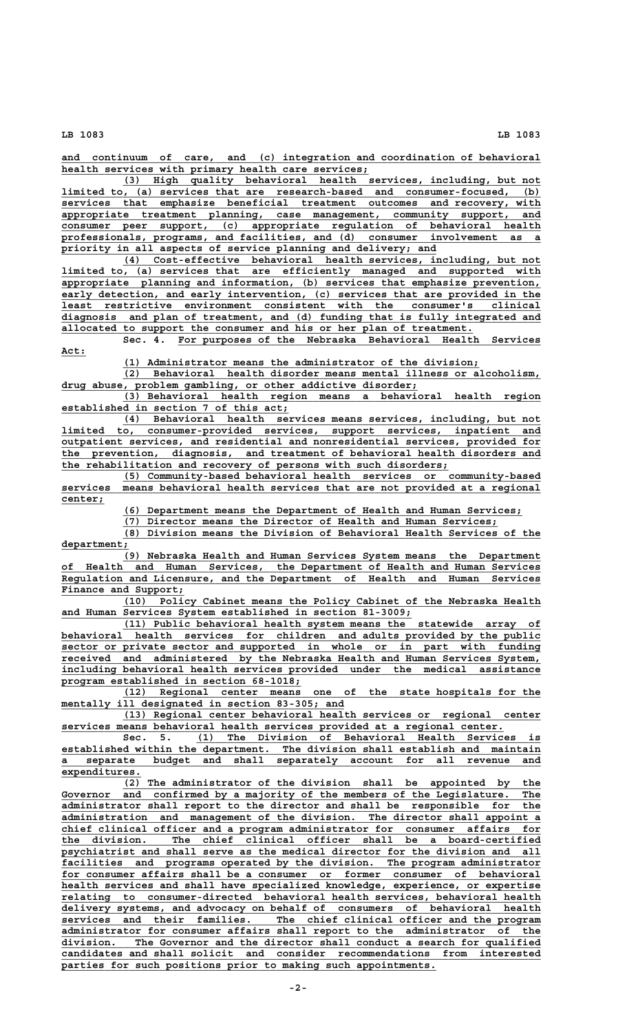and continuum of care, and (c) integration and coordination of behavioral health services with primary health care services;

(3) High quality behavioral health services, including, but not limited to, (a) services that are research-based and consumer-focused, (b) services that emphasize beneficial treatment outcomes and recovery, with appropriate treatment planning, case management, community support, and consumer peer support, (c) appropriate regulation of behavioral health professionals, programs, and facilities, and (d) consumer involvement as a priority in all aspects of service planning and delivery; and

(4) Cost-effective behavioral health services, including, but not limited to, (a) services that are efficiently managed and supported with appropriate planning and information, (b) services that emphasize prevention, early detection, and early intervention, (c) services that are provided in the least restrictive environment consistent with the consumer's clinical diagnosis and plan of treatment, and (d) funding that is fully integrated and allocated to support the consumer and his or her plan of treatment.

Sec. 4. For purposes of the Nebraska Behavioral Health Services Act:

(1) Administrator means the administrator of the division;

(2) Behavioral health disorder means mental illness or alcoholism, drug abuse, problem gambling, or other addictive disorder;

(3) Behavioral health region means a behavioral health region established in section 7 of this act;

(4) Behavioral health services means services, including, but not limited to, consumer-provided services, support services, inpatient and outpatient services, and residential and nonresidential services, provided for the prevention, diagnosis, and treatment of behavioral health disorders and the rehabilitation and recovery of persons with such disorders;

(5) Community-based behavioral health services or community-based services means behavioral health services that are not provided at a regional center;

(6) Department means the Department of Health and Human Services;

(7) Director means the Director of Health and Human Services;

(8) Division means the Division of Behavioral Health Services of the department;

(9) Nebraska Health and Human Services System means the Department of Health and Human Services, the Department of Health and Human Services Regulation and Licensure, and the Department of Health and Human Services Finance and Support;

(10) Policy Cabinet means the Policy Cabinet of the Nebraska Health and Human Services System established in section 81-3009;

(11) Public behavioral health system means the statewide array of behavioral health services for children and adults provided by the public sector or private sector and supported in whole or in part with funding received and administered by the Nebraska Health and Human Services System, including behavioral health services provided under the medical assistance program established in section 68-1018;

(12) Regional center means one of the state hospitals for the mentally ill designated in section 83-305; and

(13) Regional center behavioral health services or regional center services means behavioral health services provided at a regional center.

Sec. 5. (1) The Division of Behavioral Health Services is established within the department. The division shall establish and maintain a separate budget and shall separately account for all revenue and expenditures.

(2) The administrator of the division shall be appointed by the Governor and confirmed by a majority of the members of the Legislature. The administrator shall report to the director and shall be responsible for the administration and management of the division. The director shall appoint a chief clinical officer and a program administrator for consumer affairs for the division. The chief clinical officer shall be a board-certified psychiatrist and shall serve as the medical director for the division and all facilities and programs operated by the division. The program administrator for consumer affairs shall be a consumer or former consumer of behavioral health services and shall have specialized knowledge, experience, or expertise relating to consumer-directed behavioral health services, behavioral health delivery systems, and advocacy on behalf of consumers of behavioral health services and their families. The chief clinical officer and the program administrator for consumer affairs shall report to the administrator of the division. The Governor and the director shall conduct a search for qualified candidates and shall solicit and consider recommendations from interested parties for such positions prior to making such appointments.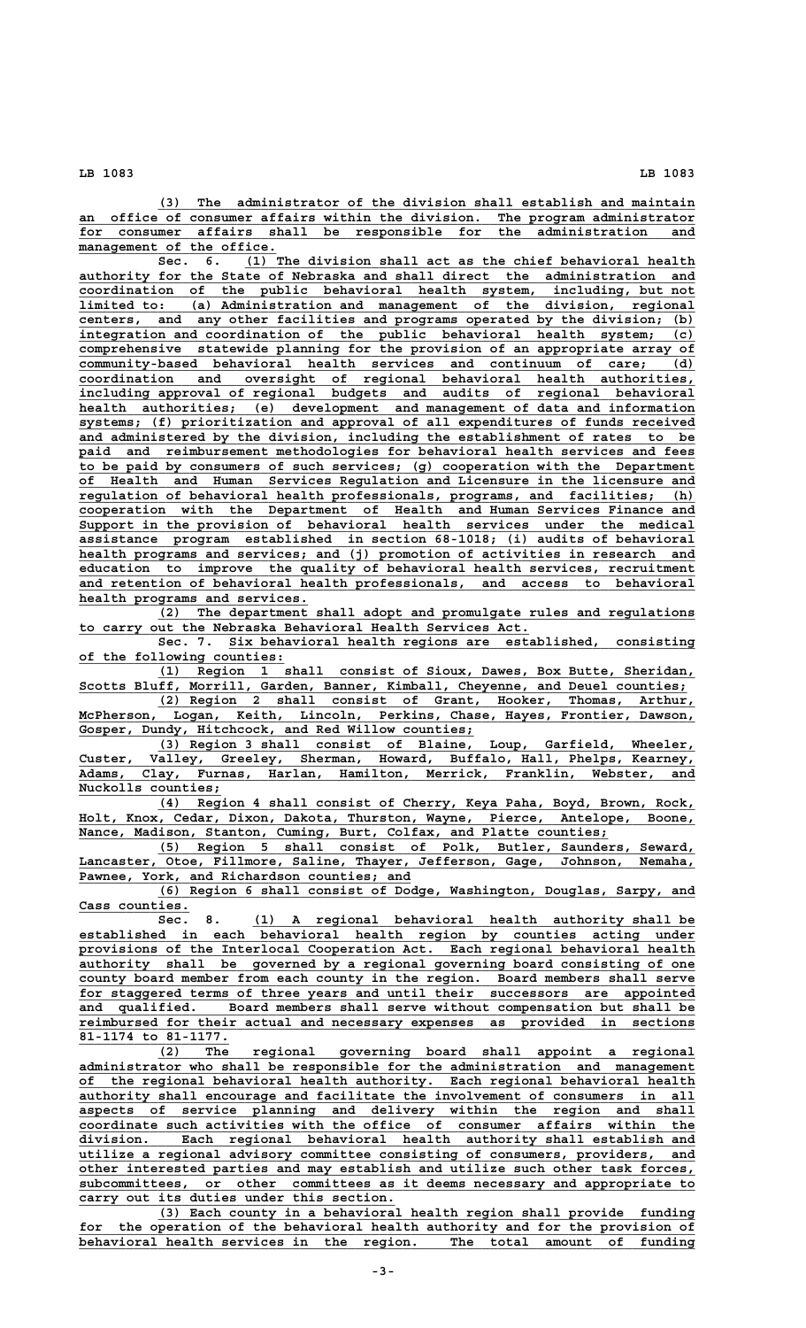(3) The administrator of the division shall establish and maintain an office of consumer affairs within the division. The program administrator for consumer affairs shall be responsible for the administration and management of the office.

Sec. 6. (1) The division shall act as the chief behavioral health authority for the State of Nebraska and shall direct the administration and coordination of the public behavioral health system, including, but not limited to: (a) Administration and management of the division, regional centers, and any other facilities and programs operated by the division; (b) integration and coordination of the public behavioral health system; (c) comprehensive statewide planning for the provision of an appropriate array of community-based behavioral health services and continuum of care; (d) coordination and oversight of regional behavioral health authorities, including approval of regional budgets and audits of regional behavioral health authorities; (e) development and management of data and information systems; (f) prioritization and approval of all expenditures of funds received and administered by the division, including the establishment of rates to be paid and reimbursement methodologies for behavioral health services and fees to be paid by consumers of such services; (g) cooperation with the Department of Health and Human Services Regulation and Licensure in the licensure and regulation of behavioral health professionals, programs, and facilities; (h) cooperation with the Department of Health and Human Services Finance and Support in the provision of behavioral health services under the medical assistance program established in section 68-1018; (i) audits of behavioral health programs and services; and (j) promotion of activities in research and education to improve the quality of behavioral health services, recruitment and retention of behavioral health professionals, and access to behavioral health programs and services.

(2) The department shall adopt and promulgate rules and regulations to carry out the Nebraska Behavioral Health Services Act.

Sec. 7. Six behavioral health regions are established, consisting of the following counties:

(1) Region 1 shall consist of Sioux, Dawes, Box Butte, Sheridan, Scotts Bluff, Morrill, Garden, Banner, Kimball, Cheyenne, and Deuel counties;

(2) Region 2 shall consist of Grant, Hooker, Thomas, Arthur, McPherson, Logan, Keith, Lincoln, Perkins, Chase, Hayes, Frontier, Dawson, Gosper, Dundy, Hitchcock, and Red Willow counties;

(3) Region 3 shall consist of Blaine, Loup, Garfield, Wheeler, Custer, Valley, Greeley, Sherman, Howard, Buffalo, Hall, Phelps, Kearney, Adams, Clay, Furnas, Harlan, Hamilton, Merrick, Franklin, Webster, and Nuckolls counties;

(4) Region 4 shall consist of Cherry, Keya Paha, Boyd, Brown, Rock, Holt, Knox, Cedar, Dixon, Dakota, Thurston, Wayne, Pierce, Antelope, Boone, Nance, Madison, Stanton, Cuming, Burt, Colfax, and Platte counties;

(5) Region 5 shall consist of Polk, Butler, Saunders, Seward, Lancaster, Otoe, Fillmore, Saline, Thayer, Jefferson, Gage, Johnson, Nemaha, Pawnee, York, and Richardson counties; and

(6) Region 6 shall consist of Dodge, Washington, Douglas, Sarpy, and Cass counties.

Sec. 8. (1) A regional behavioral health authority shall be established in each behavioral health region by counties acting under provisions of the Interlocal Cooperation Act. Each regional behavioral health authority shall be governed by a regional governing board consisting of one county board member from each county in the region. Board members shall serve for staggered terms of three years and until their successors are appointed and qualified. Board members shall serve without compensation but shall be reimbursed for their actual and necessary expenses as provided in sections 81-1174 to 81-1177.

(2) The regional governing board shall appoint a regional administrator who shall be responsible for the administration and management of the regional behavioral health authority. Each regional behavioral health authority shall encourage and facilitate the involvement of consumers in all aspects of service planning and delivery within the region and shall coordinate such activities with the office of consumer affairs within the division. Each regional behavioral health authority shall establish and utilize a regional advisory committee consisting of consumers, providers, and other interested parties and may establish and utilize such other task forces, subcommittees, or other committees as it deems necessary and appropriate to carry out its duties under this section.

(3) Each county in a behavioral health region shall provide funding for the operation of the behavioral health authority and for the provision of behavioral health services in the region. The total amount of funding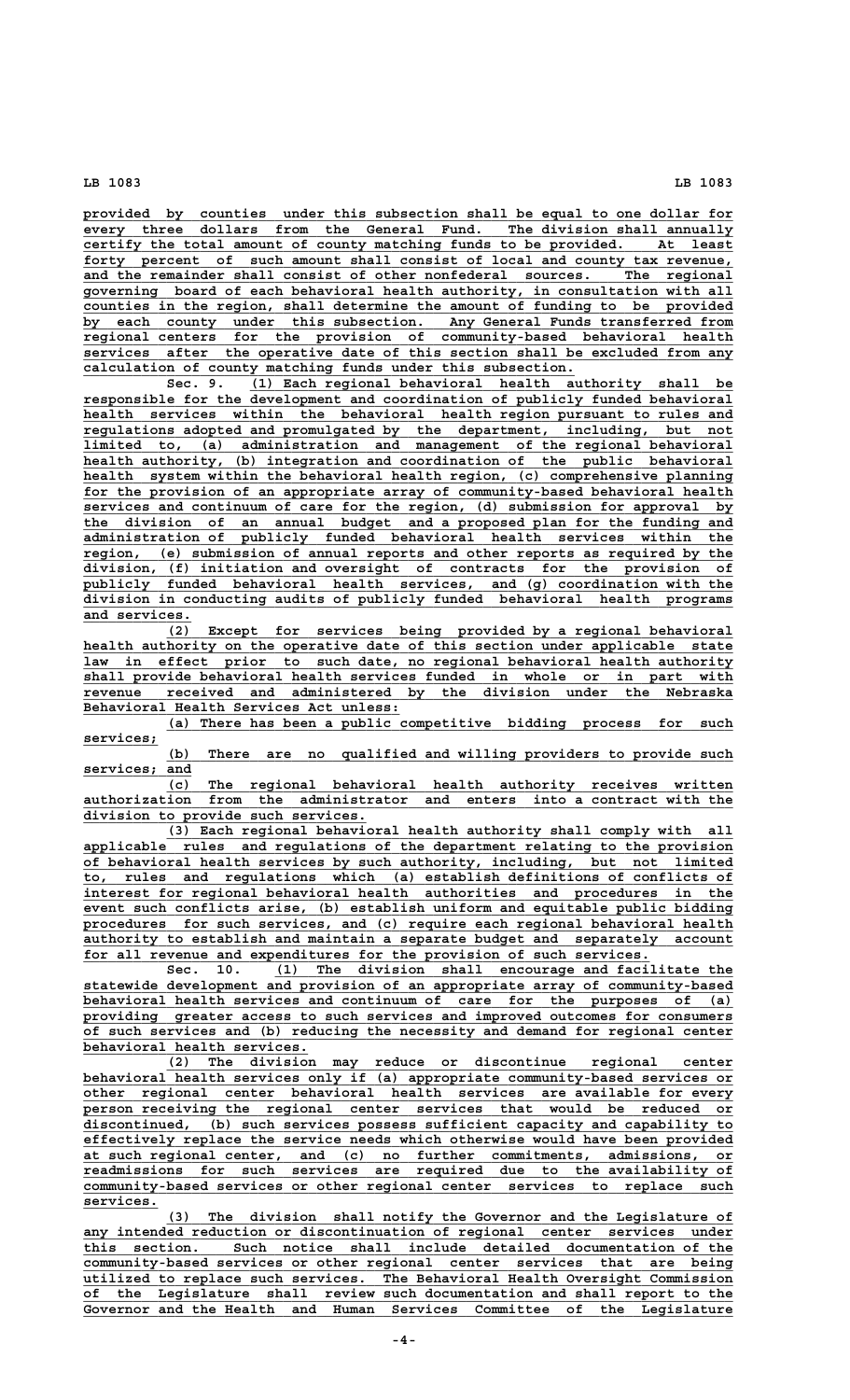provided by counties under this subsection shall be equal to one dollar for every three dollars from the General Fund. The division shall annually certify the total amount of county matching funds to be provided. At least forty percent of such amount shall consist of local and county tax revenue, and the remainder shall consist of other nonfederal sources. The regional governing board of each behavioral health authority, in consultation with all counties in the region, shall determine the amount of funding to be provided by each county under this subsection. Any General Funds transferred from regional centers for the provision of community-based behavioral health services after the operative date of this section shall be excluded from any calculation of county matching funds under this subsection.

Sec. 9. (1) Each regional behavioral health authority shall be responsible for the development and coordination of publicly funded behavioral health services within the behavioral health region pursuant to rules and regulations adopted and promulgated by the department, including, but not limited to, (a) administration and management of the regional behavioral health authority, (b) integration and coordination of the public behavioral health system within the behavioral health region, (c) comprehensive planning for the provision of an appropriate array of community-based behavioral health services and continuum of care for the region, (d) submission for approval by the division of an annual budget and a proposed plan for the funding and administration of publicly funded behavioral health services within the region, (e) submission of annual reports and other reports as required by the division, (f) initiation and oversight of contracts for the provision of publicly funded behavioral health services, and (g) coordination with the division in conducting audits of publicly funded behavioral health programs and services.

(2) Except for services being provided by a regional behavioral health authority on the operative date of this section under applicable state law in effect prior to such date, no regional behavioral health authority shall provide behavioral health services funded in whole or in part with revenue received and administered by the division under the Nebraska Behavioral Health Services Act unless:

(a) There has been a public competitive bidding process for such services;

(b) There are no qualified and willing providers to provide such services; and

(c) The regional behavioral health authority receives written authorization from the administrator and enters into a contract with the division to provide such services.

(3) Each regional behavioral health authority shall comply with all applicable rules and regulations of the department relating to the provision of behavioral health services by such authority, including, but not limited to, rules and regulations which (a) establish definitions of conflicts of interest for regional behavioral health authorities and procedures in the event such conflicts arise, (b) establish uniform and equitable public bidding procedures for such services, and (c) require each regional behavioral health authority to establish and maintain a separate budget and separately account for all revenue and expenditures for the provision of such services.

Sec. 10. (1) The division shall encourage and facilitate the statewide development and provision of an appropriate array of community-based behavioral health services and continuum of care for the purposes of (a) providing greater access to such services and improved outcomes for consumers of such services and (b) reducing the necessity and demand for regional center behavioral health services.

(2) The division may reduce or discontinue regional center behavioral health services only if (a) appropriate community-based services or other regional center behavioral health services are available for every person receiving the regional center services that would be reduced or discontinued, (b) such services possess sufficient capacity and capability to effectively replace the service needs which otherwise would have been provided at such regional center, and (c) no further commitments, admissions, or readmissions for such services are required due to the availability of community-based services or other regional center services to replace such services.

(3) The division shall notify the Governor and the Legislature of any intended reduction or discontinuation of regional center services under this section. Such notice shall include detailed documentation of the community-based services or other regional center services that are being utilized to replace such services. The Behavioral Health Oversight Commission of the Legislature shall review such documentation and shall report to the Governor and the Health and Human Services Committee of the Legislature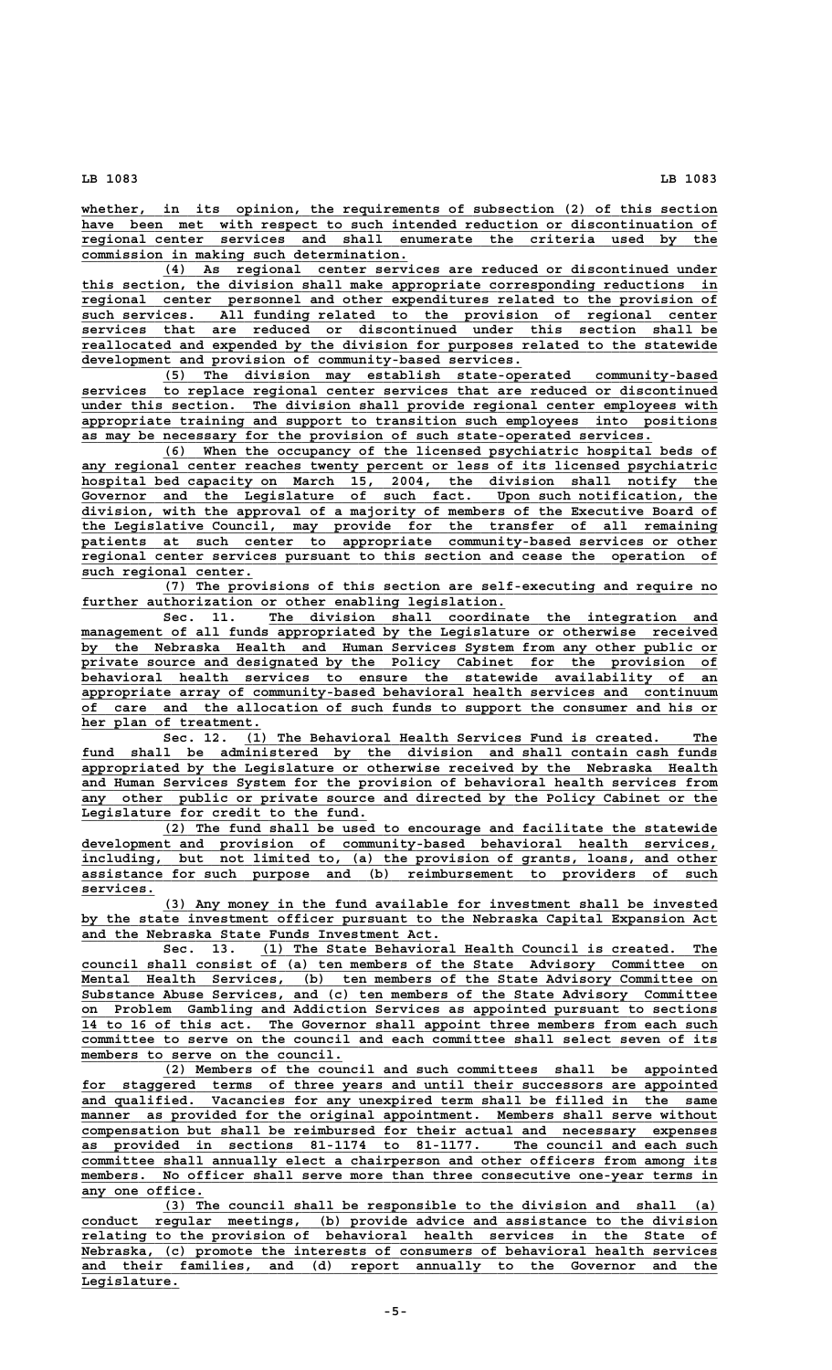whether, in its opinion, the requirements of subsection (2) of this section have been met with respect to such intended reduction or discontinuation of regional center services and shall enumerate the criteria used by the commission in making such determination.

(4) As regional center services are reduced or discontinued under this section, the division shall make appropriate corresponding reductions in regional center personnel and other expenditures related to the provision of such services. All funding related to the provision of regional center services that are reduced or discontinued under this section shall be reallocated and expended by the division for purposes related to the statewide development and provision of community-based services.

(5) The division may establish state-operated community-based services to replace regional center services that are reduced or discontinued under this section. The division shall provide regional center employees with appropriate training and support to transition such employees into positions as may be necessary for the provision of such state-operated services.

(6) When the occupancy of the licensed psychiatric hospital beds of any regional center reaches twenty percent or less of its licensed psychiatric hospital bed capacity on March 15, 2004, the division shall notify the Governor and the Legislature of such fact. Upon such notification, the division, with the approval of a majority of members of the Executive Board of the Legislative Council, may provide for the transfer of all remaining patients at such center to appropriate community-based services or other regional center services pursuant to this section and cease the operation of such regional center.

(7) The provisions of this section are self-executing and require no further authorization or other enabling legislation.

Sec. 11. The division shall coordinate the integration and management of all funds appropriated by the Legislature or otherwise received by the Nebraska Health and Human Services System from any other public or private source and designated by the Policy Cabinet for the provision of behavioral health services to ensure the statewide availability of an appropriate array of community-based behavioral health services and continuum of care and the allocation of such funds to support the consumer and his or her plan of treatment.

Sec. 12. (1) The Behavioral Health Services Fund is created. The fund shall be administered by the division and shall contain cash funds appropriated by the Legislature or otherwise received by the Nebraska Health and Human Services System for the provision of behavioral health services from any other public or private source and directed by the Policy Cabinet or the Legislature for credit to the fund.

(2) The fund shall be used to encourage and facilitate the statewide development and provision of community-based behavioral health services, including, but not limited to, (a) the provision of grants, loans, and other assistance for such purpose and (b) reimbursement to providers of such services.

(3) Any money in the fund available for investment shall be invested by the state investment officer pursuant to the Nebraska Capital Expansion Act and the Nebraska State Funds Investment Act.

Sec. 13. (1) The State Behavioral Health Council is created. The council shall consist of (a) ten members of the State Advisory Committee on Mental Health Services, (b) ten members of the State Advisory Committee on Substance Abuse Services, and (c) ten members of the State Advisory Committee on Problem Gambling and Addiction Services as appointed pursuant to sections 14 to 16 of this act. The Governor shall appoint three members from each such committee to serve on the council and each committee shall select seven of its members to serve on the council.

(2) Members of the council and such committees shall be appointed for staggered terms of three years and until their successors are appointed and qualified. Vacancies for any unexpired term shall be filled in the same manner as provided for the original appointment. Members shall serve without compensation but shall be reimbursed for their actual and necessary expenses as provided in sections 81-1174 to 81-1177. The council and each such committee shall annually elect a chairperson and other officers from among its members. No officer shall serve more than three consecutive one-year terms in any one office.

(3) The council shall be responsible to the division and shall (a) conduct regular meetings, (b) provide advice and assistance to the division relating to the provision of behavioral health services in the State of Nebraska, (c) promote the interests of consumers of behavioral health services and their families, and (d) report annually to the Governor and the Legislature.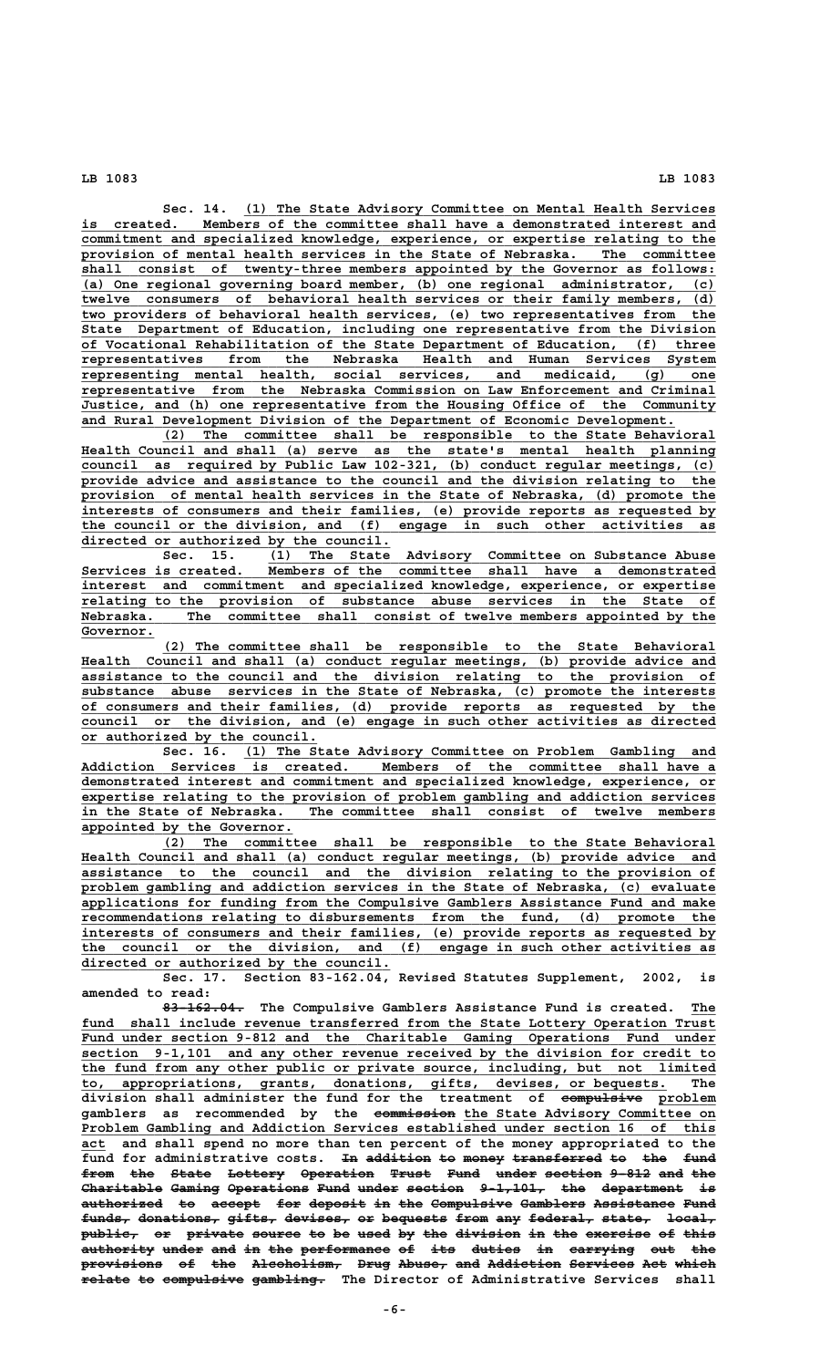Sec. 14. (1) The State Advisory Committee on Mental Health Services is created. Members of the committee shall have a demonstrated interest and commitment and specialized knowledge, experience, or expertise relating to the provision of mental health services in the State of Nebraska. The committee shall consist of twenty-three members appointed by the Governor as follows: (a) One regional governing board member, (b) one regional administrator, (c) twelve consumers of behavioral health services or their family members, (d) two providers of behavioral health services, (e) two representatives from the State Department of Education, including one representative from the Division of Vocational Rehabilitation of the State Department of Education, (f) three representatives from the Nebraska Health and Human Services System representing mental health, social services, and medicaid, (g) one representative from the Nebraska Commission on Law Enforcement and Criminal Justice, and (h) one representative from the Housing Office of the Community and Rural Development Division of the Department of Economic Development.

(2) The committee shall be responsible to the State Behavioral Health Council and shall (a) serve as the state's mental health planning council as required by Public Law 102-321, (b) conduct regular meetings, (c) provide advice and assistance to the council and the division relating to the provision of mental health services in the State of Nebraska, (d) promote the interests of consumers and their families, (e) provide reports as requested by the council or the division, and (f) engage in such other activities as directed or authorized by the council.

Sec. 15. (1) The State Advisory Committee on Substance Abuse Services is created. Members of the committee shall have a demonstrated interest and commitment and specialized knowledge, experience, or expertise relating to the provision of substance abuse services in the State of Nebraska. The committee shall consist of twelve members appointed by the Governor.

(2) The committee shall be responsible to the State Behavioral Health Council and shall (a) conduct regular meetings, (b) provide advice and assistance to the council and the division relating to the provision of substance abuse services in the State of Nebraska, (c) promote the interests of consumers and their families, (d) provide reports as requested by the council or the division, and (e) engage in such other activities as directed or authorized by the council.

Sec. 16. (1) The State Advisory Committee on Problem Gambling and Addiction Services is created. Members of the committee shall have a demonstrated interest and commitment and specialized knowledge, experience, or expertise relating to the provision of problem gambling and addiction services in the State of Nebraska. The committee shall consist of twelve members appointed by the Governor.

(2) The committee shall be responsible to the State Behavioral Health Council and shall (a) conduct regular meetings, (b) provide advice and assistance to the council and the division relating to the provision of problem gambling and addiction services in the State of Nebraska, (c) evaluate applications for funding from the Compulsive Gamblers Assistance Fund and make recommendations relating to disbursements from the fund, (d) promote the interests of consumers and their families, (e) provide reports as requested by the council or the division, and (f) engage in such other activities as directed or authorized by the council.

Sec. 17. Section 83-162.04, Revised Statutes Supplement, 2002, is amended to read:

~~83-162.04.~~ The Compulsive Gamblers Assistance Fund is created. The fund shall include revenue transferred from the State Lottery Operation Trust Fund under section 9-812 and the Charitable Gaming Operations Fund under section 9-1,101 and any other revenue received by the division for credit to the fund from any other public or private source, including, but not limited to, appropriations, grants, donations, gifts, devises, or bequests. The division shall administer the fund for the treatment of ~~compulsive~~ problem gamblers as recommended by the ~~commission~~ the State Advisory Committee on Problem Gambling and Addiction Services established under section 16 of this act and shall spend no more than ten percent of the money appropriated to the fund for administrative costs. ~~In addition to money transferred to the fund from the State Lottery Operation Trust Fund under section 9-812 and the Charitable Gaming Operations Fund under section 9-1,101, the department is authorized to accept for deposit in the Compulsive Gamblers Assistance Fund funds, donations, gifts, devises, or bequests from any federal, state, local, public, or private source to be used by the division in the exercise of this authority under and in the performance of its duties in carrying out the provisions of the Alcoholism, Drug Abuse, and Addiction Services Act which relate to compulsive gambling.~~ The Director of Administrative Services shall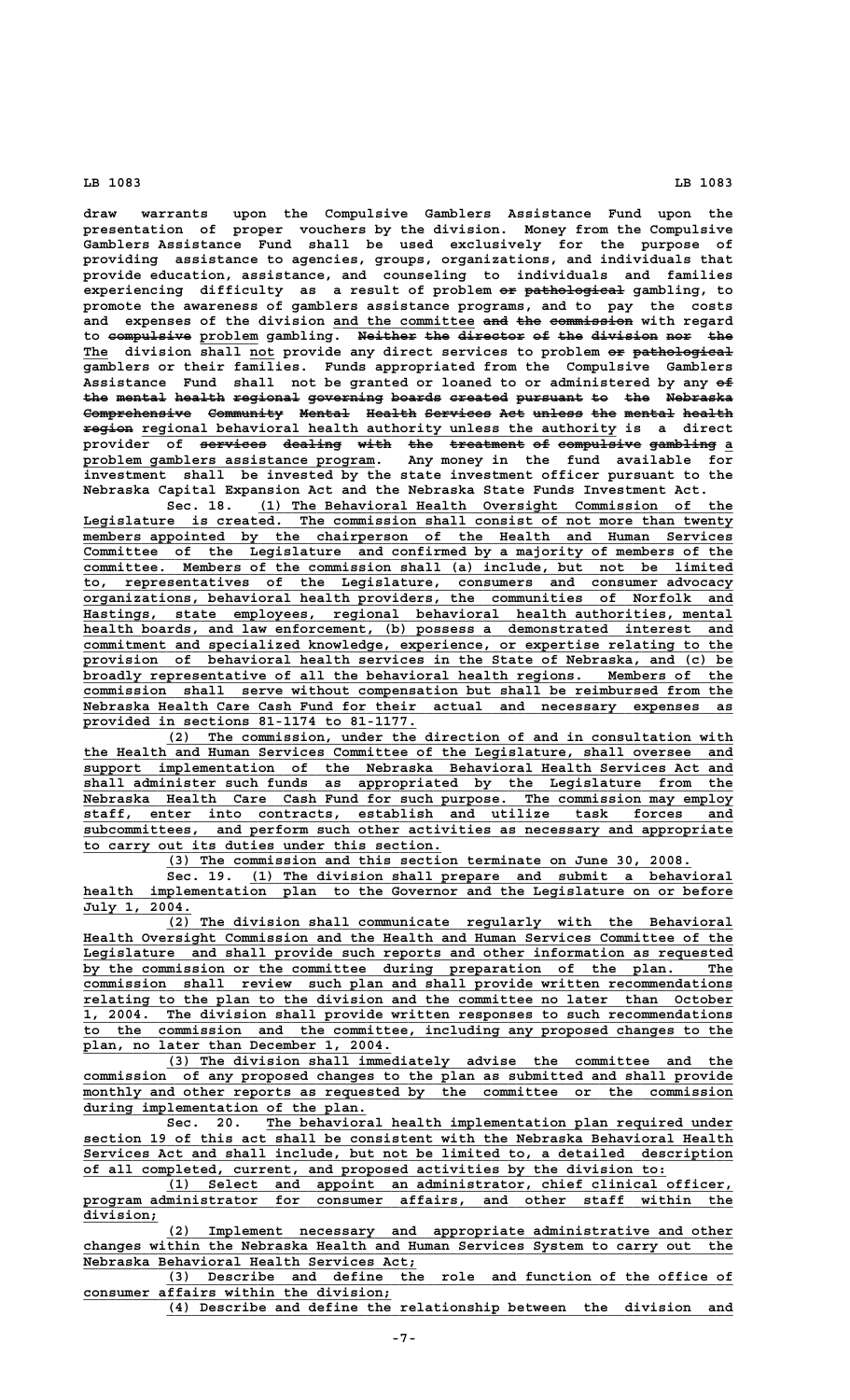draw warrants upon the Compulsive Gamblers Assistance Fund upon the presentation of proper vouchers by the division. Money from the Compulsive Gamblers Assistance Fund shall be used exclusively for the purpose of providing assistance to agencies, groups, organizations, and individuals that provide education, assistance, and counseling to individuals and families experiencing difficulty as a result of problem ~~or pathological~~ gambling, to promote the awareness of gamblers assistance programs, and to pay the costs and expenses of the division and the committee ~~and the commission~~ with regard to ~~compulsive~~ problem gambling. ~~Neither the director of the division nor the~~ The division shall not provide any direct services to problem ~~or pathological~~ gamblers or their families. Funds appropriated from the Compulsive Gamblers Assistance Fund shall not be granted or loaned to or administered by any ~~of the mental health regional governing boards created pursuant to the Nebraska Comprehensive Community Mental Health Services Act unless the mental health region~~ regional behavioral health authority unless the authority is a direct provider of ~~services dealing with the treatment of compulsive gambling~~ a problem gamblers assistance program. Any money in the fund available for investment shall be invested by the state investment officer pursuant to the Nebraska Capital Expansion Act and the Nebraska State Funds Investment Act.

Sec. 18. (1) The Behavioral Health Oversight Commission of the Legislature is created. The commission shall consist of not more than twenty members appointed by the chairperson of the Health and Human Services Committee of the Legislature and confirmed by a majority of members of the committee. Members of the commission shall (a) include, but not be limited to, representatives of the Legislature, consumers and consumer advocacy organizations, behavioral health providers, the communities of Norfolk and Hastings, state employees, regional behavioral health authorities, mental health boards, and law enforcement, (b) possess a demonstrated interest and commitment and specialized knowledge, experience, or expertise relating to the provision of behavioral health services in the State of Nebraska, and (c) be broadly representative of all the behavioral health regions. Members of the commission shall serve without compensation but shall be reimbursed from the Nebraska Health Care Cash Fund for their actual and necessary expenses as provided in sections 81-1174 to 81-1177.

(2) The commission, under the direction of and in consultation with the Health and Human Services Committee of the Legislature, shall oversee and support implementation of the Nebraska Behavioral Health Services Act and shall administer such funds as appropriated by the Legislature from the Nebraska Health Care Cash Fund for such purpose. The commission may employ staff, enter into contracts, establish and utilize task forces and subcommittees, and perform such other activities as necessary and appropriate to carry out its duties under this section.

(3) The commission and this section terminate on June 30, 2008.

Sec. 19. (1) The division shall prepare and submit a behavioral health implementation plan to the Governor and the Legislature on or before July 1, 2004.

(2) The division shall communicate regularly with the Behavioral Health Oversight Commission and the Health and Human Services Committee of the Legislature and shall provide such reports and other information as requested by the commission or the committee during preparation of the plan. The commission shall review such plan and shall provide written recommendations relating to the plan to the division and the committee no later than October 1, 2004. The division shall provide written responses to such recommendations to the commission and the committee, including any proposed changes to the plan, no later than December 1, 2004.

(3) The division shall immediately advise the committee and the commission of any proposed changes to the plan as submitted and shall provide monthly and other reports as requested by the committee or the commission during implementation of the plan.

Sec. 20. The behavioral health implementation plan required under section 19 of this act shall be consistent with the Nebraska Behavioral Health Services Act and shall include, but not be limited to, a detailed description of all completed, current, and proposed activities by the division to:

(1) Select and appoint an administrator, chief clinical officer, program administrator for consumer affairs, and other staff within the division;

(2) Implement necessary and appropriate administrative and other changes within the Nebraska Health and Human Services System to carry out the Nebraska Behavioral Health Services Act;

(3) Describe and define the role and function of the office of consumer affairs within the division;

(4) Describe and define the relationship between the division and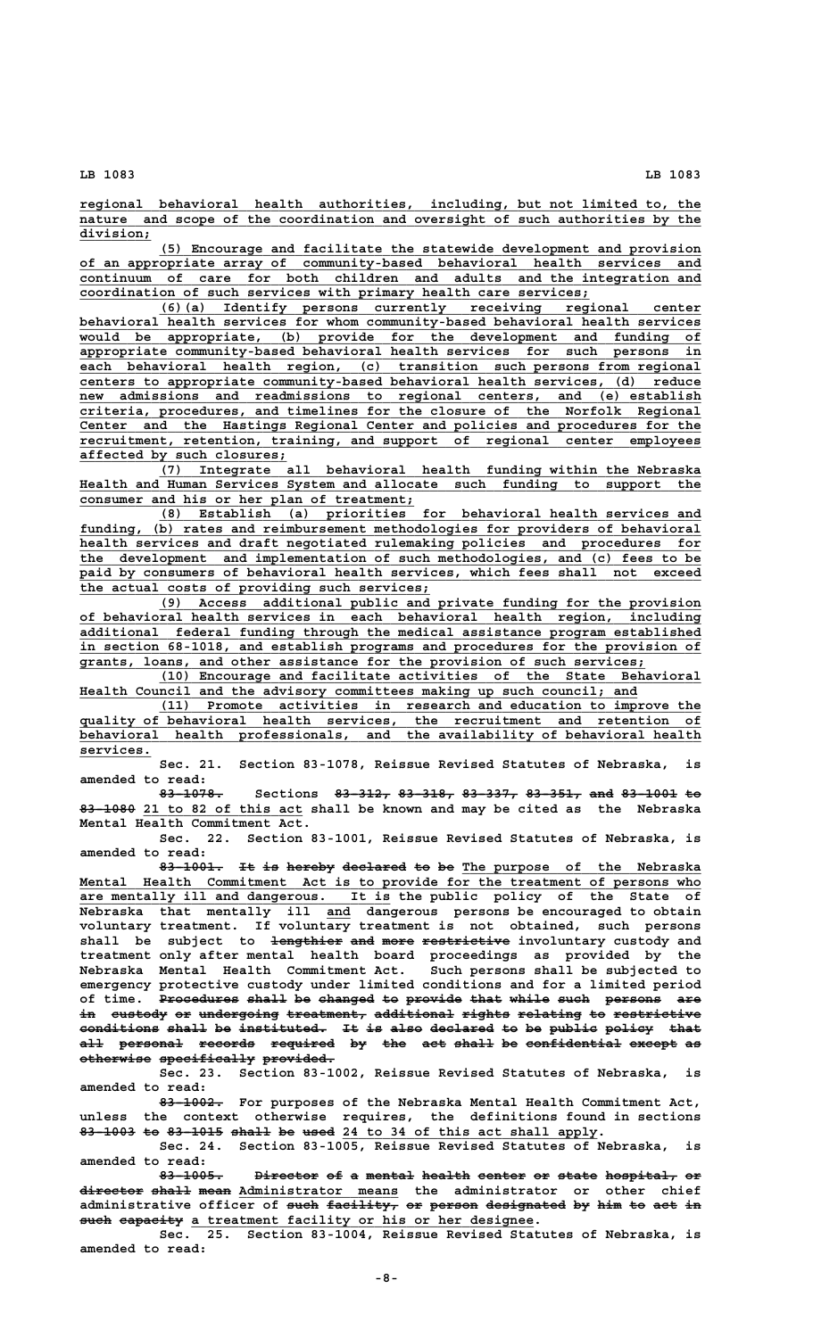regional behavioral health authorities, including, but not limited to, the nature and scope of the coordination and oversight of such authorities by the division;

(5) Encourage and facilitate the statewide development and provision of an appropriate array of community-based behavioral health services and continuum of care for both children and adults and the integration and coordination of such services with primary health care services;

(6)(a) Identify persons currently receiving regional center behavioral health services for whom community-based behavioral health services would be appropriate, (b) provide for the development and funding of appropriate community-based behavioral health services for such persons in each behavioral health region, (c) transition such persons from regional centers to appropriate community-based behavioral health services, (d) reduce new admissions and readmissions to regional centers, and (e) establish criteria, procedures, and timelines for the closure of the Norfolk Regional Center and the Hastings Regional Center and policies and procedures for the recruitment, retention, training, and support of regional center employees affected by such closures;

(7) Integrate all behavioral health funding within the Nebraska Health and Human Services System and allocate such funding to support the consumer and his or her plan of treatment;

(8) Establish (a) priorities for behavioral health services and funding, (b) rates and reimbursement methodologies for providers of behavioral health services and draft negotiated rulemaking policies and procedures for the development and implementation of such methodologies, and (c) fees to be paid by consumers of behavioral health services, which fees shall not exceed the actual costs of providing such services;

(9) Access additional public and private funding for the provision of behavioral health services in each behavioral health region, including additional federal funding through the medical assistance program established in section 68-1018, and establish programs and procedures for the provision of grants, loans, and other assistance for the provision of such services;

(10) Encourage and facilitate activities of the State Behavioral Health Council and the advisory committees making up such council; and

(11) Promote activities in research and education to improve the quality of behavioral health services, the recruitment and retention of behavioral health professionals, and the availability of behavioral health services.

Sec. 21. Section 83-1078, Reissue Revised Statutes of Nebraska, is amended to read:

~~83-1078.~~ Sections ~~83-312, 83-318, 83-337, 83-351, and 83-1001 to 83-1080~~ 21 to 82 of this act shall be known and may be cited as the Nebraska Mental Health Commitment Act.

Sec. 22. Section 83-1001, Reissue Revised Statutes of Nebraska, is amended to read:

~~83-1001. It is hereby declared to be~~ The purpose of the Nebraska Mental Health Commitment Act is to provide for the treatment of persons who are mentally ill and dangerous. It is the public policy of the State of Nebraska that mentally ill and dangerous persons be encouraged to obtain voluntary treatment. If voluntary treatment is not obtained, such persons shall be subject to ~~lengthier and more restrictive~~ involuntary custody and treatment only after mental health board proceedings as provided by the Nebraska Mental Health Commitment Act. Such persons shall be subjected to emergency protective custody under limited conditions and for a limited period of time. ~~Procedures shall be changed to provide that while such persons are in custody or undergoing treatment, additional rights relating to restrictive conditions shall be instituted. It is also declared to be public policy that all personal records required by the act shall be confidential except as otherwise specifically provided.~~

Sec. 23. Section 83-1002, Reissue Revised Statutes of Nebraska, is amended to read:

~~83-1002.~~ For purposes of the Nebraska Mental Health Commitment Act, unless the context otherwise requires, the definitions found in sections ~~83-1003 to 83-1015 shall be used~~ 24 to 34 of this act shall apply.

Sec. 24. Section 83-1005, Reissue Revised Statutes of Nebraska, is amended to read:

~~83-1005. Director of a mental health center or state hospital, or director shall mean~~ Administrator means the administrator or other chief administrative officer of ~~such facility, or person designated by him to act in such capacity~~ a treatment facility or his or her designee.

Sec. 25. Section 83-1004, Reissue Revised Statutes of Nebraska, is amended to read: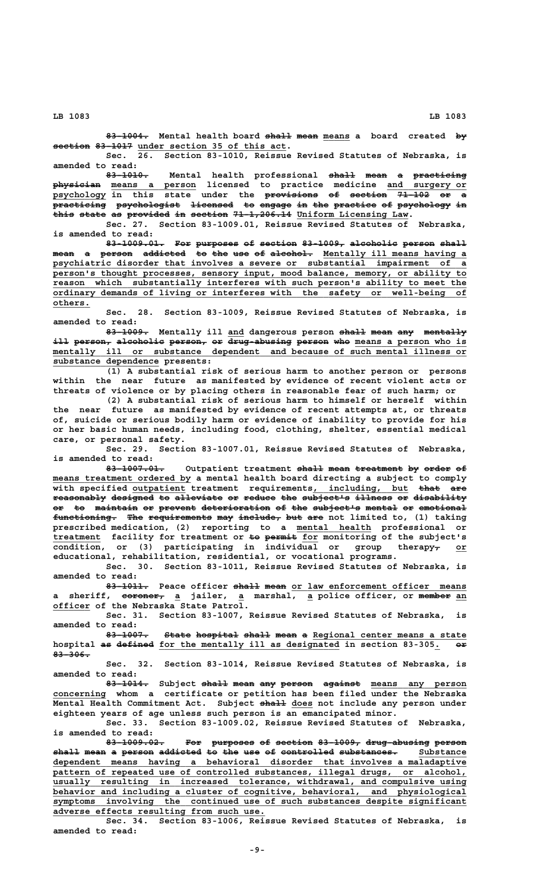83-1004. Mental health board shall mean means a board created by section 83-1017 under section 35 of this act.

Sec. 26. Section 83-1010, Reissue Revised Statutes of Nebraska, is amended to read:

83-1010. Mental health professional shall mean a practicing physician means a person licensed to practice medicine and surgery or psychology in this state under the provisions of section 71-102 or a practicing psychologist licensed to engage in the practice of psychology in this state as provided in section 71-1,206.14 Uniform Licensing Law.

Sec. 27. Section 83-1009.01, Reissue Revised Statutes of Nebraska, is amended to read:

83-1009.01. For purposes of section 83-1009, alcoholic person shall mean a person addicted to the use of alcohol. Mentally ill means having a psychiatric disorder that involves a severe or substantial impairment of a person's thought processes, sensory input, mood balance, memory, or ability to reason which substantially interferes with such person's ability to meet the ordinary demands of living or interferes with the safety or well-being of others.

Sec. 28. Section 83-1009, Reissue Revised Statutes of Nebraska, is amended to read:

83-1009. Mentally ill and dangerous person shall mean any mentally ill person, alcoholic person, or drug-abusing person who means a person who is mentally ill or substance dependent and because of such mental illness or substance dependence presents:

(1) A substantial risk of serious harm to another person or persons within the near future as manifested by evidence of recent violent acts or threats of violence or by placing others in reasonable fear of such harm; or

(2) A substantial risk of serious harm to himself or herself within the near future as manifested by evidence of recent attempts at, or threats of, suicide or serious bodily harm or evidence of inability to provide for his or her basic human needs, including food, clothing, shelter, essential medical care, or personal safety.

Sec. 29. Section 83-1007.01, Reissue Revised Statutes of Nebraska, is amended to read:

83-1007.01. Outpatient treatment shall mean treatment by order of means treatment ordered by a mental health board directing a subject to comply with specified outpatient treatment requirements, including, but that are reasonably designed to alleviate or reduce the subject's illness or disability or to maintain or prevent deterioration of the subject's mental or emotional functioning. The requirements may include, but are not limited to, (1) taking prescribed medication, (2) reporting to a mental health professional or treatment facility for treatment or to permit for monitoring of the subject's condition, or (3) participating in individual or group therapy, or educational, rehabilitation, residential, or vocational programs.

Sec. 30. Section 83-1011, Reissue Revised Statutes of Nebraska, is amended to read:

83-1011. Peace officer shall mean or law enforcement officer means a sheriff, coroner, a jailer, a marshal, a police officer, or member an officer of the Nebraska State Patrol.

Sec. 31. Section 83-1007, Reissue Revised Statutes of Nebraska, is amended to read:

83-1007. State hospital shall mean a Regional center means a state hospital as defined for the mentally ill as designated in section 83-305. or 83-306.

Sec. 32. Section 83-1014, Reissue Revised Statutes of Nebraska, is amended to read:

83-1014. Subject shall mean any person against means any person concerning whom a certificate or petition has been filed under the Nebraska Mental Health Commitment Act. Subject shall does not include any person under eighteen years of age unless such person is an emancipated minor.

Sec. 33. Section 83-1009.02, Reissue Revised Statutes of Nebraska, is amended to read:

83-1009.02. For purposes of section 83-1009, drug-abusing person shall mean a person addicted to the use of controlled substances. Substance dependent means having a behavioral disorder that involves a maladaptive pattern of repeated use of controlled substances, illegal drugs, or alcohol, usually resulting in increased tolerance, withdrawal, and compulsive using behavior and including a cluster of cognitive, behavioral, and physiological symptoms involving the continued use of such substances despite significant adverse effects resulting from such use.

Sec. 34. Section 83-1006, Reissue Revised Statutes of Nebraska, is amended to read: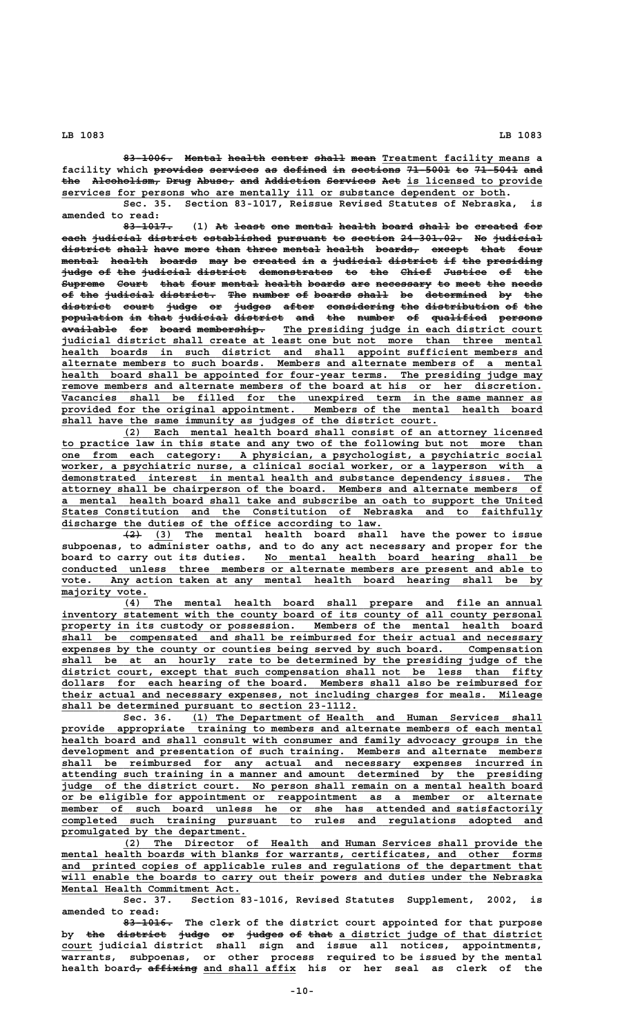83-1006. Mental health center shall mean Treatment facility means a facility which provides services as defined in sections 71-5001 to 71-5041 and the Alcoholism, Drug Abuse, and Addiction Services Act is licensed to provide services for persons who are mentally ill or substance dependent or both.

Sec. 35. Section 83-1017, Reissue Revised Statutes of Nebraska, is amended to read:

83-1017. (1) At least one mental health board shall be created for each judicial district established pursuant to section 24-301.02. No judicial district shall have more than three mental health boards, except that four mental health boards may be created in a judicial district if the presiding judge of the judicial district demonstrates to the Chief Justice of the Supreme Court that four mental health boards are necessary to meet the needs of the judicial district. The number of boards shall be determined by the district court judge or judges after considering the distribution of the population in that judicial district and the number of qualified persons available for board membership. The presiding judge in each district court judicial district shall create at least one but not more than three mental health boards in such district and shall appoint sufficient members and alternate members to such boards. Members and alternate members of a mental health board shall be appointed for four-year terms. The presiding judge may remove members and alternate members of the board at his or her discretion. Vacancies shall be filled for the unexpired term in the same manner as provided for the original appointment. Members of the mental health board shall have the same immunity as judges of the district court.

(2) Each mental health board shall consist of an attorney licensed to practice law in this state and any two of the following but not more than one from each category: A physician, a psychologist, a psychiatric social worker, a psychiatric nurse, a clinical social worker, or a layperson with a demonstrated interest in mental health and substance dependency issues. The attorney shall be chairperson of the board. Members and alternate members of a mental health board shall take and subscribe an oath to support the United States Constitution and the Constitution of Nebraska and to faithfully discharge the duties of the office according to law.

(2) (3) The mental health board shall have the power to issue subpoenas, to administer oaths, and to do any act necessary and proper for the board to carry out its duties. No mental health board hearing shall be conducted unless three members or alternate members are present and able to vote. Any action taken at any mental health board hearing shall be by majority vote.

(4) The mental health board shall prepare and file an annual inventory statement with the county board of its county of all county personal property in its custody or possession. Members of the mental health board shall be compensated and shall be reimbursed for their actual and necessary expenses by the county or counties being served by such board. Compensation shall be at an hourly rate to be determined by the presiding judge of the district court, except that such compensation shall not be less than fifty dollars for each hearing of the board. Members shall also be reimbursed for their actual and necessary expenses, not including charges for meals. Mileage shall be determined pursuant to section 23-1112.

Sec. 36. (1) The Department of Health and Human Services shall provide appropriate training to members and alternate members of each mental health board and shall consult with consumer and family advocacy groups in the development and presentation of such training. Members and alternate members shall be reimbursed for any actual and necessary expenses incurred in attending such training in a manner and amount determined by the presiding judge of the district court. No person shall remain on a mental health board or be eligible for appointment or reappointment as a member or alternate member of such board unless he or she has attended and satisfactorily completed such training pursuant to rules and regulations adopted and promulgated by the department.

(2) The Director of Health and Human Services shall provide the mental health boards with blanks for warrants, certificates, and other forms and printed copies of applicable rules and regulations of the department that will enable the boards to carry out their powers and duties under the Nebraska Mental Health Commitment Act.

Sec. 37. Section 83-1016, Revised Statutes Supplement, 2002, is amended to read:

83-1016. The clerk of the district court appointed for that purpose by the district judge or judges of that a district judge of that district court judicial district shall sign and issue all notices, appointments, warrants, subpoenas, or other process required to be issued by the mental health board, affixing and shall affix his or her seal as clerk of the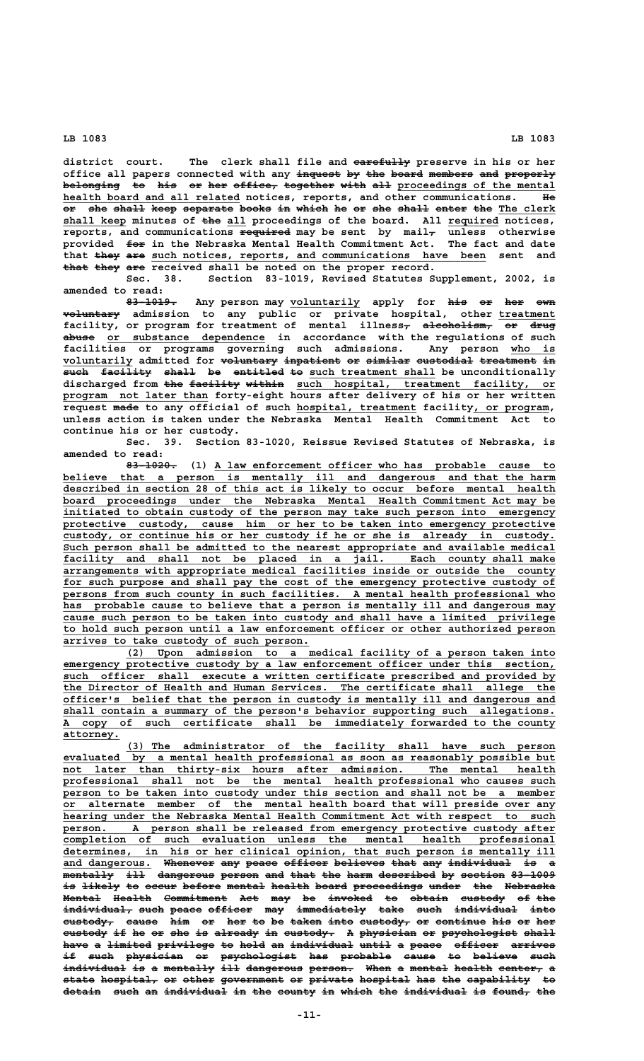district court. The clerk shall file and carefully preserve in his or her office all papers connected with any inquest by the board members and properly belonging to his or her office, together with all proceedings of the mental health board and all related notices, reports, and other communications. He or she shall keep separate books in which he or she shall enter the The clerk shall keep minutes of the all proceedings of the board. All required notices, reports, and communications required may be sent by mail, unless otherwise provided for in the Nebraska Mental Health Commitment Act. The fact and date that they are such notices, reports, and communications have been sent and that they are received shall be noted on the proper record.

Sec. 38. Section 83-1019, Revised Statutes Supplement, 2002, is amended to read:

83-1019. Any person may voluntarily apply for his or her own voluntary admission to any public or private hospital, other treatment facility, or program for treatment of mental illness, alcoholism, or drug abuse or substance dependence in accordance with the regulations of such facilities or programs governing such admissions. Any person who is voluntarily admitted for voluntary inpatient or similar custodial treatment in such facility shall be entitled to such treatment shall be unconditionally discharged from the facility within such hospital, treatment facility, or program not later than forty-eight hours after delivery of his or her written request made to any official of such hospital, treatment facility, or program, unless action is taken under the Nebraska Mental Health Commitment Act to continue his or her custody.

Sec. 39. Section 83-1020, Reissue Revised Statutes of Nebraska, is amended to read:

83-1020. (1) A law enforcement officer who has probable cause to believe that a person is mentally ill and dangerous and that the harm described in section 28 of this act is likely to occur before mental health board proceedings under the Nebraska Mental Health Commitment Act may be initiated to obtain custody of the person may take such person into emergency protective custody, cause him or her to be taken into emergency protective custody, or continue his or her custody if he or she is already in custody. Such person shall be admitted to the nearest appropriate and available medical facility and shall not be placed in a jail. Each county shall make arrangements with appropriate medical facilities inside or outside the county for such purpose and shall pay the cost of the emergency protective custody of persons from such county in such facilities. A mental health professional who has probable cause to believe that a person is mentally ill and dangerous may cause such person to be taken into custody and shall have a limited privilege to hold such person until a law enforcement officer or other authorized person arrives to take custody of such person.

(2) Upon admission to a medical facility of a person taken into emergency protective custody by a law enforcement officer under this section, such officer shall execute a written certificate prescribed and provided by the Director of Health and Human Services. The certificate shall allege the officer's belief that the person in custody is mentally ill and dangerous and shall contain a summary of the person's behavior supporting such allegations. A copy of such certificate shall be immediately forwarded to the county attorney.

(3) The administrator of the facility shall have such person evaluated by a mental health professional as soon as reasonably possible but not later than thirty-six hours after admission. The mental health professional shall not be the mental health professional who causes such person to be taken into custody under this section and shall not be a member or alternate member of the mental health board that will preside over any hearing under the Nebraska Mental Health Commitment Act with respect to such person. A person shall be released from emergency protective custody after completion of such evaluation unless the mental health professional determines, in his or her clinical opinion, that such person is mentally ill and dangerous. Whenever any peace officer believes that any individual is a mentally ill dangerous person and that the harm described by section 83-1009 is likely to occur before mental health board proceedings under the Nebraska Mental Health Commitment Act may be invoked to obtain custody of the individual, such peace officer may immediately take such individual into custody, cause him or her to be taken into custody, or continue his or her custody if he or she is already in custody. A physician or psychologist shall have a limited privilege to hold an individual until a peace officer arrives if such physician or psychologist has probable cause to believe such individual is a mentally ill dangerous person. When a mental health center, a state hospital, or other government or private hospital has the capability to detain such an individual in the county in which the individual is found, the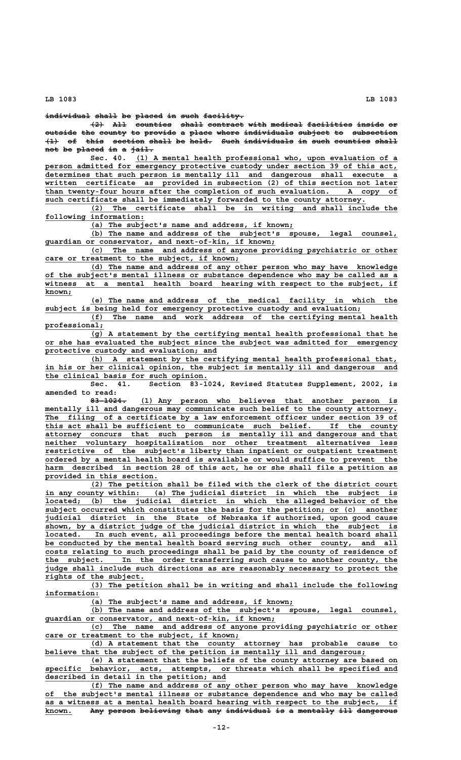~~individual shall be placed in such facility.~~

~~(2) All counties shall contract with medical facilities inside or outside the county to provide a place where individuals subject to subsection (1) of this section shall be held. Such individuals in such counties shall not be placed in a jail.~~

Sec. 40. (1) A mental health professional who, upon evaluation of a person admitted for emergency protective custody under section 39 of this act, determines that such person is mentally ill and dangerous shall execute a written certificate as provided in subsection (2) of this section not later than twenty-four hours after the completion of such evaluation. A copy of such certificate shall be immediately forwarded to the county attorney.

(2) The certificate shall be in writing and shall include the following information:

(a) The subject's name and address, if known;

(b) The name and address of the subject's spouse, legal counsel, guardian or conservator, and next-of-kin, if known;

(c) The name and address of anyone providing psychiatric or other care or treatment to the subject, if known;

(d) The name and address of any other person who may have knowledge of the subject's mental illness or substance dependence who may be called as a witness at a mental health board hearing with respect to the subject, if known;

(e) The name and address of the medical facility in which the subject is being held for emergency protective custody and evaluation;

(f) The name and work address of the certifying mental health professional;

(g) A statement by the certifying mental health professional that he or she has evaluated the subject since the subject was admitted for emergency protective custody and evaluation; and

(h) A statement by the certifying mental health professional that, in his or her clinical opinion, the subject is mentally ill and dangerous and the clinical basis for such opinion.

Sec. 41. Section 83-1024, Revised Statutes Supplement, 2002, is amended to read:

~~83-1024.~~ (1) Any person who believes that another person is mentally ill and dangerous may communicate such belief to the county attorney. The filing of a certificate by a law enforcement officer under section 39 of this act shall be sufficient to communicate such belief. If the county attorney concurs that such person is mentally ill and dangerous and that neither voluntary hospitalization nor other treatment alternatives less restrictive of the subject's liberty than inpatient or outpatient treatment ordered by a mental health board is available or would suffice to prevent the harm described in section 28 of this act, he or she shall file a petition as provided in this section.

(2) The petition shall be filed with the clerk of the district court in any county within: (a) The judicial district in which the subject is located; (b) the judicial district in which the alleged behavior of the subject occurred which constitutes the basis for the petition; or (c) another judicial district in the State of Nebraska if authorized, upon good cause shown, by a district judge of the judicial district in which the subject is located. In such event, all proceedings before the mental health board shall be conducted by the mental health board serving such other county, and all costs relating to such proceedings shall be paid by the county of residence of the subject. In the order transferring such cause to another county, the judge shall include such directions as are reasonably necessary to protect the rights of the subject.

(3) The petition shall be in writing and shall include the following information:

(a) The subject's name and address, if known;

(b) The name and address of the subject's spouse, legal counsel, guardian or conservator, and next-of-kin, if known;

(c) The name and address of anyone providing psychiatric or other care or treatment to the subject, if known;

(d) A statement that the county attorney has probable cause to believe that the subject of the petition is mentally ill and dangerous;

(e) A statement that the beliefs of the county attorney are based on specific behavior, acts, attempts, or threats which shall be specified and described in detail in the petition; and

(f) The name and address of any other person who may have knowledge of the subject's mental illness or substance dependence and who may be called as a witness at a mental health board hearing with respect to the subject, if known. ~~Any person believing that any individual is a mentally ill dangerous~~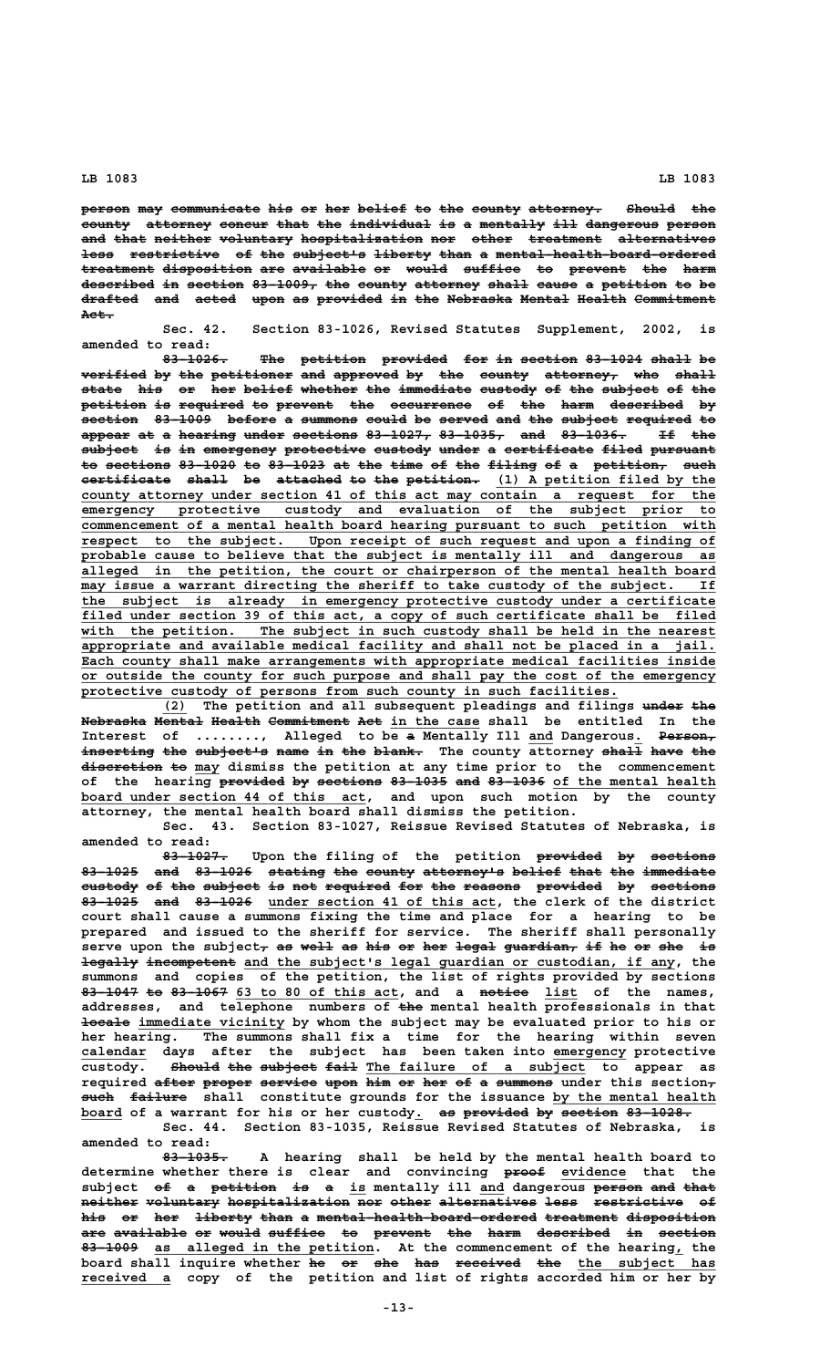person may communicate his or her belief to the county attorney. Should the county attorney concur that the individual is a mentally ill dangerous person and that neither voluntary hospitalization nor other treatment alternatives less restrictive of the subject's liberty than a mental-health-board-ordered treatment disposition are available or would suffice to prevent the harm described in section 83-1009, the county attorney shall cause a petition to be drafted and acted upon as provided in the Nebraska Mental Health Commitment Act.

Sec. 42. Section 83-1026, Revised Statutes Supplement, 2002, is amended to read:

83-1026. The petition provided for in section 83-1024 shall be verified by the petitioner and approved by the county attorney, who shall state his or her belief whether the immediate custody of the subject of the petition is required to prevent the occurrence of the harm described by section 83-1009 before a summons could be served and the subject required to appear at a hearing under sections 83-1027, 83-1035, and 83-1036. If the subject is in emergency protective custody under a certificate filed pursuant to sections 83-1020 to 83-1023 at the time of the filing of a petition, such certificate shall be attached to the petition. (1) A petition filed by the county attorney under section 41 of this act may contain a request for the emergency protective custody and evaluation of the subject prior to commencement of a mental health board hearing pursuant to such petition with respect to the subject. Upon receipt of such request and upon a finding of probable cause to believe that the subject is mentally ill and dangerous as alleged in the petition, the court or chairperson of the mental health board may issue a warrant directing the sheriff to take custody of the subject. If the subject is already in emergency protective custody under a certificate filed under section 39 of this act, a copy of such certificate shall be filed with the petition. The subject in such custody shall be held in the nearest appropriate and available medical facility and shall not be placed in a jail. Each county shall make arrangements with appropriate medical facilities inside or outside the county for such purpose and shall pay the cost of the emergency protective custody of persons from such county in such facilities.

(2) The petition and all subsequent pleadings and filings under the Nebraska Mental Health Commitment Act in the case shall be entitled In the Interest of ........, Alleged to be a Mentally Ill and Dangerous. Person, inserting the subject's name in the blank. The county attorney shall have the discretion to may dismiss the petition at any time prior to the commencement of the hearing provided by sections 83-1035 and 83-1036 of the mental health board under section 44 of this act, and upon such motion by the county attorney, the mental health board shall dismiss the petition.

Sec. 43. Section 83-1027, Reissue Revised Statutes of Nebraska, is amended to read:

83-1027. Upon the filing of the petition provided by sections 83-1025 and 83-1026 stating the county attorney's belief that the immediate custody of the subject is not required for the reasons provided by sections 83-1025 and 83-1026 under section 41 of this act, the clerk of the district court shall cause a summons fixing the time and place for a hearing to be prepared and issued to the sheriff for service. The sheriff shall personally serve upon the subject, as well as his or her legal guardian, if he or she is legally incompetent and the subject's legal guardian or custodian, if any, the summons and copies of the petition, the list of rights provided by sections 83-1047 to 83-1067 63 to 80 of this act, and a notice list of the names, addresses, and telephone numbers of the mental health professionals in that locale immediate vicinity by whom the subject may be evaluated prior to his or her hearing. The summons shall fix a time for the hearing within seven calendar days after the subject has been taken into emergency protective custody. Should the subject fail The failure of a subject to appear as required after proper service upon him or her of a summons under this section, such failure shall constitute grounds for the issuance by the mental health board of a warrant for his or her custody. as provided by section 83-1028.

Sec. 44. Section 83-1035, Reissue Revised Statutes of Nebraska, is amended to read:

83-1035. A hearing shall be held by the mental health board to determine whether there is clear and convincing proof evidence that the subject of a petition is a is mentally ill and dangerous person and that neither voluntary hospitalization nor other alternatives less restrictive of his or her liberty than a mental-health-board-ordered treatment disposition are available or would suffice to prevent the harm described in section 83-1009 as alleged in the petition. At the commencement of the hearing, the board shall inquire whether he or she has received the the subject has received a copy of the petition and list of rights accorded him or her by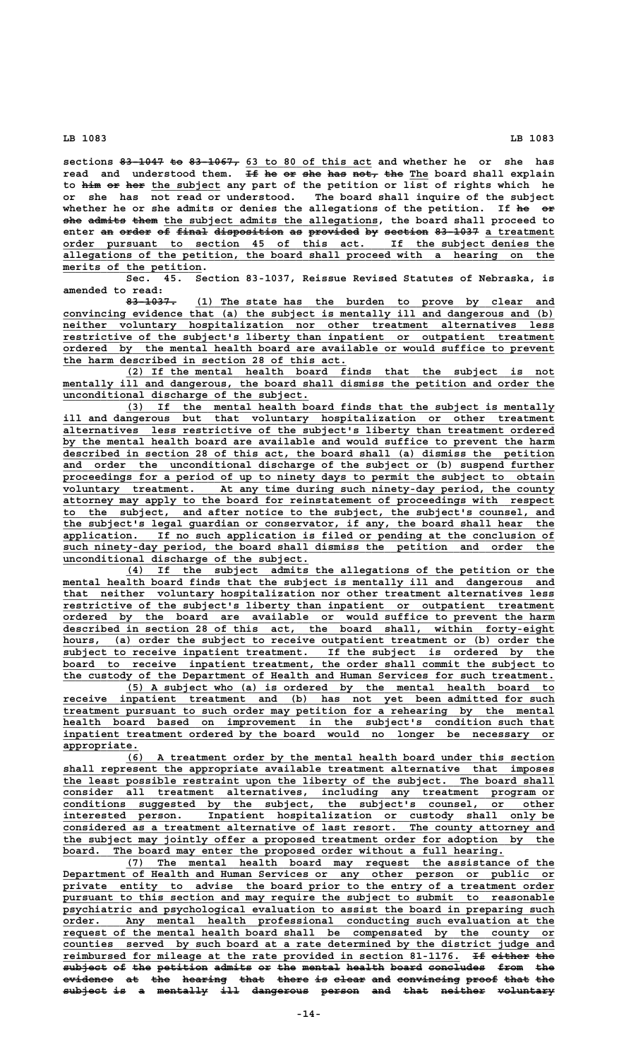sections ~~83-1047 to 83-1067,~~ 63 to 80 of this act and whether he or she has read and understood them. ~~If he or she has not, the~~ The board shall explain to ~~him or her~~ the subject any part of the petition or list of rights which he or she has not read or understood. The board shall inquire of the subject whether he or she admits or denies the allegations of the petition. If ~~he or she admits them~~ the subject admits the allegations, the board shall proceed to enter ~~an order of final disposition as provided by section 83-1037~~ a treatment order pursuant to section 45 of this act. If the subject denies the allegations of the petition, the board shall proceed with a hearing on the merits of the petition.

Sec. 45. Section 83-1037, Reissue Revised Statutes of Nebraska, is amended to read:

~~83-1037.~~ (1) The state has the burden to prove by clear and convincing evidence that (a) the subject is mentally ill and dangerous and (b) neither voluntary hospitalization nor other treatment alternatives less restrictive of the subject's liberty than inpatient or outpatient treatment ordered by the mental health board are available or would suffice to prevent the harm described in section 28 of this act.

(2) If the mental health board finds that the subject is not mentally ill and dangerous, the board shall dismiss the petition and order the unconditional discharge of the subject.

(3) If the mental health board finds that the subject is mentally ill and dangerous but that voluntary hospitalization or other treatment alternatives less restrictive of the subject's liberty than treatment ordered by the mental health board are available and would suffice to prevent the harm described in section 28 of this act, the board shall (a) dismiss the petition and order the unconditional discharge of the subject or (b) suspend further proceedings for a period of up to ninety days to permit the subject to obtain voluntary treatment. At any time during such ninety-day period, the county attorney may apply to the board for reinstatement of proceedings with respect to the subject, and after notice to the subject, the subject's counsel, and the subject's legal guardian or conservator, if any, the board shall hear the application. If no such application is filed or pending at the conclusion of such ninety-day period, the board shall dismiss the petition and order the unconditional discharge of the subject.

(4) If the subject admits the allegations of the petition or the mental health board finds that the subject is mentally ill and dangerous and that neither voluntary hospitalization nor other treatment alternatives less restrictive of the subject's liberty than inpatient or outpatient treatment ordered by the board are available or would suffice to prevent the harm described in section 28 of this act, the board shall, within forty-eight hours, (a) order the subject to receive outpatient treatment or (b) order the subject to receive inpatient treatment. If the subject is ordered by the board to receive inpatient treatment, the order shall commit the subject to the custody of the Department of Health and Human Services for such treatment.

(5) A subject who (a) is ordered by the mental health board to receive inpatient treatment and (b) has not yet been admitted for such treatment pursuant to such order may petition for a rehearing by the mental health board based on improvement in the subject's condition such that inpatient treatment ordered by the board would no longer be necessary or appropriate.

(6) A treatment order by the mental health board under this section shall represent the appropriate available treatment alternative that imposes the least possible restraint upon the liberty of the subject. The board shall consider all treatment alternatives, including any treatment program or conditions suggested by the subject, the subject's counsel, or other interested person. Inpatient hospitalization or custody shall only be considered as a treatment alternative of last resort. The county attorney and the subject may jointly offer a proposed treatment order for adoption by the board. The board may enter the proposed order without a full hearing.

(7) The mental health board may request the assistance of the Department of Health and Human Services or any other person or public or private entity to advise the board prior to the entry of a treatment order pursuant to this section and may require the subject to submit to reasonable psychiatric and psychological evaluation to assist the board in preparing such order. Any mental health professional conducting such evaluation at the request of the mental health board shall be compensated by the county or counties served by such board at a rate determined by the district judge and reimbursed for mileage at the rate provided in section 81-1176. ~~If either the subject of the petition admits or the mental health board concludes from the evidence at the hearing that there is clear and convincing proof that the subject is a mentally ill dangerous person and that neither voluntary~~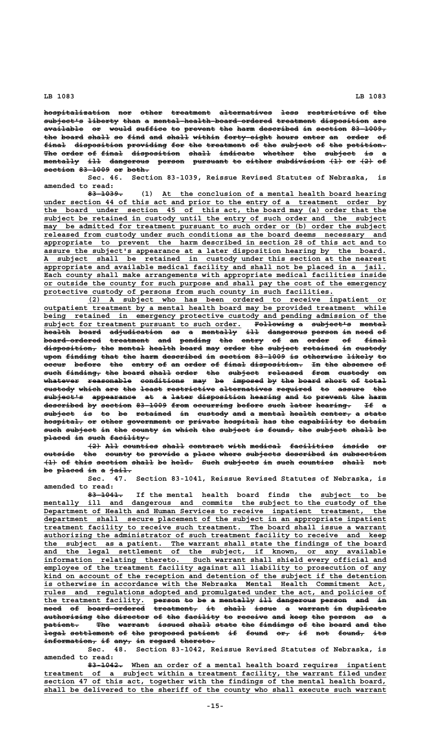~~hospitalization nor other treatment alternatives less restrictive of the subject's liberty than a mental-health-board-ordered treatment disposition are available or would suffice to prevent the harm described in section 83-1009, the board shall so find and shall within forty-eight hours enter an order of final disposition providing for the treatment of the subject of the petition. The order of final disposition shall indicate whether the subject is a mentally ill dangerous person pursuant to either subdivision (1) or (2) of section 83-1009 or both.~~

Sec. 46. Section 83-1039, Reissue Revised Statutes of Nebraska, is amended to read:

~~83-1039.~~ (1) At the conclusion of a mental health board hearing under section 44 of this act and prior to the entry of a treatment order by the board under section 45 of this act, the board may (a) order that the subject be retained in custody until the entry of such order and the subject may be admitted for treatment pursuant to such order or (b) order the subject released from custody under such conditions as the board deems necessary and appropriate to prevent the harm described in section 28 of this act and to assure the subject's appearance at a later disposition hearing by the board. A subject shall be retained in custody under this section at the nearest appropriate and available medical facility and shall not be placed in a jail. Each county shall make arrangements with appropriate medical facilities inside or outside the county for such purpose and shall pay the cost of the emergency protective custody of persons from such county in such facilities.

(2) A subject who has been ordered to receive inpatient or outpatient treatment by a mental health board may be provided treatment while being retained in emergency protective custody and pending admission of the subject for treatment pursuant to such order. ~~Following a subject's mental health board adjudication as a mentally ill dangerous person in need of board-ordered treatment and pending the entry of an order of final disposition, the mental health board may order the subject retained in custody upon finding that the harm described in section 83-1009 is otherwise likely to occur before the entry of an order of final disposition. In the absence of such finding, the board shall order the subject released from custody on whatever reasonable conditions may be imposed by the board short of total custody which are the least restrictive alternatives required to assure the subject's appearance at a later disposition hearing and to prevent the harm described by section 83-1009 from occurring before such later hearing. If a subject is to be retained in custody and a mental health center, a state hospital, or other government or private hospital has the capability to detain such subject in the county in which the subject is found, the subject shall be placed in such facility.~~

~~(2) All counties shall contract with medical facilities inside or outside the county to provide a place where subjects described in subsection (1) of this section shall be held. Such subjects in such counties shall not be placed in a jail.~~

Sec. 47. Section 83-1041, Reissue Revised Statutes of Nebraska, is amended to read:

~~83-1041.~~ If the mental health board finds the subject to be mentally ill and dangerous and commits the subject to the custody of the Department of Health and Human Services to receive inpatient treatment, the department shall secure placement of the subject in an appropriate inpatient treatment facility to receive such treatment. The board shall issue a warrant authorizing the administrator of such treatment facility to receive and keep the subject as a patient. The warrant shall state the findings of the board and the legal settlement of the subject, if known, or any available information relating thereto. Such warrant shall shield every official and employee of the treatment facility against all liability to prosecution of any kind on account of the reception and detention of the subject if the detention is otherwise in accordance with the Nebraska Mental Health Commitment Act, rules and regulations adopted and promulgated under the act, and policies of the treatment facility. ~~person to be a mentally ill dangerous person and in need of board-ordered treatment, it shall issue a warrant in duplicate authorizing the director of the facility to receive and keep the person as a patient. The warrant issued shall state the findings of the board and the legal settlement of the proposed patient if found or, if not found, its information, if any, in regard thereto.~~

Sec. 48. Section 83-1042, Reissue Revised Statutes of Nebraska, is amended to read:

~~83-1042.~~ When an order of a mental health board requires inpatient treatment of a subject within a treatment facility, the warrant filed under section 47 of this act, together with the findings of the mental health board, shall be delivered to the sheriff of the county who shall execute such warrant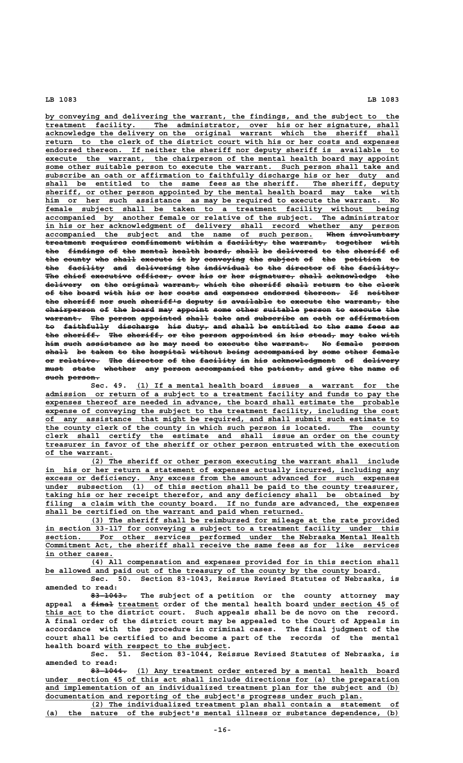by conveying and delivering the warrant, the findings, and the subject to the treatment facility. The administrator, over his or her signature, shall acknowledge the delivery on the original warrant which the sheriff shall return to the clerk of the district court with his or her costs and expenses endorsed thereon. If neither the sheriff nor deputy sheriff is available to execute the warrant, the chairperson of the mental health board may appoint some other suitable person to execute the warrant. Such person shall take and subscribe an oath or affirmation to faithfully discharge his or her duty and shall be entitled to the same fees as the sheriff. The sheriff, deputy sheriff, or other person appointed by the mental health board may take with him or her such assistance as may be required to execute the warrant. No female subject shall be taken to a treatment facility without being accompanied by another female or relative of the subject. The administrator in his or her acknowledgment of delivery shall record whether any person accompanied the subject and the name of such person. ~~When involuntary treatment requires confinement within a facility, the warrant, together with the findings of the mental health board, shall be delivered to the sheriff of the county who shall execute it by conveying the subject of the petition to the facility and delivering the individual to the director of the facility. The chief executive officer, over his or her signature, shall acknowledge the delivery on the original warrant, which the sheriff shall return to the clerk of the board with his or her costs and expenses endorsed thereon. If neither the sheriff nor such sheriff's deputy is available to execute the warrant, the chairperson of the board may appoint some other suitable person to execute the warrant. The person appointed shall take and subscribe an oath or affirmation to faithfully discharge his duty, and shall be entitled to the same fees as the sheriff. The sheriff, or the person appointed in his stead, may take with him such assistance as he may need to execute the warrant. No female person shall be taken to the hospital without being accompanied by some other female or relative. The director of the facility in his acknowledgment of delivery must state whether any person accompanied the patient, and give the name of such person.~~

Sec. 49. (1) If a mental health board issues a warrant for the admission or return of a subject to a treatment facility and funds to pay the expenses thereof are needed in advance, the board shall estimate the probable expense of conveying the subject to the treatment facility, including the cost of any assistance that might be required, and shall submit such estimate to the county clerk of the county in which such person is located. The county clerk shall certify the estimate and shall issue an order on the county treasurer in favor of the sheriff or other person entrusted with the execution of the warrant.

(2) The sheriff or other person executing the warrant shall include in his or her return a statement of expenses actually incurred, including any excess or deficiency. Any excess from the amount advanced for such expenses under subsection (1) of this section shall be paid to the county treasurer, taking his or her receipt therefor, and any deficiency shall be obtained by filing a claim with the county board. If no funds are advanced, the expenses shall be certified on the warrant and paid when returned.

(3) The sheriff shall be reimbursed for mileage at the rate provided in section 33-117 for conveying a subject to a treatment facility under this section. For other services performed under the Nebraska Mental Health Commitment Act, the sheriff shall receive the same fees as for like services in other cases.

(4) All compensation and expenses provided for in this section shall be allowed and paid out of the treasury of the county by the county board.

Sec. 50. Section 83-1043, Reissue Revised Statutes of Nebraska, is amended to read:

~~83-1043.~~ The subject of a petition or the county attorney may appeal a ~~final~~ treatment order of the mental health board under section 45 of this act to the district court. Such appeals shall be de novo on the record. A final order of the district court may be appealed to the Court of Appeals in accordance with the procedure in criminal cases. The final judgment of the court shall be certified to and become a part of the records of the mental health board with respect to the subject.

Sec. 51. Section 83-1044, Reissue Revised Statutes of Nebraska, is amended to read:

~~83-1044.~~ (1) Any treatment order entered by a mental health board under section 45 of this act shall include directions for (a) the preparation and implementation of an individualized treatment plan for the subject and (b) documentation and reporting of the subject's progress under such plan.

(2) The individualized treatment plan shall contain a statement of (a) the nature of the subject's mental illness or substance dependence, (b)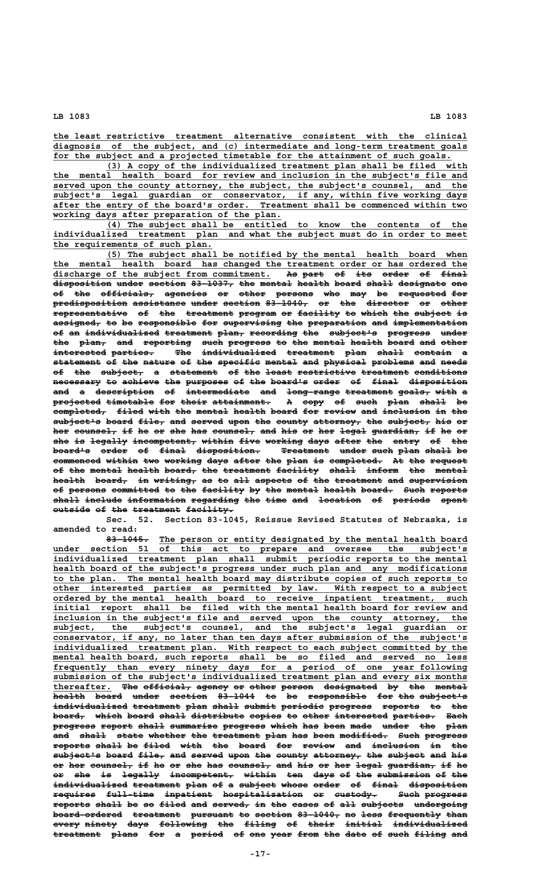the least restrictive treatment alternative consistent with the clinical diagnosis of the subject, and (c) intermediate and long-term treatment goals for the subject and a projected timetable for the attainment of such goals.

(3) A copy of the individualized treatment plan shall be filed with the mental health board for review and inclusion in the subject's file and served upon the county attorney, the subject, the subject's counsel, and the subject's legal guardian or conservator, if any, within five working days after the entry of the board's order. Treatment shall be commenced within two working days after preparation of the plan.

(4) The subject shall be entitled to know the contents of the individualized treatment plan and what the subject must do in order to meet the requirements of such plan.

(5) The subject shall be notified by the mental health board when the mental health board has changed the treatment order or has ordered the discharge of the subject from commitment. As part of its order of final disposition under section 83-1037, the mental health board shall designate one of the officials, agencies or other persons who may be requested for predisposition assistance under section 83-1040, or the director or other representative of the treatment program or facility to which the subject is assigned, to be responsible for supervising the preparation and implementation of an individualized treatment plan, recording the subject's progress under the plan, and reporting such progress to the mental health board and other interested parties. The individualized treatment plan shall contain a statement of the nature of the specific mental and physical problems and needs of the subject, a statement of the least restrictive treatment conditions necessary to achieve the purposes of the board's order of final disposition and a description of intermediate and long-range treatment goals, with a projected timetable for their attainment. A copy of such plan shall be completed, filed with the mental health board for review and inclusion in the subject's board file, and served upon the county attorney, the subject, his or her counsel, if he or she has counsel, and his or her legal guardian, if he or she is legally incompetent, within five working days after the entry of the board's order of final disposition. Treatment under such plan shall be commenced within two working days after the plan is completed. At the request of the mental health board, the treatment facility shall inform the mental health board, in writing, as to all aspects of the treatment and supervision of persons committed to the facility by the mental health board. Such reports shall include information regarding the time and location of periods spent outside of the treatment facility.

Sec. 52. Section 83-1045, Reissue Revised Statutes of Nebraska, is amended to read:

83-1045. The person or entity designated by the mental health board under section 51 of this act to prepare and oversee the subject's individualized treatment plan shall submit periodic reports to the mental health board of the subject's progress under such plan and any modifications to the plan. The mental health board may distribute copies of such reports to other interested parties as permitted by law. With respect to a subject ordered by the mental health board to receive inpatient treatment, such initial report shall be filed with the mental health board for review and inclusion in the subject's file and served upon the county attorney, the subject, the subject's counsel, and the subject's legal guardian or conservator, if any, no later than ten days after submission of the subject's individualized treatment plan. With respect to each subject committed by the mental health board, such reports shall be so filed and served no less frequently than every ninety days for a period of one year following submission of the subject's individualized treatment plan and every six months thereafter. The official, agency or other person designated by the mental health board under section 83-1044 to be responsible for the subject's individualized treatment plan shall submit periodic progress reports to the board, which board shall distribute copies to other interested parties. Each progress report shall summarize progress which has been made under the plan and shall state whether the treatment plan has been modified. Such progress reports shall be filed with the board for review and inclusion in the subject's board file, and served upon the county attorney, the subject and his or her counsel, if he or she has counsel, and his or her legal guardian, if he or she is legally incompetent, within ten days of the submission of the individualized treatment plan of a subject whose order of final disposition requires full-time inpatient hospitalization or custody. Such progress reports shall be so filed and served, in the cases of all subjects undergoing board-ordered treatment pursuant to section 83-1040, no less frequently than every ninety days following the filing of their initial individualized treatment plans for a period of one year from the date of such filing and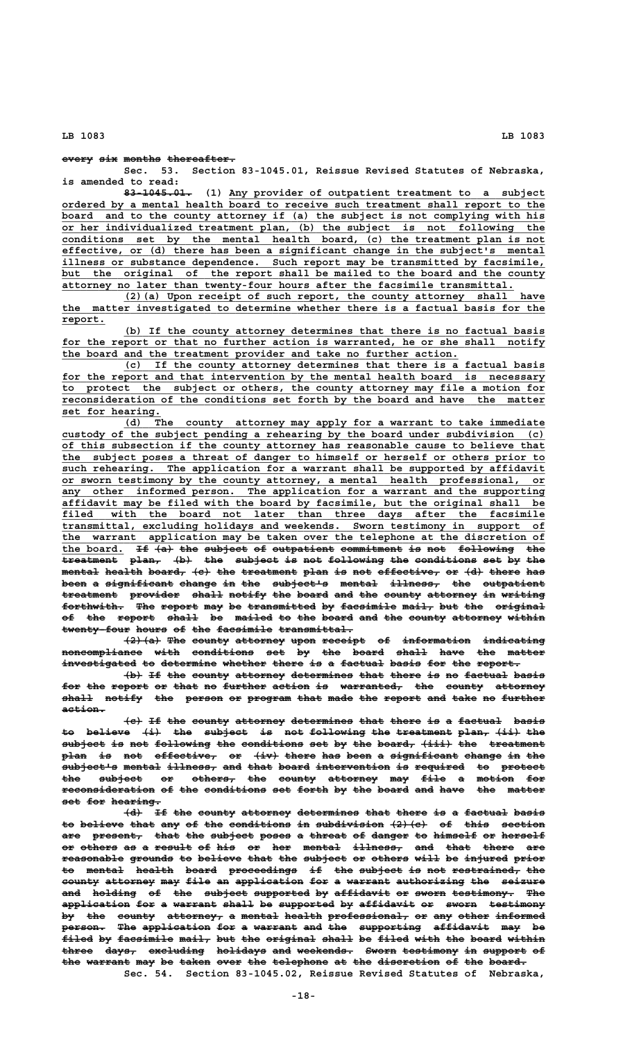~~every six months thereafter.~~

Sec. 53. Section 83-1045.01, Reissue Revised Statutes of Nebraska, is amended to read:

~~83-1045.01.~~ (1) Any provider of outpatient treatment to a subject ordered by a mental health board to receive such treatment shall report to the board and to the county attorney if (a) the subject is not complying with his or her individualized treatment plan, (b) the subject is not following the conditions set by the mental health board, (c) the treatment plan is not effective, or (d) there has been a significant change in the subject's mental illness or substance dependence. Such report may be transmitted by facsimile, but the original of the report shall be mailed to the board and the county attorney no later than twenty-four hours after the facsimile transmittal.

(2)(a) Upon receipt of such report, the county attorney shall have the matter investigated to determine whether there is a factual basis for the report.

(b) If the county attorney determines that there is no factual basis for the report or that no further action is warranted, he or she shall notify the board and the treatment provider and take no further action.

(c) If the county attorney determines that there is a factual basis for the report and that intervention by the mental health board is necessary to protect the subject or others, the county attorney may file a motion for reconsideration of the conditions set forth by the board and have the matter set for hearing.

(d) The county attorney may apply for a warrant to take immediate custody of the subject pending a rehearing by the board under subdivision (c) of this subsection if the county attorney has reasonable cause to believe that the subject poses a threat of danger to himself or herself or others prior to such rehearing. The application for a warrant shall be supported by affidavit or sworn testimony by the county attorney, a mental health professional, or any other informed person. The application for a warrant and the supporting affidavit may be filed with the board by facsimile, but the original shall be filed with the board not later than three days after the facsimile transmittal, excluding holidays and weekends. Sworn testimony in support of the warrant application may be taken over the telephone at the discretion of the board. ~~If (a) the subject of outpatient commitment is not following the treatment plan, (b) the subject is not following the conditions set by the mental health board, (c) the treatment plan is not effective, or (d) there has been a significant change in the subject's mental illness, the outpatient treatment provider shall notify the board and the county attorney in writing forthwith. The report may be transmitted by facsimile mail, but the original of the report shall be mailed to the board and the county attorney within twenty-four hours of the facsimile transmittal.~~

~~(2)(a) The county attorney upon receipt of information indicating noncompliance with conditions set by the board shall have the matter investigated to determine whether there is a factual basis for the report.~~

~~(b) If the county attorney determines that there is no factual basis for the report or that no further action is warranted, the county attorney shall notify the person or program that made the report and take no further action.~~

~~(c) If the county attorney determines that there is a factual basis to believe (i) the subject is not following the treatment plan, (ii) the subject is not following the conditions set by the board, (iii) the treatment plan is not effective, or (iv) there has been a significant change in the subject's mental illness, and that board intervention is required to protect the subject or others, the county attorney may file a motion for reconsideration of the conditions set forth by the board and have the matter set for hearing.~~

~~(d) If the county attorney determines that there is a factual basis to believe that any of the conditions in subdivision (2)(c) of this section are present, that the subject poses a threat of danger to himself or herself or others as a result of his or her mental illness, and that there are reasonable grounds to believe that the subject or others will be injured prior to mental health board proceedings if the subject is not restrained, the county attorney may file an application for a warrant authorizing the seizure and holding of the subject supported by affidavit or sworn testimony. The application for a warrant shall be supported by affidavit or sworn testimony by the county attorney, a mental health professional, or any other informed person. The application for a warrant and the supporting affidavit may be filed by facsimile mail, but the original shall be filed with the board within three days, excluding holidays and weekends. Sworn testimony in support of the warrant may be taken over the telephone at the discretion of the board.~~

Sec. 54. Section 83-1045.02, Reissue Revised Statutes of Nebraska,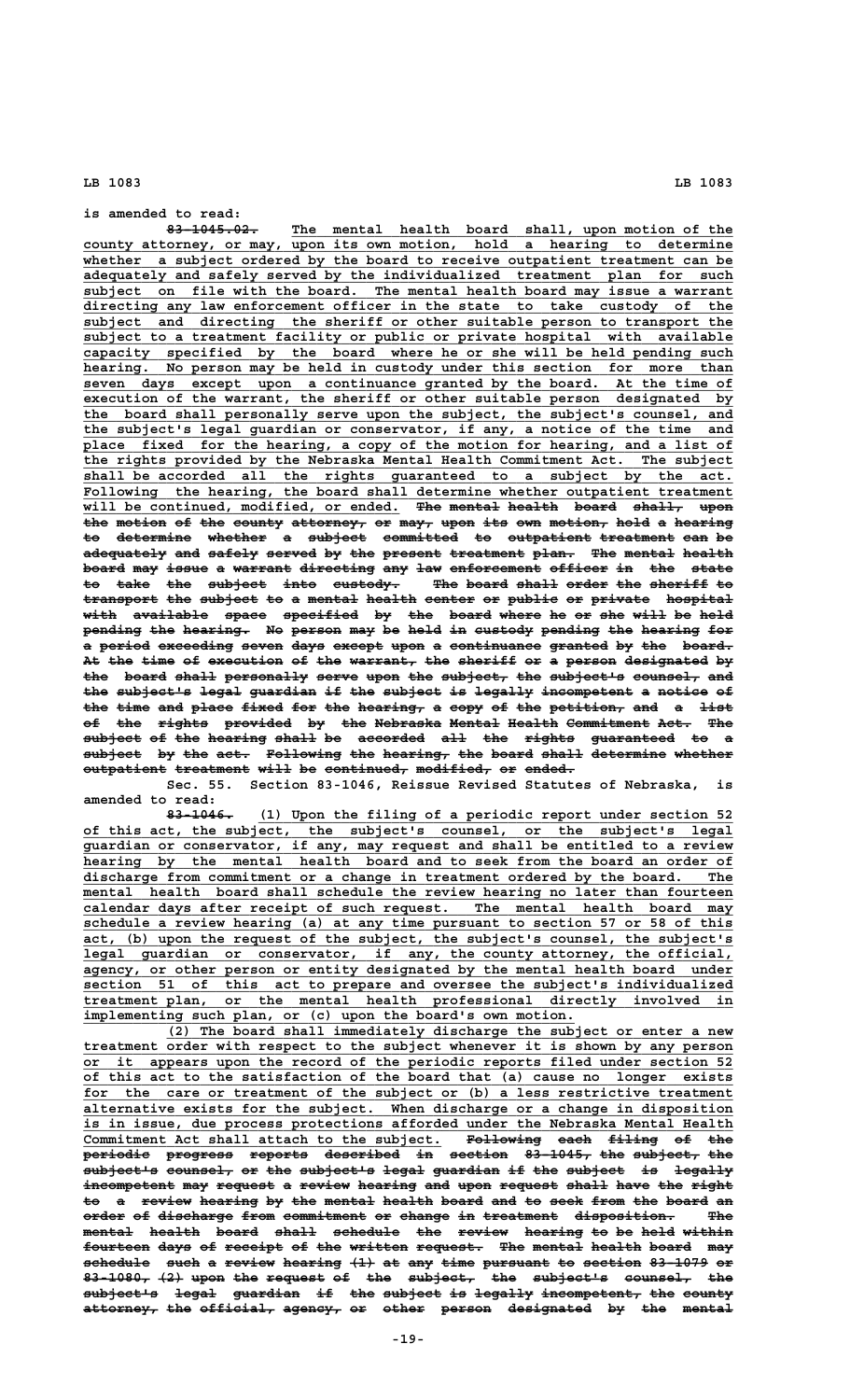is amended to read:

83-1045.02. The mental health board shall, upon motion of the county attorney, or may, upon its own motion, hold a hearing to determine whether a subject ordered by the board to receive outpatient treatment can be adequately and safely served by the individualized treatment plan for such subject on file with the board. The mental health board may issue a warrant directing any law enforcement officer in the state to take custody of the subject and directing the sheriff or other suitable person to transport the subject to a treatment facility or public or private hospital with available capacity specified by the board where he or she will be held pending such hearing. No person may be held in custody under this section for more than seven days except upon a continuance granted by the board. At the time of execution of the warrant, the sheriff or other suitable person designated by the board shall personally serve upon the subject, the subject's counsel, and the subject's legal guardian or conservator, if any, a notice of the time and place fixed for the hearing, a copy of the motion for hearing, and a list of the rights provided by the Nebraska Mental Health Commitment Act. The subject shall be accorded all the rights guaranteed to a subject by the act. Following the hearing, the board shall determine whether outpatient treatment will be continued, modified, or ended. ~~The mental health board shall, upon the motion of the county attorney, or may, upon its own motion, hold a hearing to determine whether a subject committed to outpatient treatment can be adequately and safely served by the present treatment plan. The mental health board may issue a warrant directing any law enforcement officer in the state to take the subject into custody. The board shall order the sheriff to transport the subject to a mental health center or public or private hospital with available space specified by the board where he or she will be held pending the hearing. No person may be held in custody pending the hearing for a period exceeding seven days except upon a continuance granted by the board. At the time of execution of the warrant, the sheriff or a person designated by the board shall personally serve upon the subject, the subject's counsel, and the subject's legal guardian if the subject is legally incompetent a notice of the time and place fixed for the hearing, a copy of the petition, and a list of the rights provided by the Nebraska Mental Health Commitment Act. The subject of the hearing shall be accorded all the rights guaranteed to a subject by the act. Following the hearing, the board shall determine whether outpatient treatment will be continued, modified, or ended.~~

Sec. 55. Section 83-1046, Reissue Revised Statutes of Nebraska, is amended to read:

83-1046. (1) Upon the filing of a periodic report under section 52 of this act, the subject, the subject's counsel, or the subject's legal guardian or conservator, if any, may request and shall be entitled to a review hearing by the mental health board and to seek from the board an order of discharge from commitment or a change in treatment ordered by the board. The mental health board shall schedule the review hearing no later than fourteen calendar days after receipt of such request. The mental health board may schedule a review hearing (a) at any time pursuant to section 57 or 58 of this act, (b) upon the request of the subject, the subject's counsel, the subject's legal guardian or conservator, if any, the county attorney, the official, agency, or other person or entity designated by the mental health board under section 51 of this act to prepare and oversee the subject's individualized treatment plan, or the mental health professional directly involved in implementing such plan, or (c) upon the board's own motion.

(2) The board shall immediately discharge the subject or enter a new treatment order with respect to the subject whenever it is shown by any person or it appears upon the record of the periodic reports filed under section 52 of this act to the satisfaction of the board that (a) cause no longer exists for the care or treatment of the subject or (b) a less restrictive treatment alternative exists for the subject. When discharge or a change in disposition is in issue, due process protections afforded under the Nebraska Mental Health Commitment Act shall attach to the subject. ~~Following each filing of the periodic progress reports described in section 83-1045, the subject, the subject's counsel, or the subject's legal guardian if the subject is legally incompetent may request a review hearing and upon request shall have the right to a review hearing by the mental health board and to seek from the board an order of discharge from commitment or change in treatment disposition. The mental health board shall schedule the review hearing to be held within fourteen days of receipt of the written request. The mental health board may schedule such a review hearing (1) at any time pursuant to section 83-1079 or 83-1080, (2) upon the request of the subject, the subject's counsel, the subject's legal guardian if the subject is legally incompetent, the county attorney, the official, agency, or other person designated by the mental~~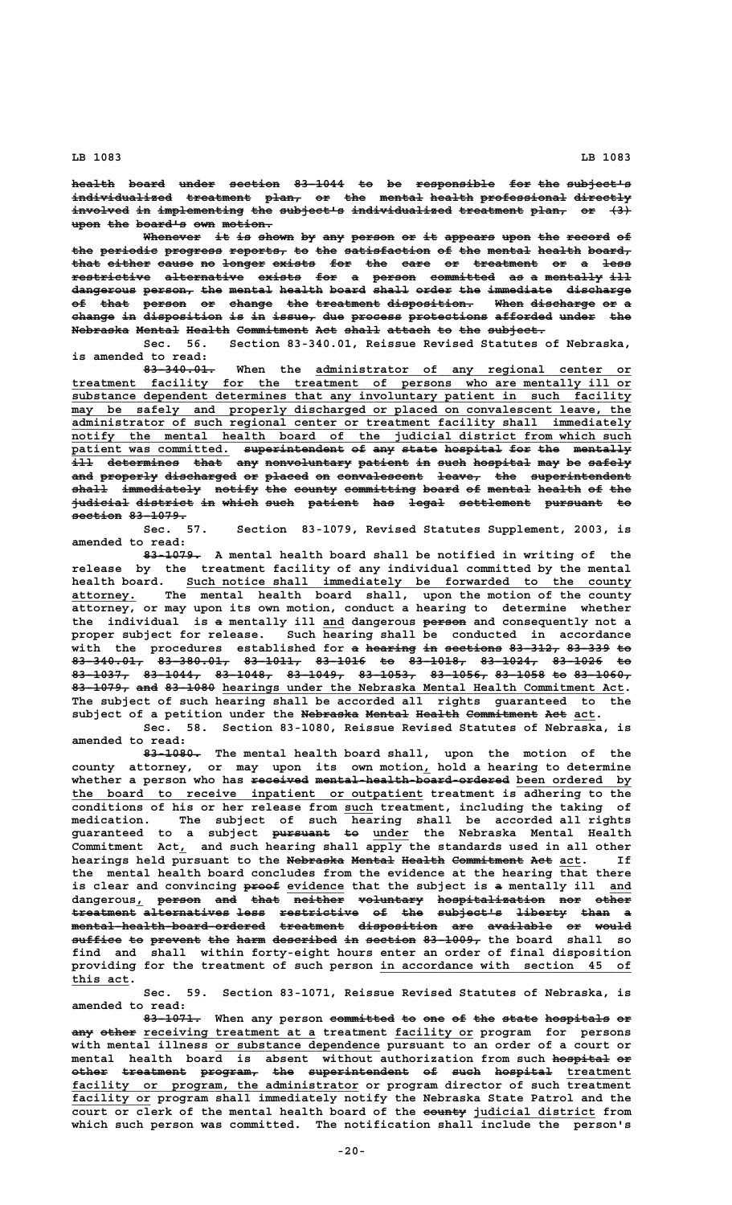health board under section 83-1044 to be responsible for the subject's individualized treatment plan, or the mental health professional directly involved in implementing the subject's individualized treatment plan, or (3) upon the board's own motion.

Whenever it is shown by any person or it appears upon the record of the periodic progress reports, to the satisfaction of the mental health board, that either cause no longer exists for the care or treatment or a less restrictive alternative exists for a person committed as a mentally ill dangerous person, the mental health board shall order the immediate discharge of that person or change the treatment disposition. When discharge or a change in disposition is in issue, due process protections afforded under the Nebraska Mental Health Commitment Act shall attach to the subject.

Sec. 56. Section 83-340.01, Reissue Revised Statutes of Nebraska, is amended to read:

83-340.01. When the administrator of any regional center or treatment facility for the treatment of persons who are mentally ill or substance dependent determines that any involuntary patient in such facility may be safely and properly discharged or placed on convalescent leave, the administrator of such regional center or treatment facility shall immediately notify the mental health board of the judicial district from which such patient was committed. superintendent of any state hospital for the mentally ill determines that any nonvoluntary patient in such hospital may be safely and properly discharged or placed on convalescent leave, the superintendent shall immediately notify the county committing board of mental health of the judicial district in which such patient has legal settlement pursuant to section 83-1079.

Sec. 57. Section 83-1079, Revised Statutes Supplement, 2003, is amended to read:

83-1079. A mental health board shall be notified in writing of the release by the treatment facility of any individual committed by the mental health board. Such notice shall immediately be forwarded to the county attorney. The mental health board shall, upon the motion of the county attorney, or may upon its own motion, conduct a hearing to determine whether the individual is a mentally ill and dangerous person and consequently not a proper subject for release. Such hearing shall be conducted in accordance with the procedures established for a hearing in sections 83-312, 83-339 to 83-340.01, 83-380.01, 83-1011, 83-1016 to 83-1018, 83-1024, 83-1026 to 83-1037, 83-1044, 83-1048, 83-1049, 83-1053, 83-1056, 83-1058 to 83-1060, 83-1079, and 83-1080 hearings under the Nebraska Mental Health Commitment Act. The subject of such hearing shall be accorded all rights guaranteed to the subject of a petition under the Nebraska Mental Health Commitment Act act.

Sec. 58. Section 83-1080, Reissue Revised Statutes of Nebraska, is amended to read:

83-1080. The mental health board shall, upon the motion of the county attorney, or may upon its own motion, hold a hearing to determine whether a person who has received mental-health-board-ordered been ordered by the board to receive inpatient or outpatient treatment is adhering to the conditions of his or her release from such treatment, including the taking of medication. The subject of such hearing shall be accorded all rights guaranteed to a subject pursuant to under the Nebraska Mental Health Commitment Act, and such hearing shall apply the standards used in all other hearings held pursuant to the Nebraska Mental Health Commitment Act act. If the mental health board concludes from the evidence at the hearing that there is clear and convincing proof evidence that the subject is a mentally ill and dangerous, person and that neither voluntary hospitalization nor other treatment alternatives less restrictive of the subject's liberty than a mental-health-board-ordered treatment disposition are available or would suffice to prevent the harm described in section 83-1009, the board shall so find and shall within forty-eight hours enter an order of final disposition providing for the treatment of such person in accordance with section 45 of this act.

Sec. 59. Section 83-1071, Reissue Revised Statutes of Nebraska, is amended to read:

83-1071. When any person committed to one of the state hospitals or any other receiving treatment at a treatment facility or program for persons with mental illness or substance dependence pursuant to an order of a court or mental health board is absent without authorization from such hospital or other treatment program, the superintendent of such hospital treatment facility or program, the administrator or program director of such treatment facility or program shall immediately notify the Nebraska State Patrol and the court or clerk of the mental health board of the county judicial district from which such person was committed. The notification shall include the person's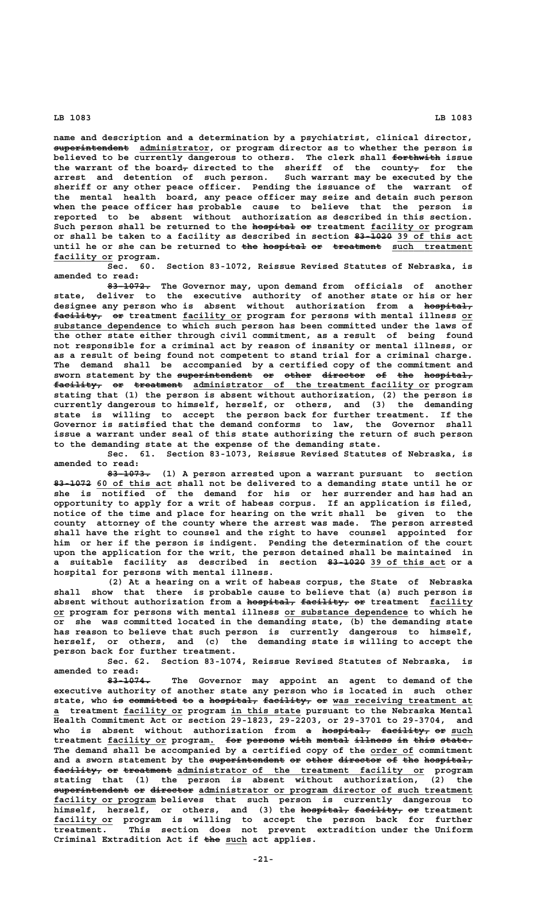name and description and a determination by a psychiatrist, clinical director, superintendent administrator, or program director as to whether the person is believed to be currently dangerous to others. The clerk shall forthwith issue the warrant of the board, directed to the sheriff of the county, for the arrest and detention of such person. Such warrant may be executed by the sheriff or any other peace officer. Pending the issuance of the warrant of the mental health board, any peace officer may seize and detain such person when the peace officer has probable cause to believe that the person is reported to be absent without authorization as described in this section. Such person shall be returned to the hospital or treatment facility or program or shall be taken to a facility as described in section 83-1020 39 of this act until he or she can be returned to the hospital or treatment such treatment facility or program.

Sec. 60. Section 83-1072, Reissue Revised Statutes of Nebraska, is amended to read:

83-1072. The Governor may, upon demand from officials of another state, deliver to the executive authority of another state or his or her designee any person who is absent without authorization from a hospital, facility, or treatment facility or program for persons with mental illness or substance dependence to which such person has been committed under the laws of the other state either through civil commitment, as a result of being found not responsible for a criminal act by reason of insanity or mental illness, or as a result of being found not competent to stand trial for a criminal charge. The demand shall be accompanied by a certified copy of the commitment and sworn statement by the superintendent or other director of the hospital, facility, or treatment administrator of the treatment facility or program stating that (1) the person is absent without authorization, (2) the person is currently dangerous to himself, herself, or others, and (3) the demanding state is willing to accept the person back for further treatment. If the Governor is satisfied that the demand conforms to law, the Governor shall issue a warrant under seal of this state authorizing the return of such person to the demanding state at the expense of the demanding state.

Sec. 61. Section 83-1073, Reissue Revised Statutes of Nebraska, is amended to read:

83-1073. (1) A person arrested upon a warrant pursuant to section 83-1072 60 of this act shall not be delivered to a demanding state until he or she is notified of the demand for his or her surrender and has had an opportunity to apply for a writ of habeas corpus. If an application is filed, notice of the time and place for hearing on the writ shall be given to the county attorney of the county where the arrest was made. The person arrested shall have the right to counsel and the right to have counsel appointed for him or her if the person is indigent. Pending the determination of the court upon the application for the writ, the person detained shall be maintained in a suitable facility as described in section 83-1020 39 of this act or a hospital for persons with mental illness.

(2) At a hearing on a writ of habeas corpus, the State of Nebraska shall show that there is probable cause to believe that (a) such person is absent without authorization from a hospital, facility, or treatment facility or program for persons with mental illness or substance dependence to which he or she was committed located in the demanding state, (b) the demanding state has reason to believe that such person is currently dangerous to himself, herself, or others, and (c) the demanding state is willing to accept the person back for further treatment.

Sec. 62. Section 83-1074, Reissue Revised Statutes of Nebraska, is amended to read:

83-1074. The Governor may appoint an agent to demand of the executive authority of another state any person who is located in such other state, who is committed to a hospital, facility, or was receiving treatment at a treatment facility or program in this state pursuant to the Nebraska Mental Health Commitment Act or section 29-1823, 29-2203, or 29-3701 to 29-3704, and who is absent without authorization from a hospital, facility, or such treatment facility or program. for persons with mental illness in this state. The demand shall be accompanied by a certified copy of the order of commitment and a sworn statement by the superintendent or other director of the hospital, facility, or treatment administrator of the treatment facility or program stating that (1) the person is absent without authorization, (2) the superintendent or director administrator or program director of such treatment facility or program believes that such person is currently dangerous to himself, herself, or others, and (3) the hospital, facility, or treatment facility or program is willing to accept the person back for further treatment. This section does not prevent extradition under the Uniform Criminal Extradition Act if the such act applies.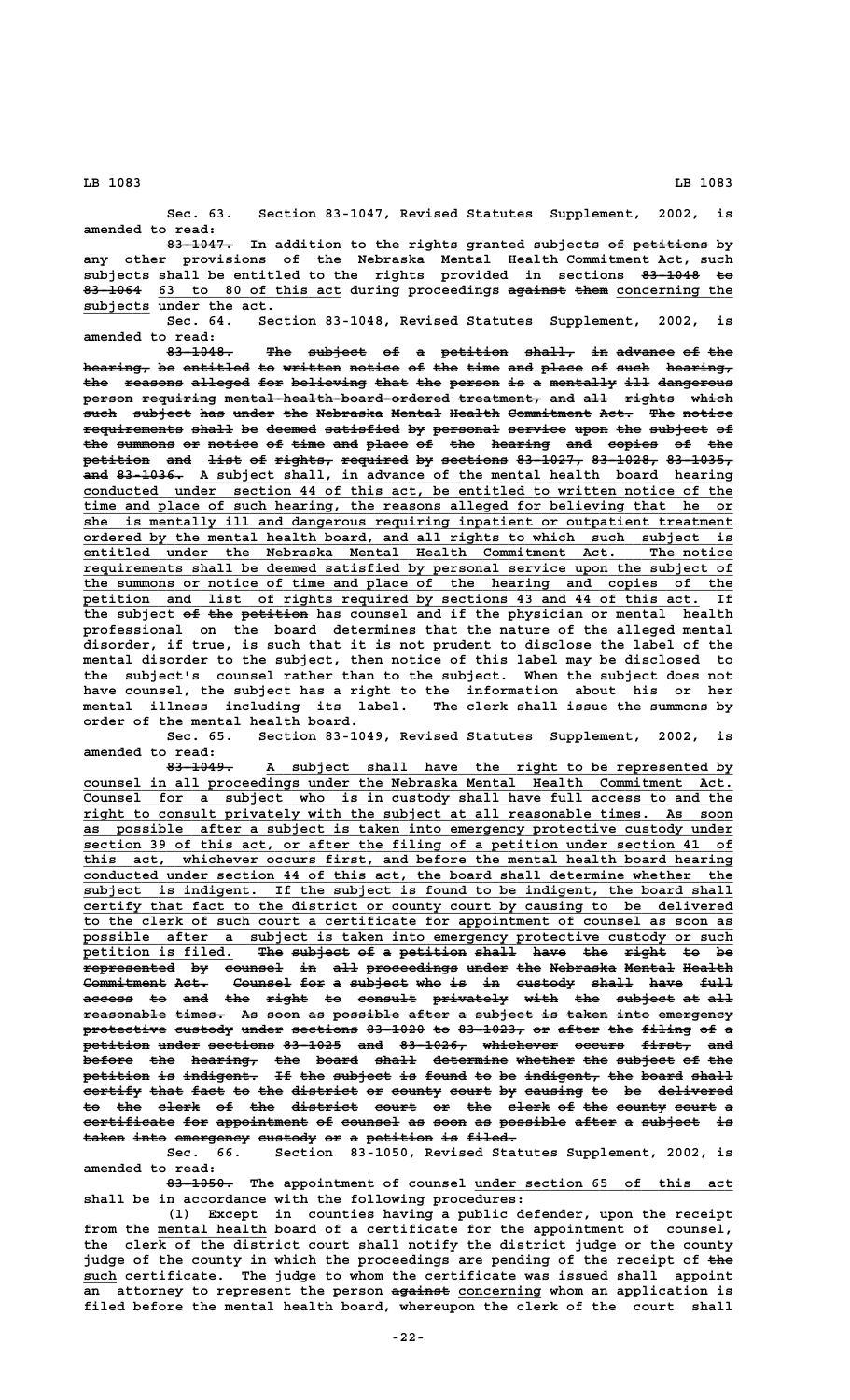Sec. 63. Section 83-1047, Revised Statutes Supplement, 2002, is amended to read:

~~83-1047.~~ In addition to the rights granted subjects ~~of petitions~~ by any other provisions of the Nebraska Mental Health Commitment Act, such subjects shall be entitled to the rights provided in sections ~~83-1048 to 83-1064~~ 63 to 80 of this act during proceedings ~~against them~~ concerning the subjects under the act.

Sec. 64. Section 83-1048, Revised Statutes Supplement, 2002, is amended to read:

~~83-1048. The subject of a petition shall, in advance of the hearing, be entitled to written notice of the time and place of such hearing, the reasons alleged for believing that the person is a mentally ill dangerous person requiring mental-health-board-ordered treatment, and all rights which such subject has under the Nebraska Mental Health Commitment Act. The notice requirements shall be deemed satisfied by personal service upon the subject of the summons or notice of time and place of the hearing and copies of the petition and list of rights, required by sections 83-1027, 83-1028, 83-1035, and 83-1036.~~ A subject shall, in advance of the mental health board hearing conducted under section 44 of this act, be entitled to written notice of the time and place of such hearing, the reasons alleged for believing that he or she is mentally ill and dangerous requiring inpatient or outpatient treatment ordered by the mental health board, and all rights to which such subject is entitled under the Nebraska Mental Health Commitment Act. The notice requirements shall be deemed satisfied by personal service upon the subject of the summons or notice of time and place of the hearing and copies of the petition and list of rights required by sections 43 and 44 of this act. If the subject ~~of the petition~~ has counsel and if the physician or mental health professional on the board determines that the nature of the alleged mental disorder, if true, is such that it is not prudent to disclose the label of the mental disorder to the subject, then notice of this label may be disclosed to the subject's counsel rather than to the subject. When the subject does not have counsel, the subject has a right to the information about his or her mental illness including its label. The clerk shall issue the summons by order of the mental health board.

Sec. 65. Section 83-1049, Revised Statutes Supplement, 2002, is amended to read:

~~83-1049.~~ A subject shall have the right to be represented by counsel in all proceedings under the Nebraska Mental Health Commitment Act. Counsel for a subject who is in custody shall have full access to and the right to consult privately with the subject at all reasonable times. As soon as possible after a subject is taken into emergency protective custody under section 39 of this act, or after the filing of a petition under section 41 of this act, whichever occurs first, and before the mental health board hearing conducted under section 44 of this act, the board shall determine whether the subject is indigent. If the subject is found to be indigent, the board shall certify that fact to the district or county court by causing to be delivered to the clerk of such court a certificate for appointment of counsel as soon as possible after a subject is taken into emergency protective custody or such petition is filed. ~~The subject of a petition shall have the right to be represented by counsel in all proceedings under the Nebraska Mental Health Commitment Act. Counsel for a subject who is in custody shall have full access to and the right to consult privately with the subject at all reasonable times. As soon as possible after a subject is taken into emergency protective custody under sections 83-1020 to 83-1023, or after the filing of a petition under sections 83-1025 and 83-1026, whichever occurs first, and before the hearing, the board shall determine whether the subject of the petition is indigent. If the subject is found to be indigent, the board shall certify that fact to the district or county court by causing to be delivered to the clerk of the district court or the clerk of the county court a certificate for appointment of counsel as soon as possible after a subject is taken into emergency custody or a petition is filed.~~

Sec. 66. Section 83-1050, Revised Statutes Supplement, 2002, is amended to read:

~~83-1050.~~ The appointment of counsel under section 65 of this act shall be in accordance with the following procedures:

(1) Except in counties having a public defender, upon the receipt from the mental health board of a certificate for the appointment of counsel, the clerk of the district court shall notify the district judge or the county judge of the county in which the proceedings are pending of the receipt of ~~the~~ such certificate. The judge to whom the certificate was issued shall appoint an attorney to represent the person ~~against~~ concerning whom an application is filed before the mental health board, whereupon the clerk of the court shall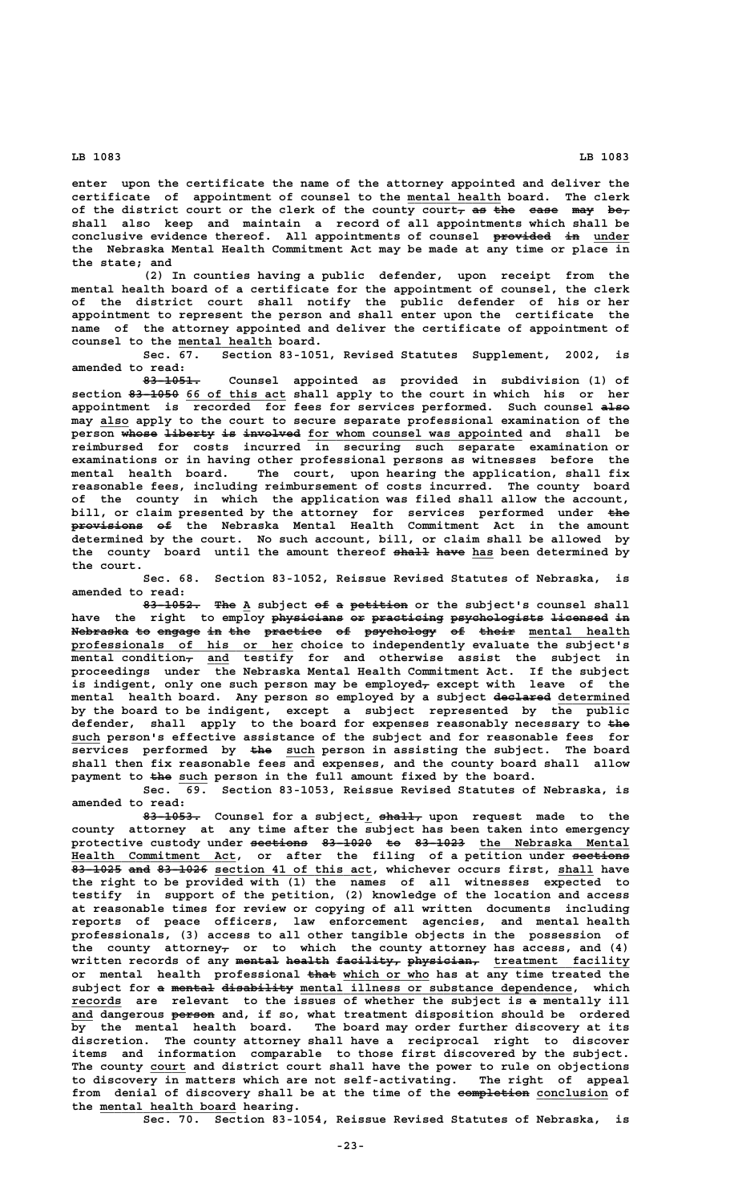enter upon the certificate the name of the attorney appointed and deliver the certificate of appointment of counsel to the mental health board. The clerk of the district court or the clerk of the county court, as the case may be, shall also keep and maintain a record of all appointments which shall be conclusive evidence thereof. All appointments of counsel provided in under the Nebraska Mental Health Commitment Act may be made at any time or place in the state; and

(2) In counties having a public defender, upon receipt from the mental health board of a certificate for the appointment of counsel, the clerk of the district court shall notify the public defender of his or her appointment to represent the person and shall enter upon the certificate the name of the attorney appointed and deliver the certificate of appointment of counsel to the mental health board.

Sec. 67. Section 83-1051, Revised Statutes Supplement, 2002, is amended to read:

83-1051. Counsel appointed as provided in subdivision (1) of section 83-1050 66 of this act shall apply to the court in which his or her appointment is recorded for fees for services performed. Such counsel also may also apply to the court to secure separate professional examination of the person whose liberty is involved for whom counsel was appointed and shall be reimbursed for costs incurred in securing such separate examination or examinations or in having other professional persons as witnesses before the mental health board. The court, upon hearing the application, shall fix reasonable fees, including reimbursement of costs incurred. The county board of the county in which the application was filed shall allow the account, bill, or claim presented by the attorney for services performed under the provisions of the Nebraska Mental Health Commitment Act in the amount determined by the court. No such account, bill, or claim shall be allowed by the county board until the amount thereof shall have has been determined by the court.

Sec. 68. Section 83-1052, Reissue Revised Statutes of Nebraska, is amended to read:

83-1052. The A subject of a petition or the subject's counsel shall have the right to employ physicians or practicing psychologists licensed in Nebraska to engage in the practice of psychology of their mental health professionals of his or her choice to independently evaluate the subject's mental condition, and testify for and otherwise assist the subject in proceedings under the Nebraska Mental Health Commitment Act. If the subject is indigent, only one such person may be employed, except with leave of the mental health board. Any person so employed by a subject declared determined by the board to be indigent, except a subject represented by the public defender, shall apply to the board for expenses reasonably necessary to the such person's effective assistance of the subject and for reasonable fees for services performed by the such person in assisting the subject. The board shall then fix reasonable fees and expenses, and the county board shall allow payment to the such person in the full amount fixed by the board.

Sec. 69. Section 83-1053, Reissue Revised Statutes of Nebraska, is amended to read:

83-1053. Counsel for a subject, shall, upon request made to the county attorney at any time after the subject has been taken into emergency protective custody under sections 83-1020 to 83-1023 the Nebraska Mental Health Commitment Act, or after the filing of a petition under sections 83-1025 and 83-1026 section 41 of this act, whichever occurs first, shall have the right to be provided with (1) the names of all witnesses expected to testify in support of the petition, (2) knowledge of the location and access at reasonable times for review or copying of all written documents including reports of peace officers, law enforcement agencies, and mental health professionals, (3) access to all other tangible objects in the possession of the county attorney, or to which the county attorney has access, and (4) written records of any mental health facility, physician, treatment facility or mental health professional that which or who has at any time treated the subject for a mental disability mental illness or substance dependence, which records are relevant to the issues of whether the subject is a mentally ill and dangerous person and, if so, what treatment disposition should be ordered by the mental health board. The board may order further discovery at its discretion. The county attorney shall have a reciprocal right to discover items and information comparable to those first discovered by the subject. The county court and district court shall have the power to rule on objections to discovery in matters which are not self-activating. The right of appeal from denial of discovery shall be at the time of the completion conclusion of the mental health board hearing.

Sec. 70. Section 83-1054, Reissue Revised Statutes of Nebraska, is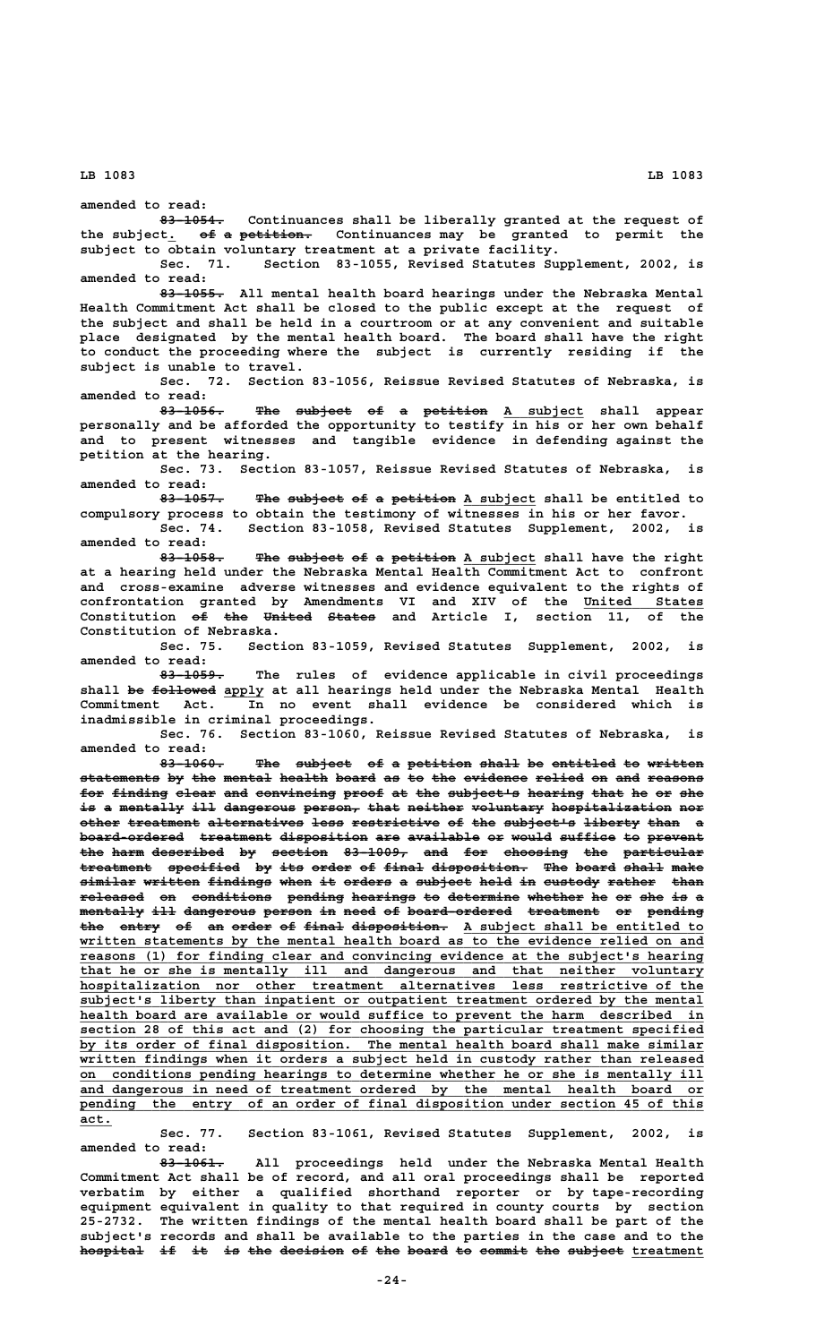amended to read:

~~83-1054.~~ Continuances shall be liberally granted at the request of the subject. ~~of a petition.~~ Continuances may be granted to permit the subject to obtain voluntary treatment at a private facility.

Sec. 71. Section 83-1055, Revised Statutes Supplement, 2002, is amended to read:

~~83-1055.~~ All mental health board hearings under the Nebraska Mental Health Commitment Act shall be closed to the public except at the request of the subject and shall be held in a courtroom or at any convenient and suitable place designated by the mental health board. The board shall have the right to conduct the proceeding where the subject is currently residing if the subject is unable to travel.

Sec. 72. Section 83-1056, Reissue Revised Statutes of Nebraska, is amended to read:

~~83-1056.~~ ~~The subject of a petition~~ A subject shall appear personally and be afforded the opportunity to testify in his or her own behalf and to present witnesses and tangible evidence in defending against the petition at the hearing.

Sec. 73. Section 83-1057, Reissue Revised Statutes of Nebraska, is amended to read:

~~83-1057.~~ ~~The subject of a petition~~ A subject shall be entitled to compulsory process to obtain the testimony of witnesses in his or her favor.

Sec. 74. Section 83-1058, Revised Statutes Supplement, 2002, is amended to read:

~~83-1058.~~ ~~The subject of a petition~~ A subject shall have the right at a hearing held under the Nebraska Mental Health Commitment Act to confront and cross-examine adverse witnesses and evidence equivalent to the rights of confrontation granted by Amendments VI and XIV of the United States Constitution ~~of the United States~~ and Article I, section 11, of the Constitution of Nebraska.

Sec. 75. Section 83-1059, Revised Statutes Supplement, 2002, is amended to read:

~~83-1059.~~ The rules of evidence applicable in civil proceedings shall ~~be followed~~ apply at all hearings held under the Nebraska Mental Health Commitment Act. In no event shall evidence be considered which is inadmissible in criminal proceedings.

Sec. 76. Section 83-1060, Reissue Revised Statutes of Nebraska, is amended to read:

~~83-1060.~~ ~~The subject of a petition shall be entitled to written statements by the mental health board as to the evidence relied on and reasons for finding clear and convincing proof at the subject's hearing that he or she is a mentally ill dangerous person, that neither voluntary hospitalization nor other treatment alternatives less restrictive of the subject's liberty than a board-ordered treatment disposition are available or would suffice to prevent the harm described by section 83-1009, and for choosing the particular treatment specified by its order of final disposition. The board shall make similar written findings when it orders a subject held in custody rather than released on conditions pending hearings to determine whether he or she is a mentally ill dangerous person in need of board-ordered treatment or pending the entry of an order of final disposition.~~ A subject shall be entitled to written statements by the mental health board as to the evidence relied on and reasons (1) for finding clear and convincing evidence at the subject's hearing that he or she is mentally ill and dangerous and that neither voluntary hospitalization nor other treatment alternatives less restrictive of the subject's liberty than inpatient or outpatient treatment ordered by the mental health board are available or would suffice to prevent the harm described in section 28 of this act and (2) for choosing the particular treatment specified by its order of final disposition. The mental health board shall make similar written findings when it orders a subject held in custody rather than released on conditions pending hearings to determine whether he or she is mentally ill and dangerous in need of treatment ordered by the mental health board or pending the entry of an order of final disposition under section 45 of this act.

Sec. 77. Section 83-1061, Revised Statutes Supplement, 2002, is amended to read:

~~83-1061.~~ All proceedings held under the Nebraska Mental Health Commitment Act shall be of record, and all oral proceedings shall be reported verbatim by either a qualified shorthand reporter or by tape-recording equipment equivalent in quality to that required in county courts by section 25-2732. The written findings of the mental health board shall be part of the subject's records and shall be available to the parties in the case and to the ~~hospital if it is the decision of the board to commit the subject~~ treatment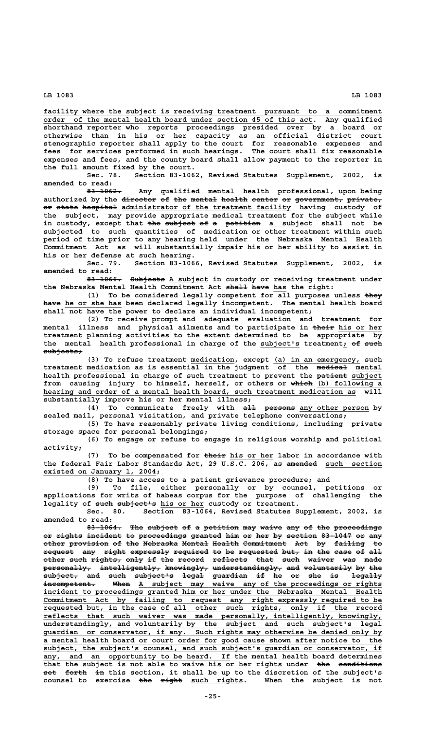<u>facility where the subject is receiving treatment pursuant to a commitment order of the mental health board under section 45 of this act</u>. Any qualified shorthand reporter who reports proceedings presided over by a board or otherwise than in his or her capacity as an official district court stenographic reporter shall apply to the court for reasonable expenses and fees for services performed in such hearings. The court shall fix reasonable expenses and fees, and the county board shall allow payment to the reporter in the full amount fixed by the court.

Sec. 78. Section 83-1062, Revised Statutes Supplement, 2002, is amended to read:

~~83-1062.~~ Any qualified mental health professional, upon being authorized by the ~~director of the mental health center or government, private, or state hospital~~ <u>administrator of the treatment facility</u> having custody of the subject, may provide appropriate medical treatment for the subject while in custody, except that ~~the subject of a petition~~ <u>a subject</u> shall not be subjected to such quantities of medication or other treatment within such period of time prior to any hearing held under the Nebraska Mental Health Commitment Act as will substantially impair his or her ability to assist in his or her defense at such hearing.

Sec. 79. Section 83-1066, Revised Statutes Supplement, 2002, is amended to read:

~~83-1066.~~ ~~Subjects~~ <u>A subject</u> in custody or receiving treatment under the Nebraska Mental Health Commitment Act ~~shall have~~ <u>has</u> the right:

(1) To be considered legally competent for all purposes unless ~~they have~~ <u>he or she has</u> been declared legally incompetent. The mental health board shall not have the power to declare an individual incompetent;

(2) To receive prompt and adequate evaluation and treatment for mental illness and physical ailments and to participate in ~~their~~ <u>his or her</u> treatment planning activities to the extent determined to be appropriate by the mental health professional in charge of the <u>subject's</u> treatment<u>;</u> ~~of such subjects;~~

(3) To refuse treatment <u>medication</u>, except <u>(a) in an emergency,</u> such treatment <u>medication</u> as is essential in the judgment of the ~~medical~~ <u>mental</u> health professional in charge of such treatment to prevent the ~~patient~~ <u>subject</u> from causing injury to himself, herself, or others or ~~which~~ <u>(b) following a hearing and order of a mental health board, such treatment medication as</u> will substantially improve his or her mental illness;

(4) To communicate freely with ~~all persons~~ <u>any other person</u> by sealed mail, personal visitation, and private telephone conversations;

(5) To have reasonably private living conditions, including private storage space for personal belongings;

(6) To engage or refuse to engage in religious worship and political activity;

(7) To be compensated for ~~their~~ <u>his or her</u> labor in accordance with the federal Fair Labor Standards Act, 29 U.S.C. 206, as ~~amended~~ <u>such section existed on January 1, 2004</u>;

(8) To have access to a patient grievance procedure; and

(9) To file, either personally or by counsel, petitions or applications for writs of habeas corpus for the purpose of challenging the legality of ~~such subject's~~ <u>his or her</u> custody or treatment.

Sec. 80. Section 83-1064, Revised Statutes Supplement, 2002, is amended to read:

~~83-1064. The subject of a petition may waive any of the proceedings or rights incident to proceedings granted him or her by section 83-1047 or any other provision of the Nebraska Mental Health Commitment Act by failing to request any right expressly required to be requested but, in the case of all other such rights, only if the record reflects that such waiver was made personally, intelligently, knowingly, understandingly, and voluntarily by the subject, and such subject's legal guardian if he or she is legally incompetent. When~~ <u>A subject may waive any of the proceedings or rights incident to proceedings granted him or her under the Nebraska Mental Health Commitment Act by failing to request any right expressly required to be requested but, in the case of all other such rights, only if the record reflects that such waiver was made personally, intelligently, knowingly, understandingly, and voluntarily by the subject and such subject's legal guardian or conservator, if any. Such rights may otherwise be denied only by a mental health board or court order for good cause shown after notice to the subject, the subject's counsel, and such subject's guardian or conservator, if any, and an opportunity to be heard. If</u> the mental health board determines that the subject is not able to waive his or her rights under ~~the conditions set forth in~~ this section, it shall be up to the discretion of the subject's counsel to exercise ~~the right~~ <u>such rights</u>. When the subject is not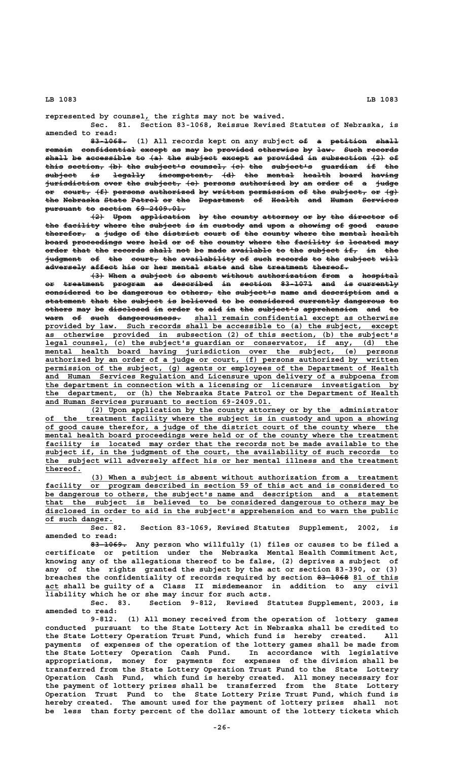represented by counsel, the rights may not be waived.

Sec. 81. Section 83-1068, Reissue Revised Statutes of Nebraska, is amended to read:

~~83-1068.~~ (1) All records kept on any subject ~~of a petition shall remain confidential except as may be provided otherwise by law. Such records shall be accessible to (a) the subject except as provided in subsection (2) of this section, (b) the subject's counsel, (c) the subject's guardian if the subject is legally incompetent, (d) the mental health board having jurisdiction over the subject, (e) persons authorized by an order of a judge or court, (f) persons authorized by written permission of the subject, or (g) the Nebraska State Patrol or the Department of Health and Human Services pursuant to section 69-2409.01.~~

~~(2) Upon application by the county attorney or by the director of the facility where the subject is in custody and upon a showing of good cause therefor, a judge of the district court of the county where the mental health board proceedings were held or of the county where the facility is located may order that the records shall not be made available to the subject if, in the judgment of the court, the availability of such records to the subject will adversely affect his or her mental state and the treatment thereof.~~

~~(3) When a subject is absent without authorization from a hospital or treatment program as described in section 83-1071 and is currently considered to be dangerous to others, the subject's name and description and a statement that the subject is believed to be considered currently dangerous to others may be disclosed in order to aid in the subject's apprehension and to warn of such dangerousness.~~ shall remain confidential except as otherwise provided by law. Such records shall be accessible to (a) the subject, except as otherwise provided in subsection (2) of this section, (b) the subject's legal counsel, (c) the subject's guardian or conservator, if any, (d) the mental health board having jurisdiction over the subject, (e) persons authorized by an order of a judge or court, (f) persons authorized by written permission of the subject, (g) agents or employees of the Department of Health and Human Services Regulation and Licensure upon delivery of a subpoena from the department in connection with a licensing or licensure investigation by the department, or (h) the Nebraska State Patrol or the Department of Health and Human Services pursuant to section 69-2409.01.

(2) Upon application by the county attorney or by the administrator of the treatment facility where the subject is in custody and upon a showing of good cause therefor, a judge of the district court of the county where the mental health board proceedings were held or of the county where the treatment facility is located may order that the records not be made available to the subject if, in the judgment of the court, the availability of such records to the subject will adversely affect his or her mental illness and the treatment thereof.

(3) When a subject is absent without authorization from a treatment facility or program described in section 59 of this act and is considered to be dangerous to others, the subject's name and description and a statement that the subject is believed to be considered dangerous to others may be disclosed in order to aid in the subject's apprehension and to warn the public of such danger.

Sec. 82. Section 83-1069, Revised Statutes Supplement, 2002, is amended to read:

~~83-1069.~~ Any person who willfully (1) files or causes to be filed a certificate or petition under the Nebraska Mental Health Commitment Act, knowing any of the allegations thereof to be false, (2) deprives a subject of any of the rights granted the subject by the act or section 83-390, or (3) breaches the confidentiality of records required by section ~~83-1068~~ 81 of this act shall be guilty of a Class II misdemeanor in addition to any civil liability which he or she may incur for such acts.

Sec. 83. Section 9-812, Revised Statutes Supplement, 2003, is amended to read:

9-812. (1) All money received from the operation of lottery games conducted pursuant to the State Lottery Act in Nebraska shall be credited to the State Lottery Operation Trust Fund, which fund is hereby created. All payments of expenses of the operation of the lottery games shall be made from the State Lottery Operation Cash Fund. In accordance with legislative appropriations, money for payments for expenses of the division shall be transferred from the State Lottery Operation Trust Fund to the State Lottery Operation Cash Fund, which fund is hereby created. All money necessary for the payment of lottery prizes shall be transferred from the State Lottery Operation Trust Fund to the State Lottery Prize Trust Fund, which fund is hereby created. The amount used for the payment of lottery prizes shall not be less than forty percent of the dollar amount of the lottery tickets which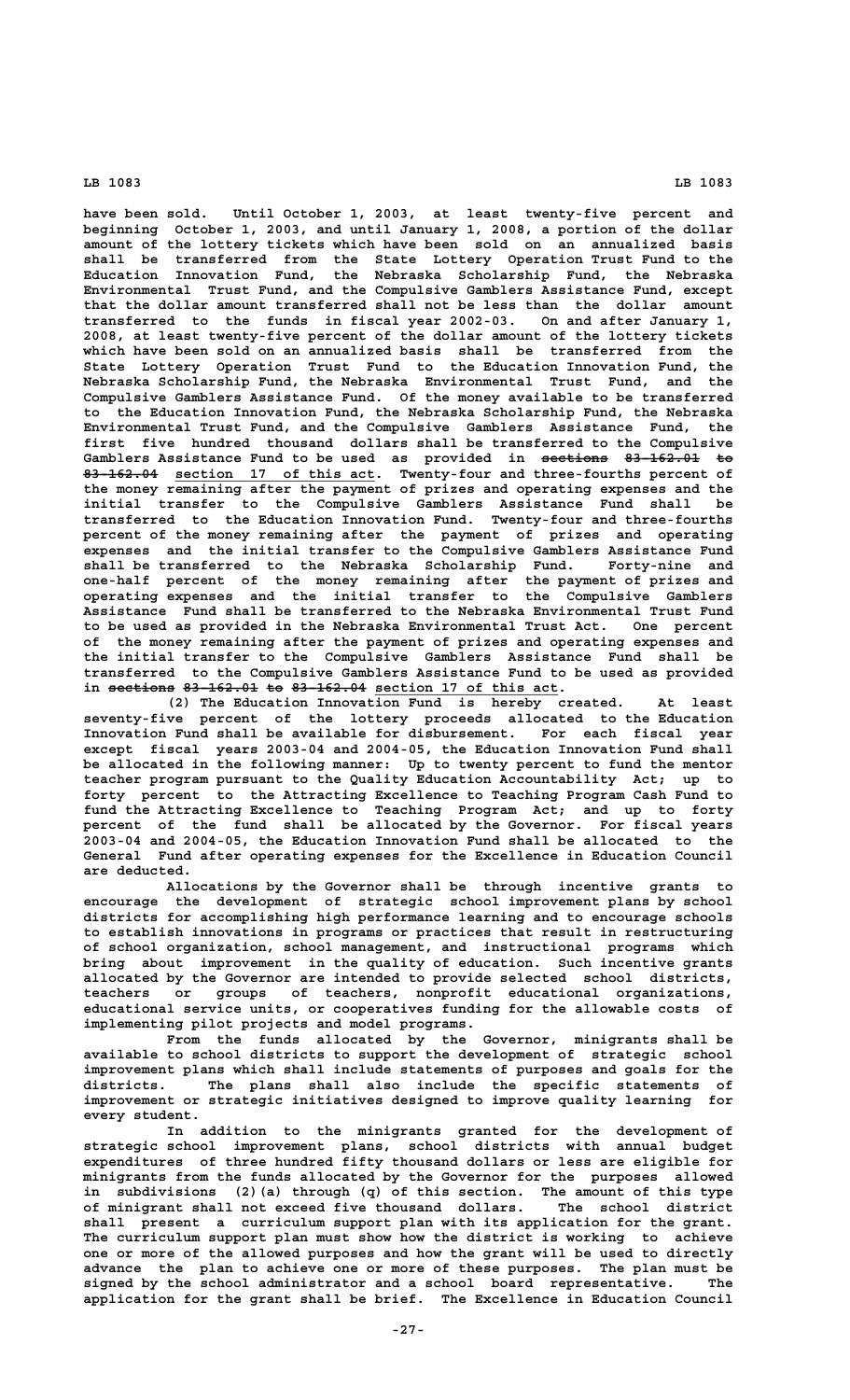have been sold. Until October 1, 2003, at least twenty-five percent and beginning October 1, 2003, and until January 1, 2008, a portion of the dollar amount of the lottery tickets which have been sold on an annualized basis shall be transferred from the State Lottery Operation Trust Fund to the Education Innovation Fund, the Nebraska Scholarship Fund, the Nebraska Environmental Trust Fund, and the Compulsive Gamblers Assistance Fund, except that the dollar amount transferred shall not be less than the dollar amount transferred to the funds in fiscal year 2002-03. On and after January 1, 2008, at least twenty-five percent of the dollar amount of the lottery tickets which have been sold on an annualized basis shall be transferred from the State Lottery Operation Trust Fund to the Education Innovation Fund, the Nebraska Scholarship Fund, the Nebraska Environmental Trust Fund, and the Compulsive Gamblers Assistance Fund. Of the money available to be transferred to the Education Innovation Fund, the Nebraska Scholarship Fund, the Nebraska Environmental Trust Fund, and the Compulsive Gamblers Assistance Fund, the first five hundred thousand dollars shall be transferred to the Compulsive Gamblers Assistance Fund to be used as provided in ~~sections 83-162.01 to 83-162.04~~ section 17 of this act. Twenty-four and three-fourths percent of the money remaining after the payment of prizes and operating expenses and the initial transfer to the Compulsive Gamblers Assistance Fund shall be transferred to the Education Innovation Fund. Twenty-four and three-fourths percent of the money remaining after the payment of prizes and operating expenses and the initial transfer to the Compulsive Gamblers Assistance Fund shall be transferred to the Nebraska Scholarship Fund. Forty-nine and one-half percent of the money remaining after the payment of prizes and operating expenses and the initial transfer to the Compulsive Gamblers Assistance Fund shall be transferred to the Nebraska Environmental Trust Fund to be used as provided in the Nebraska Environmental Trust Act. One percent of the money remaining after the payment of prizes and operating expenses and the initial transfer to the Compulsive Gamblers Assistance Fund shall be transferred to the Compulsive Gamblers Assistance Fund to be used as provided in ~~sections 83-162.01 to 83-162.04~~ section 17 of this act.

(2) The Education Innovation Fund is hereby created. At least seventy-five percent of the lottery proceeds allocated to the Education Innovation Fund shall be available for disbursement. For each fiscal year except fiscal years 2003-04 and 2004-05, the Education Innovation Fund shall be allocated in the following manner: Up to twenty percent to fund the mentor teacher program pursuant to the Quality Education Accountability Act; up to forty percent to the Attracting Excellence to Teaching Program Cash Fund to fund the Attracting Excellence to Teaching Program Act; and up to forty percent of the fund shall be allocated by the Governor. For fiscal years 2003-04 and 2004-05, the Education Innovation Fund shall be allocated to the General Fund after operating expenses for the Excellence in Education Council are deducted.

Allocations by the Governor shall be through incentive grants to encourage the development of strategic school improvement plans by school districts for accomplishing high performance learning and to encourage schools to establish innovations in programs or practices that result in restructuring of school organization, school management, and instructional programs which bring about improvement in the quality of education. Such incentive grants allocated by the Governor are intended to provide selected school districts, teachers or groups of teachers, nonprofit educational organizations, educational service units, or cooperatives funding for the allowable costs of implementing pilot projects and model programs.

From the funds allocated by the Governor, minigrants shall be available to school districts to support the development of strategic school improvement plans which shall include statements of purposes and goals for the districts. The plans shall also include the specific statements of improvement or strategic initiatives designed to improve quality learning for every student.

In addition to the minigrants granted for the development of strategic school improvement plans, school districts with annual budget expenditures of three hundred fifty thousand dollars or less are eligible for minigrants from the funds allocated by the Governor for the purposes allowed in subdivisions (2)(a) through (q) of this section. The amount of this type of minigrant shall not exceed five thousand dollars. The school district shall present a curriculum support plan with its application for the grant. The curriculum support plan must show how the district is working to achieve one or more of the allowed purposes and how the grant will be used to directly advance the plan to achieve one or more of these purposes. The plan must be signed by the school administrator and a school board representative. The application for the grant shall be brief. The Excellence in Education Council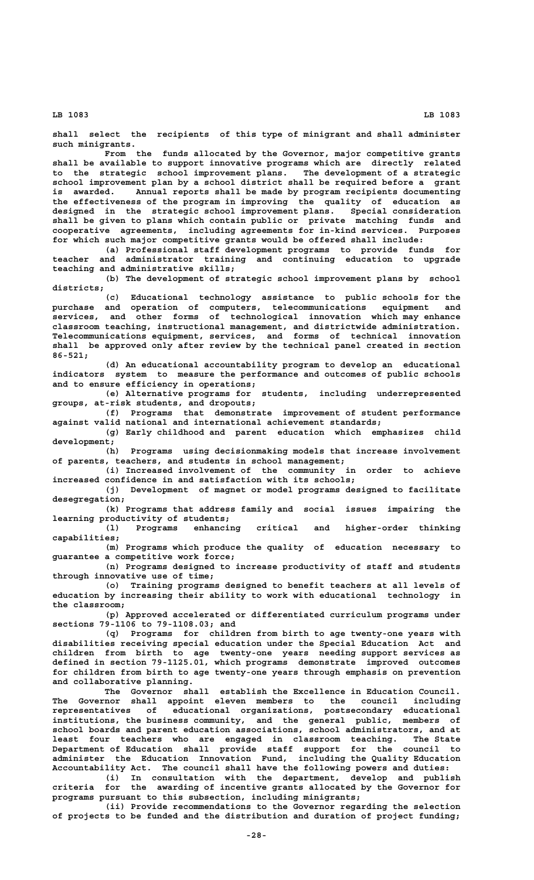shall select the recipients of this type of minigrant and shall administer such minigrants.

From the funds allocated by the Governor, major competitive grants shall be available to support innovative programs which are directly related to the strategic school improvement plans. The development of a strategic school improvement plan by a school district shall be required before a grant is awarded. Annual reports shall be made by program recipients documenting the effectiveness of the program in improving the quality of education as designed in the strategic school improvement plans. Special consideration shall be given to plans which contain public or private matching funds and cooperative agreements, including agreements for in-kind services. Purposes for which such major competitive grants would be offered shall include:

(a) Professional staff development programs to provide funds for teacher and administrator training and continuing education to upgrade teaching and administrative skills;

(b) The development of strategic school improvement plans by school districts;

(c) Educational technology assistance to public schools for the purchase and operation of computers, telecommunications equipment and services, and other forms of technological innovation which may enhance classroom teaching, instructional management, and districtwide administration. Telecommunications equipment, services, and forms of technical innovation shall be approved only after review by the technical panel created in section 86-521;

(d) An educational accountability program to develop an educational indicators system to measure the performance and outcomes of public schools and to ensure efficiency in operations;

(e) Alternative programs for students, including underrepresented groups, at-risk students, and dropouts;

(f) Programs that demonstrate improvement of student performance against valid national and international achievement standards;

(g) Early childhood and parent education which emphasizes child development;

(h) Programs using decisionmaking models that increase involvement of parents, teachers, and students in school management;

(i) Increased involvement of the community in order to achieve increased confidence in and satisfaction with its schools;

(j) Development of magnet or model programs designed to facilitate desegregation;

(k) Programs that address family and social issues impairing the learning productivity of students;

(l) Programs enhancing critical and higher-order thinking capabilities;

(m) Programs which produce the quality of education necessary to guarantee a competitive work force;

(n) Programs designed to increase productivity of staff and students through innovative use of time;

(o) Training programs designed to benefit teachers at all levels of education by increasing their ability to work with educational technology in the classroom;

(p) Approved accelerated or differentiated curriculum programs under sections 79-1106 to 79-1108.03; and

(q) Programs for children from birth to age twenty-one years with disabilities receiving special education under the Special Education Act and children from birth to age twenty-one years needing support services as defined in section 79-1125.01, which programs demonstrate improved outcomes for children from birth to age twenty-one years through emphasis on prevention and collaborative planning.

The Governor shall establish the Excellence in Education Council. The Governor shall appoint eleven members to the council including representatives of educational organizations, postsecondary educational institutions, the business community, and the general public, members of school boards and parent education associations, school administrators, and at least four teachers who are engaged in classroom teaching. The State Department of Education shall provide staff support for the council to administer the Education Innovation Fund, including the Quality Education Accountability Act. The council shall have the following powers and duties:

(i) In consultation with the department, develop and publish criteria for the awarding of incentive grants allocated by the Governor for programs pursuant to this subsection, including minigrants;

(ii) Provide recommendations to the Governor regarding the selection of projects to be funded and the distribution and duration of project funding;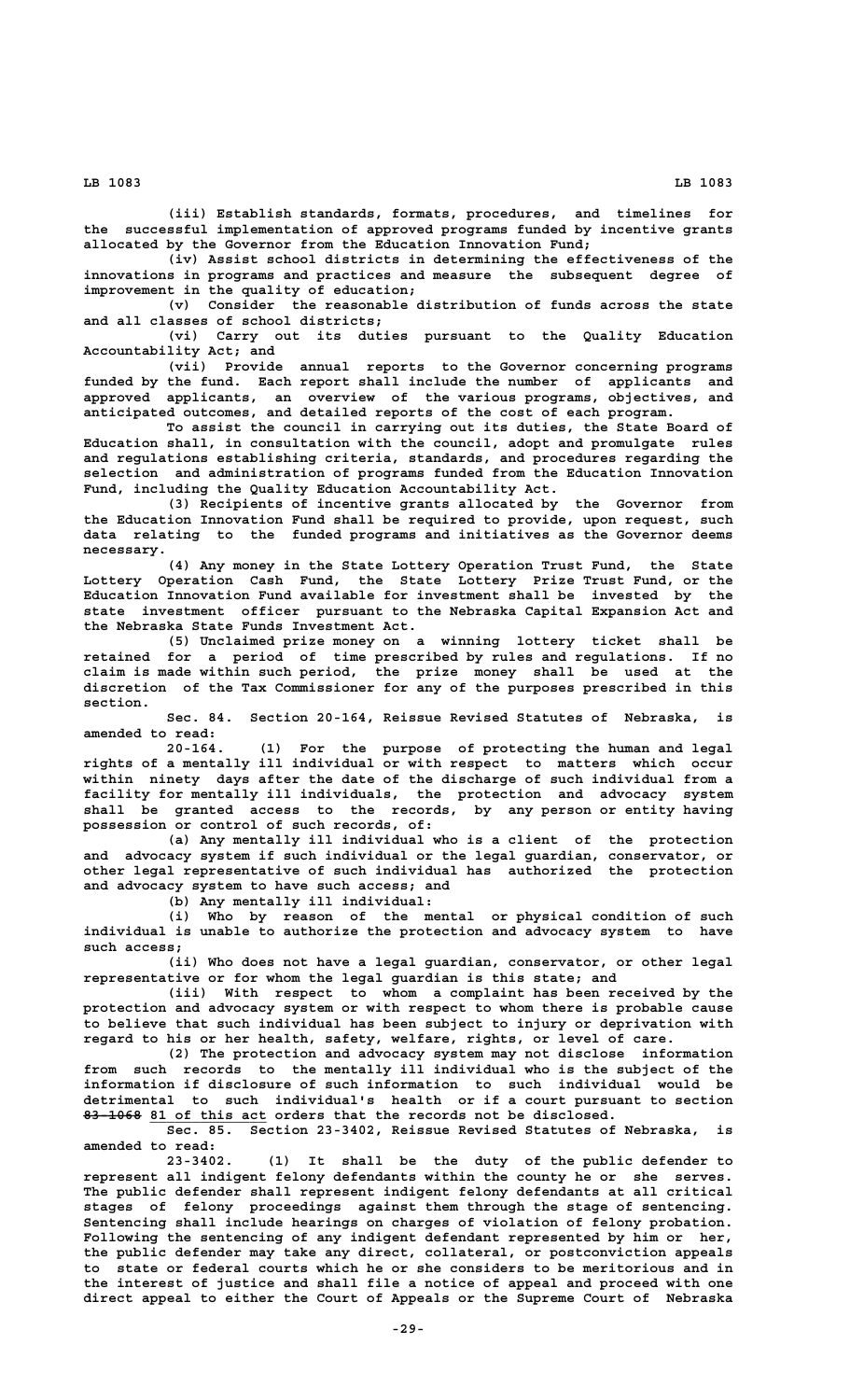(iii) Establish standards, formats, procedures, and timelines for the successful implementation of approved programs funded by incentive grants allocated by the Governor from the Education Innovation Fund;

(iv) Assist school districts in determining the effectiveness of the innovations in programs and practices and measure the subsequent degree of improvement in the quality of education;

(v) Consider the reasonable distribution of funds across the state and all classes of school districts;

(vi) Carry out its duties pursuant to the Quality Education Accountability Act; and

(vii) Provide annual reports to the Governor concerning programs funded by the fund. Each report shall include the number of applicants and approved applicants, an overview of the various programs, objectives, and anticipated outcomes, and detailed reports of the cost of each program.

To assist the council in carrying out its duties, the State Board of Education shall, in consultation with the council, adopt and promulgate rules and regulations establishing criteria, standards, and procedures regarding the selection and administration of programs funded from the Education Innovation Fund, including the Quality Education Accountability Act.

(3) Recipients of incentive grants allocated by the Governor from the Education Innovation Fund shall be required to provide, upon request, such data relating to the funded programs and initiatives as the Governor deems necessary.

(4) Any money in the State Lottery Operation Trust Fund, the State Lottery Operation Cash Fund, the State Lottery Prize Trust Fund, or the Education Innovation Fund available for investment shall be invested by the state investment officer pursuant to the Nebraska Capital Expansion Act and the Nebraska State Funds Investment Act.

(5) Unclaimed prize money on a winning lottery ticket shall be retained for a period of time prescribed by rules and regulations. If no claim is made within such period, the prize money shall be used at the discretion of the Tax Commissioner for any of the purposes prescribed in this section.

Sec. 84. Section 20-164, Reissue Revised Statutes of Nebraska, is amended to read:

20-164. (1) For the purpose of protecting the human and legal rights of a mentally ill individual or with respect to matters which occur within ninety days after the date of the discharge of such individual from a facility for mentally ill individuals, the protection and advocacy system shall be granted access to the records, by any person or entity having possession or control of such records, of:

(a) Any mentally ill individual who is a client of the protection and advocacy system if such individual or the legal guardian, conservator, or other legal representative of such individual has authorized the protection and advocacy system to have such access; and

(b) Any mentally ill individual:

(i) Who by reason of the mental or physical condition of such individual is unable to authorize the protection and advocacy system to have such access;

(ii) Who does not have a legal guardian, conservator, or other legal representative or for whom the legal guardian is this state; and

(iii) With respect to whom a complaint has been received by the protection and advocacy system or with respect to whom there is probable cause to believe that such individual has been subject to injury or deprivation with regard to his or her health, safety, welfare, rights, or level of care.

(2) The protection and advocacy system may not disclose information from such records to the mentally ill individual who is the subject of the information if disclosure of such information to such individual would be detrimental to such individual's health or if a court pursuant to section ~~83-1068~~ 81 of this act orders that the records not be disclosed.

Sec. 85. Section 23-3402, Reissue Revised Statutes of Nebraska, is amended to read:

23-3402. (1) It shall be the duty of the public defender to represent all indigent felony defendants within the county he or she serves. The public defender shall represent indigent felony defendants at all critical stages of felony proceedings against them through the stage of sentencing. Sentencing shall include hearings on charges of violation of felony probation. Following the sentencing of any indigent defendant represented by him or her, the public defender may take any direct, collateral, or postconviction appeals to state or federal courts which he or she considers to be meritorious and in the interest of justice and shall file a notice of appeal and proceed with one direct appeal to either the Court of Appeals or the Supreme Court of Nebraska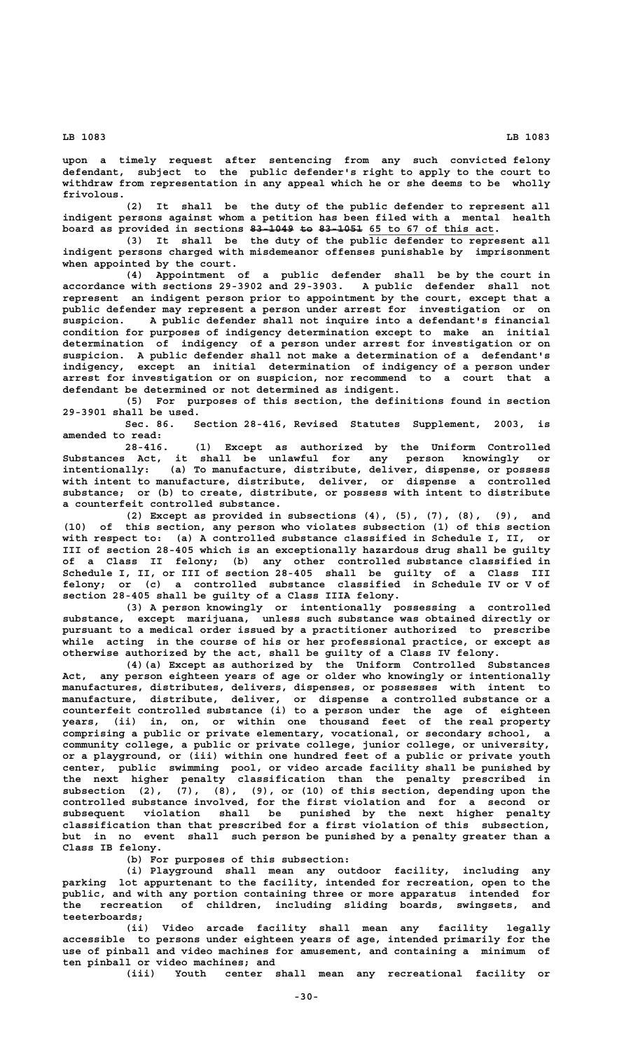upon a timely request after sentencing from any such convicted felony defendant, subject to the public defender's right to apply to the court to withdraw from representation in any appeal which he or she deems to be wholly frivolous.

(2) It shall be the duty of the public defender to represent all indigent persons against whom a petition has been filed with a mental health board as provided in sections ~~83-1049 to 83-1051~~ 65 to 67 of this act.

(3) It shall be the duty of the public defender to represent all indigent persons charged with misdemeanor offenses punishable by imprisonment when appointed by the court.

(4) Appointment of a public defender shall be by the court in accordance with sections 29-3902 and 29-3903. A public defender shall not represent an indigent person prior to appointment by the court, except that a public defender may represent a person under arrest for investigation or on suspicion. A public defender shall not inquire into a defendant's financial condition for purposes of indigency determination except to make an initial determination of indigency of a person under arrest for investigation or on suspicion. A public defender shall not make a determination of a defendant's indigency, except an initial determination of indigency of a person under arrest for investigation or on suspicion, nor recommend to a court that a defendant be determined or not determined as indigent.

(5) For purposes of this section, the definitions found in section 29-3901 shall be used.

Sec. 86. Section 28-416, Revised Statutes Supplement, 2003, is amended to read:

28-416. (1) Except as authorized by the Uniform Controlled Substances Act, it shall be unlawful for any person knowingly or intentionally: (a) To manufacture, distribute, deliver, dispense, or possess with intent to manufacture, distribute, deliver, or dispense a controlled substance; or (b) to create, distribute, or possess with intent to distribute a counterfeit controlled substance.

(2) Except as provided in subsections (4), (5), (7), (8), (9), and (10) of this section, any person who violates subsection (1) of this section with respect to: (a) A controlled substance classified in Schedule I, II, or III of section 28-405 which is an exceptionally hazardous drug shall be guilty of a Class II felony; (b) any other controlled substance classified in Schedule I, II, or III of section 28-405 shall be guilty of a Class III felony; or (c) a controlled substance classified in Schedule IV or V of section 28-405 shall be guilty of a Class IIIA felony.

(3) A person knowingly or intentionally possessing a controlled substance, except marijuana, unless such substance was obtained directly or pursuant to a medical order issued by a practitioner authorized to prescribe while acting in the course of his or her professional practice, or except as otherwise authorized by the act, shall be guilty of a Class IV felony.

(4)(a) Except as authorized by the Uniform Controlled Substances Act, any person eighteen years of age or older who knowingly or intentionally manufactures, distributes, delivers, dispenses, or possesses with intent to manufacture, distribute, deliver, or dispense a controlled substance or a counterfeit controlled substance (i) to a person under the age of eighteen years, (ii) in, on, or within one thousand feet of the real property comprising a public or private elementary, vocational, or secondary school, a community college, a public or private college, junior college, or university, or a playground, or (iii) within one hundred feet of a public or private youth center, public swimming pool, or video arcade facility shall be punished by the next higher penalty classification than the penalty prescribed in subsection (2), (7), (8), (9), or (10) of this section, depending upon the controlled substance involved, for the first violation and for a second or subsequent violation shall be punished by the next higher penalty classification than that prescribed for a first violation of this subsection, but in no event shall such person be punished by a penalty greater than a Class IB felony.

(b) For purposes of this subsection:

(i) Playground shall mean any outdoor facility, including any parking lot appurtenant to the facility, intended for recreation, open to the public, and with any portion containing three or more apparatus intended for the recreation of children, including sliding boards, swingsets, and teeterboards;

(ii) Video arcade facility shall mean any facility legally accessible to persons under eighteen years of age, intended primarily for the use of pinball and video machines for amusement, and containing a minimum of ten pinball or video machines; and

(iii) Youth center shall mean any recreational facility or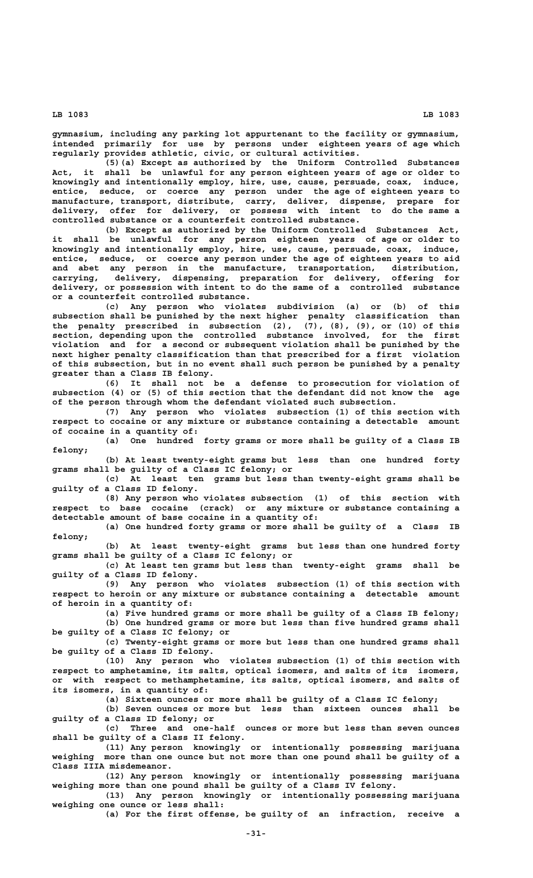gymnasium, including any parking lot appurtenant to the facility or gymnasium, intended primarily for use by persons under eighteen years of age which regularly provides athletic, civic, or cultural activities.

(5)(a) Except as authorized by the Uniform Controlled Substances Act, it shall be unlawful for any person eighteen years of age or older to knowingly and intentionally employ, hire, use, cause, persuade, coax, induce, entice, seduce, or coerce any person under the age of eighteen years to manufacture, transport, distribute, carry, deliver, dispense, prepare for delivery, offer for delivery, or possess with intent to do the same a controlled substance or a counterfeit controlled substance.

(b) Except as authorized by the Uniform Controlled Substances Act, it shall be unlawful for any person eighteen years of age or older to knowingly and intentionally employ, hire, use, cause, persuade, coax, induce, entice, seduce, or coerce any person under the age of eighteen years to aid and abet any person in the manufacture, transportation, distribution, carrying, delivery, dispensing, preparation for delivery, offering for delivery, or possession with intent to do the same of a controlled substance or a counterfeit controlled substance.

(c) Any person who violates subdivision (a) or (b) of this subsection shall be punished by the next higher penalty classification than the penalty prescribed in subsection (2), (7), (8), (9), or (10) of this section, depending upon the controlled substance involved, for the first violation and for a second or subsequent violation shall be punished by the next higher penalty classification than that prescribed for a first violation of this subsection, but in no event shall such person be punished by a penalty greater than a Class IB felony.

(6) It shall not be a defense to prosecution for violation of subsection (4) or (5) of this section that the defendant did not know the age of the person through whom the defendant violated such subsection.

(7) Any person who violates subsection (1) of this section with respect to cocaine or any mixture or substance containing a detectable amount of cocaine in a quantity of:

(a) One hundred forty grams or more shall be guilty of a Class IB felony;

(b) At least twenty-eight grams but less than one hundred forty grams shall be guilty of a Class IC felony; or

(c) At least ten grams but less than twenty-eight grams shall be guilty of a Class ID felony.

(8) Any person who violates subsection (1) of this section with respect to base cocaine (crack) or any mixture or substance containing a detectable amount of base cocaine in a quantity of:

(a) One hundred forty grams or more shall be guilty of a Class IB felony;

(b) At least twenty-eight grams but less than one hundred forty grams shall be guilty of a Class IC felony; or

(c) At least ten grams but less than twenty-eight grams shall be guilty of a Class ID felony.

(9) Any person who violates subsection (1) of this section with respect to heroin or any mixture or substance containing a detectable amount of heroin in a quantity of:

(a) Five hundred grams or more shall be guilty of a Class IB felony;

(b) One hundred grams or more but less than five hundred grams shall be guilty of a Class IC felony; or

(c) Twenty-eight grams or more but less than one hundred grams shall be guilty of a Class ID felony.

(10) Any person who violates subsection (1) of this section with respect to amphetamine, its salts, optical isomers, and salts of its isomers, or with respect to methamphetamine, its salts, optical isomers, and salts of its isomers, in a quantity of:

(a) Sixteen ounces or more shall be guilty of a Class IC felony;

(b) Seven ounces or more but less than sixteen ounces shall be guilty of a Class ID felony; or

(c) Three and one-half ounces or more but less than seven ounces shall be guilty of a Class II felony.

(11) Any person knowingly or intentionally possessing marijuana weighing more than one ounce but not more than one pound shall be guilty of a Class IIIA misdemeanor.

(12) Any person knowingly or intentionally possessing marijuana weighing more than one pound shall be guilty of a Class IV felony.

(13) Any person knowingly or intentionally possessing marijuana weighing one ounce or less shall:

(a) For the first offense, be guilty of an infraction, receive a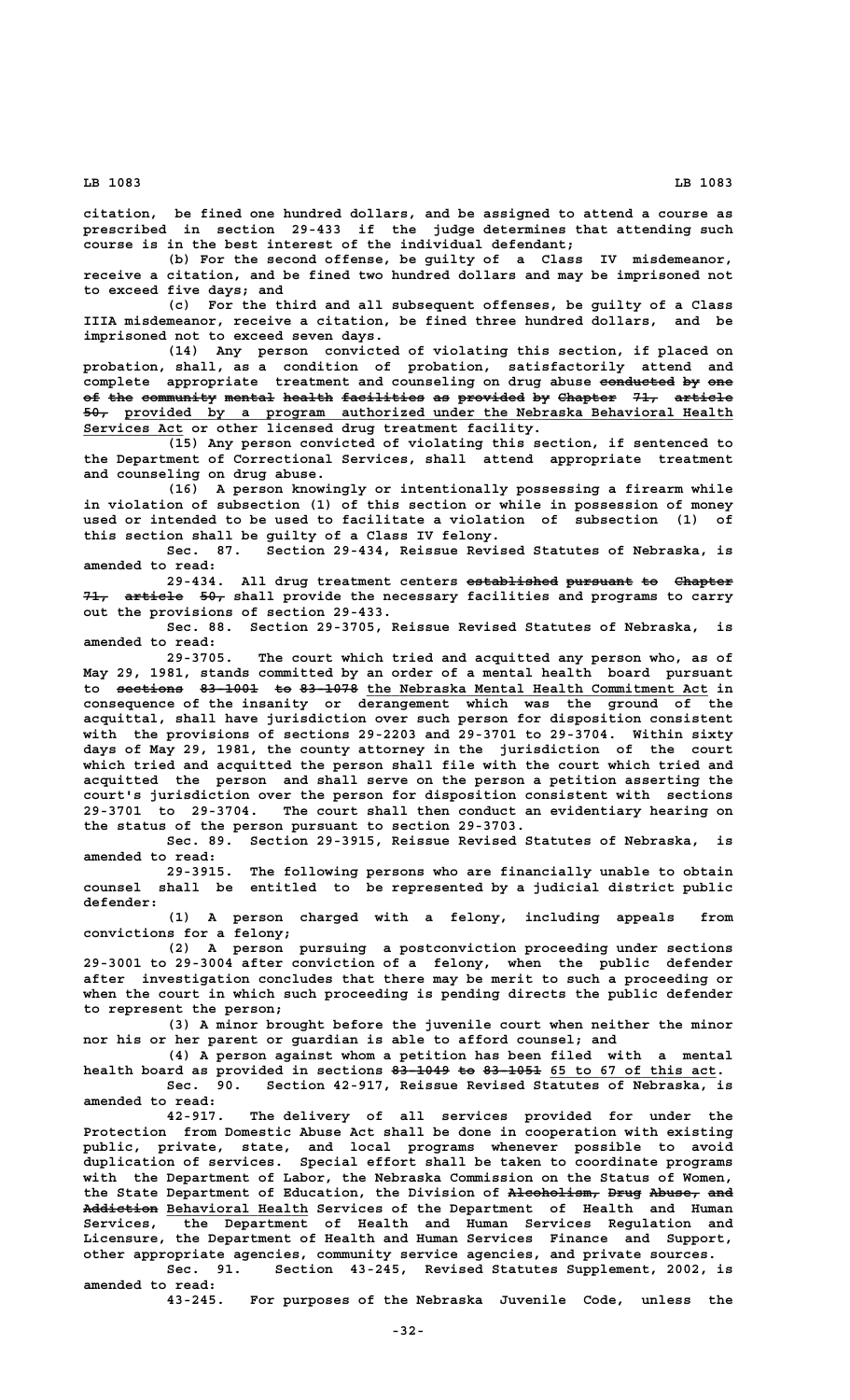citation, be fined one hundred dollars, and be assigned to attend a course as prescribed in section 29-433 if the judge determines that attending such course is in the best interest of the individual defendant;

(b) For the second offense, be guilty of a Class IV misdemeanor, receive a citation, and be fined two hundred dollars and may be imprisoned not to exceed five days; and

(c) For the third and all subsequent offenses, be guilty of a Class IIIA misdemeanor, receive a citation, be fined three hundred dollars, and be imprisoned not to exceed seven days.

(14) Any person convicted of violating this section, if placed on probation, shall, as a condition of probation, satisfactorily attend and complete appropriate treatment and counseling on drug abuse ~~conducted by one of the community mental health facilities as provided by Chapter 71, article 50,~~ provided by a program authorized under the Nebraska Behavioral Health Services Act or other licensed drug treatment facility.

(15) Any person convicted of violating this section, if sentenced to the Department of Correctional Services, shall attend appropriate treatment and counseling on drug abuse.

(16) A person knowingly or intentionally possessing a firearm while in violation of subsection (1) of this section or while in possession of money used or intended to be used to facilitate a violation of subsection (1) of this section shall be guilty of a Class IV felony.

Sec. 87. Section 29-434, Reissue Revised Statutes of Nebraska, is amended to read:

29-434. All drug treatment centers ~~established pursuant to Chapter 71, article 50,~~ shall provide the necessary facilities and programs to carry out the provisions of section 29-433.

Sec. 88. Section 29-3705, Reissue Revised Statutes of Nebraska, is amended to read:

29-3705. The court which tried and acquitted any person who, as of May 29, 1981, stands committed by an order of a mental health board pursuant to ~~sections 83-1001 to 83-1078~~ the Nebraska Mental Health Commitment Act in consequence of the insanity or derangement which was the ground of the acquittal, shall have jurisdiction over such person for disposition consistent with the provisions of sections 29-2203 and 29-3701 to 29-3704. Within sixty days of May 29, 1981, the county attorney in the jurisdiction of the court which tried and acquitted the person shall file with the court which tried and acquitted the person and shall serve on the person a petition asserting the court's jurisdiction over the person for disposition consistent with sections 29-3701 to 29-3704. The court shall then conduct an evidentiary hearing on the status of the person pursuant to section 29-3703.

Sec. 89. Section 29-3915, Reissue Revised Statutes of Nebraska, is amended to read:

29-3915. The following persons who are financially unable to obtain counsel shall be entitled to be represented by a judicial district public defender:

(1) A person charged with a felony, including appeals from convictions for a felony;

(2) A person pursuing a postconviction proceeding under sections 29-3001 to 29-3004 after conviction of a felony, when the public defender after investigation concludes that there may be merit to such a proceeding or when the court in which such proceeding is pending directs the public defender to represent the person;

(3) A minor brought before the juvenile court when neither the minor nor his or her parent or guardian is able to afford counsel; and

(4) A person against whom a petition has been filed with a mental health board as provided in sections ~~83-1049 to 83-1051~~ 65 to 67 of this act.

Sec. 90. Section 42-917, Reissue Revised Statutes of Nebraska, is amended to read:

42-917. The delivery of all services provided for under the Protection from Domestic Abuse Act shall be done in cooperation with existing public, private, state, and local programs whenever possible to avoid duplication of services. Special effort shall be taken to coordinate programs with the Department of Labor, the Nebraska Commission on the Status of Women, the State Department of Education, the Division of ~~Alcoholism, Drug Abuse, and Addiction~~ Behavioral Health Services of the Department of Health and Human Services, the Department of Health and Human Services Regulation and Licensure, the Department of Health and Human Services Finance and Support, other appropriate agencies, community service agencies, and private sources.

Sec. 91. Section 43-245, Revised Statutes Supplement, 2002, is amended to read:

43-245. For purposes of the Nebraska Juvenile Code, unless the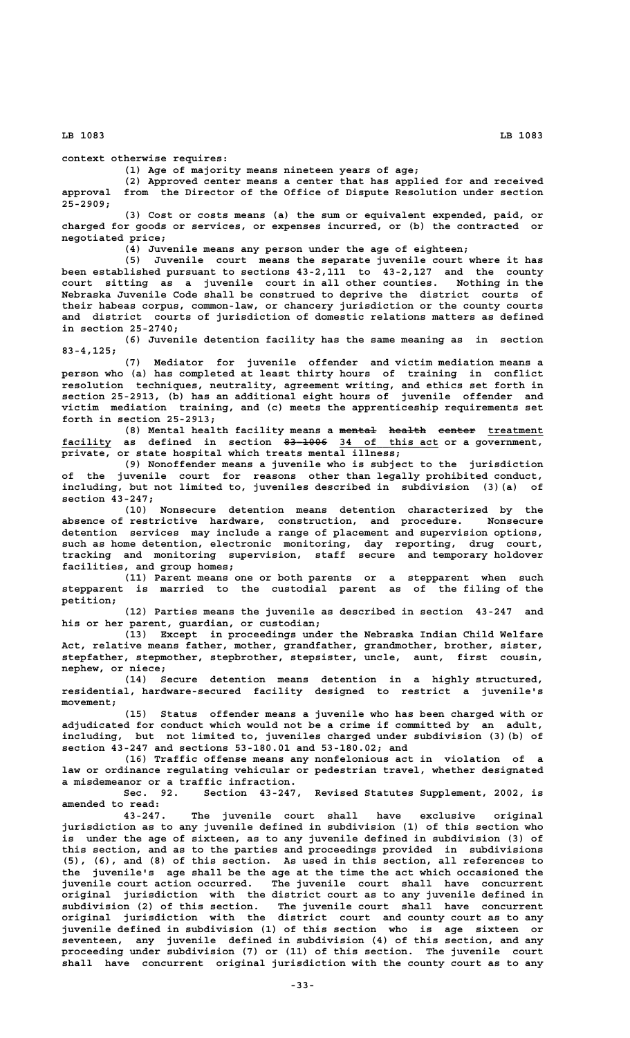context otherwise requires:

(1) Age of majority means nineteen years of age;

(2) Approved center means a center that has applied for and received approval from the Director of the Office of Dispute Resolution under section 25-2909;

(3) Cost or costs means (a) the sum or equivalent expended, paid, or charged for goods or services, or expenses incurred, or (b) the contracted or negotiated price;

(4) Juvenile means any person under the age of eighteen;

(5) Juvenile court means the separate juvenile court where it has been established pursuant to sections 43-2,111 to 43-2,127 and the county court sitting as a juvenile court in all other counties. Nothing in the Nebraska Juvenile Code shall be construed to deprive the district courts of their habeas corpus, common-law, or chancery jurisdiction or the county courts and district courts of jurisdiction of domestic relations matters as defined in section 25-2740;

(6) Juvenile detention facility has the same meaning as in section 83-4,125;

(7) Mediator for juvenile offender and victim mediation means a person who (a) has completed at least thirty hours of training in conflict resolution techniques, neutrality, agreement writing, and ethics set forth in section 25-2913, (b) has an additional eight hours of juvenile offender and victim mediation training, and (c) meets the apprenticeship requirements set forth in section 25-2913;

(8) Mental health facility means a ~~mental health center~~ treatment facility as defined in section ~~83-1006~~ 34 of this act or a government, private, or state hospital which treats mental illness;

(9) Nonoffender means a juvenile who is subject to the jurisdiction of the juvenile court for reasons other than legally prohibited conduct, including, but not limited to, juveniles described in subdivision (3)(a) of section 43-247;

(10) Nonsecure detention means detention characterized by the absence of restrictive hardware, construction, and procedure. Nonsecure detention services may include a range of placement and supervision options, such as home detention, electronic monitoring, day reporting, drug court, tracking and monitoring supervision, staff secure and temporary holdover facilities, and group homes;

(11) Parent means one or both parents or a stepparent when such stepparent is married to the custodial parent as of the filing of the petition;

(12) Parties means the juvenile as described in section 43-247 and his or her parent, guardian, or custodian;

(13) Except in proceedings under the Nebraska Indian Child Welfare Act, relative means father, mother, grandfather, grandmother, brother, sister, stepfather, stepmother, stepbrother, stepsister, uncle, aunt, first cousin, nephew, or niece;

(14) Secure detention means detention in a highly structured, residential, hardware-secured facility designed to restrict a juvenile's movement;

(15) Status offender means a juvenile who has been charged with or adjudicated for conduct which would not be a crime if committed by an adult, including, but not limited to, juveniles charged under subdivision (3)(b) of section 43-247 and sections 53-180.01 and 53-180.02; and

(16) Traffic offense means any nonfelonious act in violation of a law or ordinance regulating vehicular or pedestrian travel, whether designated a misdemeanor or a traffic infraction.

Sec. 92. Section 43-247, Revised Statutes Supplement, 2002, is amended to read:

43-247. The juvenile court shall have exclusive original jurisdiction as to any juvenile defined in subdivision (1) of this section who is under the age of sixteen, as to any juvenile defined in subdivision (3) of this section, and as to the parties and proceedings provided in subdivisions (5), (6), and (8) of this section. As used in this section, all references to the juvenile's age shall be the age at the time the act which occasioned the juvenile court action occurred. The juvenile court shall have concurrent original jurisdiction with the district court as to any juvenile defined in subdivision (2) of this section. The juvenile court shall have concurrent original jurisdiction with the district court and county court as to any juvenile defined in subdivision (1) of this section who is age sixteen or seventeen, any juvenile defined in subdivision (4) of this section, and any proceeding under subdivision (7) or (11) of this section. The juvenile court shall have concurrent original jurisdiction with the county court as to any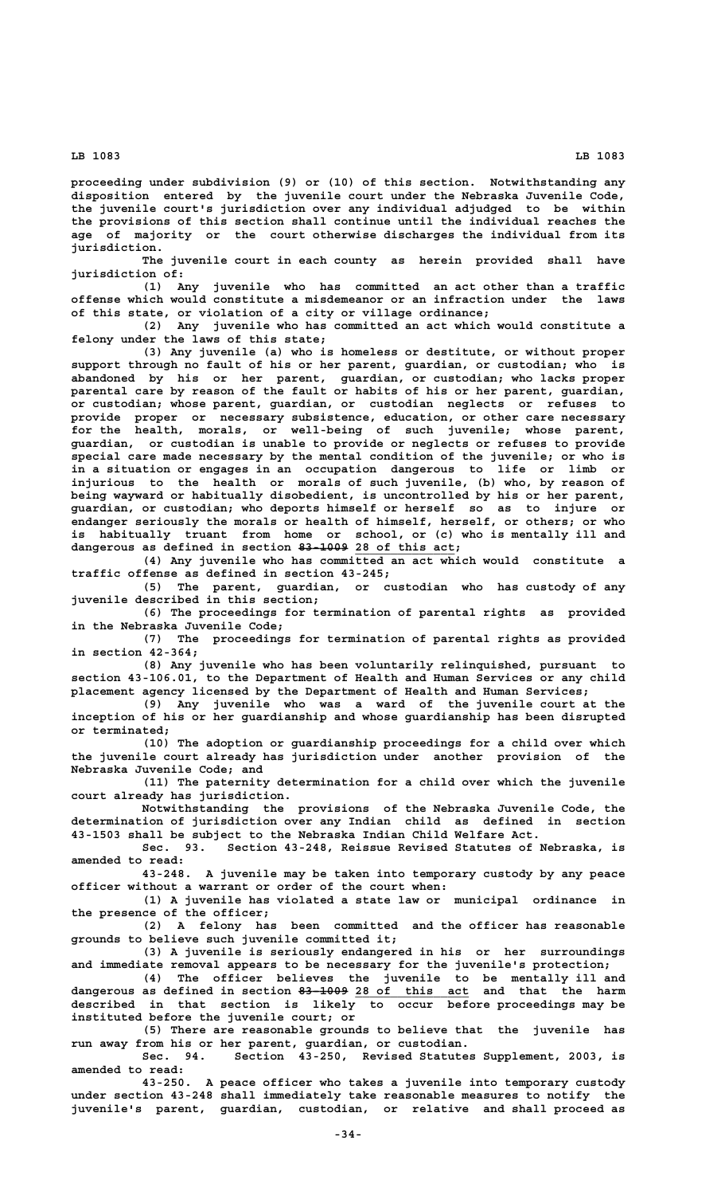proceeding under subdivision (9) or (10) of this section. Notwithstanding any disposition entered by the juvenile court under the Nebraska Juvenile Code, the juvenile court's jurisdiction over any individual adjudged to be within the provisions of this section shall continue until the individual reaches the age of majority or the court otherwise discharges the individual from its jurisdiction.

The juvenile court in each county as herein provided shall have jurisdiction of:

(1) Any juvenile who has committed an act other than a traffic offense which would constitute a misdemeanor or an infraction under the laws of this state, or violation of a city or village ordinance;

(2) Any juvenile who has committed an act which would constitute a felony under the laws of this state;

(3) Any juvenile (a) who is homeless or destitute, or without proper support through no fault of his or her parent, guardian, or custodian; who is abandoned by his or her parent, guardian, or custodian; who lacks proper parental care by reason of the fault or habits of his or her parent, guardian, or custodian; whose parent, guardian, or custodian neglects or refuses to provide proper or necessary subsistence, education, or other care necessary for the health, morals, or well-being of such juvenile; whose parent, guardian, or custodian is unable to provide or neglects or refuses to provide special care made necessary by the mental condition of the juvenile; or who is in a situation or engages in an occupation dangerous to life or limb or injurious to the health or morals of such juvenile, (b) who, by reason of being wayward or habitually disobedient, is uncontrolled by his or her parent, guardian, or custodian; who deports himself or herself so as to injure or endanger seriously the morals or health of himself, herself, or others; or who is habitually truant from home or school, or (c) who is mentally ill and dangerous as defined in section ~~83-1009~~ 28 of this act;

(4) Any juvenile who has committed an act which would constitute a traffic offense as defined in section 43-245;

(5) The parent, guardian, or custodian who has custody of any juvenile described in this section;

(6) The proceedings for termination of parental rights as provided in the Nebraska Juvenile Code;

(7) The proceedings for termination of parental rights as provided in section 42-364;

(8) Any juvenile who has been voluntarily relinquished, pursuant to section 43-106.01, to the Department of Health and Human Services or any child placement agency licensed by the Department of Health and Human Services;

(9) Any juvenile who was a ward of the juvenile court at the inception of his or her guardianship and whose guardianship has been disrupted or terminated;

(10) The adoption or guardianship proceedings for a child over which the juvenile court already has jurisdiction under another provision of the Nebraska Juvenile Code; and

(11) The paternity determination for a child over which the juvenile court already has jurisdiction.

Notwithstanding the provisions of the Nebraska Juvenile Code, the determination of jurisdiction over any Indian child as defined in section 43-1503 shall be subject to the Nebraska Indian Child Welfare Act.

Sec. 93. Section 43-248, Reissue Revised Statutes of Nebraska, is amended to read:

43-248. A juvenile may be taken into temporary custody by any peace officer without a warrant or order of the court when:

(1) A juvenile has violated a state law or municipal ordinance in the presence of the officer;

(2) A felony has been committed and the officer has reasonable grounds to believe such juvenile committed it;

(3) A juvenile is seriously endangered in his or her surroundings and immediate removal appears to be necessary for the juvenile's protection;

(4) The officer believes the juvenile to be mentally ill and dangerous as defined in section ~~83-1009~~ 28 of this act and that the harm described in that section is likely to occur before proceedings may be instituted before the juvenile court; or

(5) There are reasonable grounds to believe that the juvenile has run away from his or her parent, guardian, or custodian.

Sec. 94. Section 43-250, Revised Statutes Supplement, 2003, is amended to read:

43-250. A peace officer who takes a juvenile into temporary custody under section 43-248 shall immediately take reasonable measures to notify the juvenile's parent, guardian, custodian, or relative and shall proceed as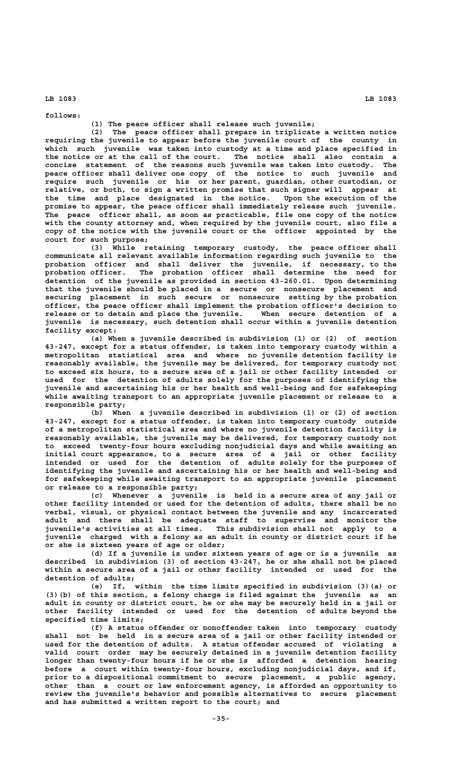follows:

(1) The peace officer shall release such juvenile;

(2) The peace officer shall prepare in triplicate a written notice requiring the juvenile to appear before the juvenile court of the county in which such juvenile was taken into custody at a time and place specified in the notice or at the call of the court. The notice shall also contain a concise statement of the reasons such juvenile was taken into custody. The peace officer shall deliver one copy of the notice to such juvenile and require such juvenile or his or her parent, guardian, other custodian, or relative, or both, to sign a written promise that such signer will appear at the time and place designated in the notice. Upon the execution of the promise to appear, the peace officer shall immediately release such juvenile. The peace officer shall, as soon as practicable, file one copy of the notice with the county attorney and, when required by the juvenile court, also file a copy of the notice with the juvenile court or the officer appointed by the court for such purpose;

(3) While retaining temporary custody, the peace officer shall communicate all relevant available information regarding such juvenile to the probation officer and shall deliver the juvenile, if necessary, to the probation officer. The probation officer shall determine the need for detention of the juvenile as provided in section 43-260.01. Upon determining that the juvenile should be placed in a secure or nonsecure placement and securing placement in such secure or nonsecure setting by the probation officer, the peace officer shall implement the probation officer's decision to release or to detain and place the juvenile. When secure detention of a juvenile is necessary, such detention shall occur within a juvenile detention facility except:

(a) When a juvenile described in subdivision (1) or (2) of section 43-247, except for a status offender, is taken into temporary custody within a metropolitan statistical area and where no juvenile detention facility is reasonably available, the juvenile may be delivered, for temporary custody not to exceed six hours, to a secure area of a jail or other facility intended or used for the detention of adults solely for the purposes of identifying the juvenile and ascertaining his or her health and well-being and for safekeeping while awaiting transport to an appropriate juvenile placement or release to a responsible party;

(b) When a juvenile described in subdivision (1) or (2) of section 43-247, except for a status offender, is taken into temporary custody outside of a metropolitan statistical area and where no juvenile detention facility is reasonably available, the juvenile may be delivered, for temporary custody not to exceed twenty-four hours excluding nonjudicial days and while awaiting an initial court appearance, to a secure area of a jail or other facility intended or used for the detention of adults solely for the purposes of identifying the juvenile and ascertaining his or her health and well-being and for safekeeping while awaiting transport to an appropriate juvenile placement or release to a responsible party;

(c) Whenever a juvenile is held in a secure area of any jail or other facility intended or used for the detention of adults, there shall be no verbal, visual, or physical contact between the juvenile and any incarcerated adult and there shall be adequate staff to supervise and monitor the juvenile's activities at all times. This subdivision shall not apply to a juvenile charged with a felony as an adult in county or district court if he or she is sixteen years of age or older;

(d) If a juvenile is under sixteen years of age or is a juvenile as described in subdivision (3) of section 43-247, he or she shall not be placed within a secure area of a jail or other facility intended or used for the detention of adults;

(e) If, within the time limits specified in subdivision (3)(a) or (3)(b) of this section, a felony charge is filed against the juvenile as an adult in county or district court, he or she may be securely held in a jail or other facility intended or used for the detention of adults beyond the specified time limits;

(f) A status offender or nonoffender taken into temporary custody shall not be held in a secure area of a jail or other facility intended or used for the detention of adults. A status offender accused of violating a valid court order may be securely detained in a juvenile detention facility longer than twenty-four hours if he or she is afforded a detention hearing before a court within twenty-four hours, excluding nonjudicial days, and if, prior to a dispositional commitment to secure placement, a public agency, other than a court or law enforcement agency, is afforded an opportunity to review the juvenile's behavior and possible alternatives to secure placement and has submitted a written report to the court; and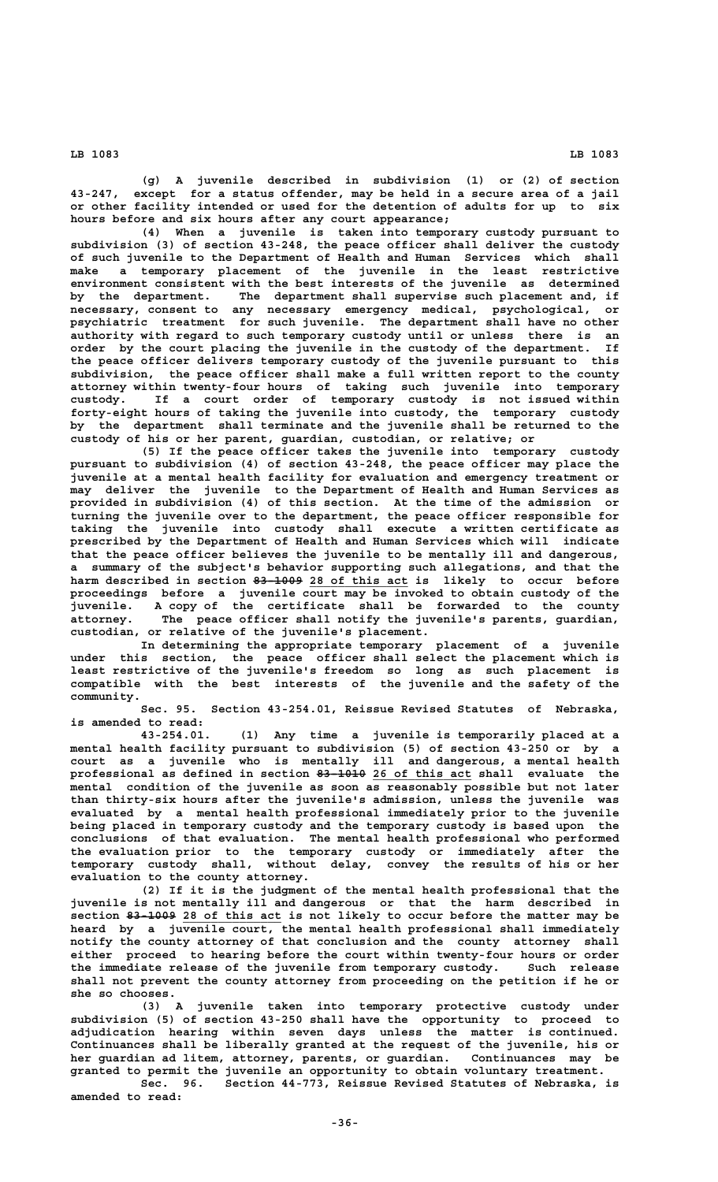(g) A juvenile described in subdivision (1) or (2) of section 43-247, except for a status offender, may be held in a secure area of a jail or other facility intended or used for the detention of adults for up to six hours before and six hours after any court appearance;

(4) When a juvenile is taken into temporary custody pursuant to subdivision (3) of section 43-248, the peace officer shall deliver the custody of such juvenile to the Department of Health and Human Services which shall make a temporary placement of the juvenile in the least restrictive environment consistent with the best interests of the juvenile as determined by the department. The department shall supervise such placement and, if necessary, consent to any necessary emergency medical, psychological, or psychiatric treatment for such juvenile. The department shall have no other authority with regard to such temporary custody until or unless there is an order by the court placing the juvenile in the custody of the department. If the peace officer delivers temporary custody of the juvenile pursuant to this subdivision, the peace officer shall make a full written report to the county attorney within twenty-four hours of taking such juvenile into temporary custody. If a court order of temporary custody is not issued within forty-eight hours of taking the juvenile into custody, the temporary custody by the department shall terminate and the juvenile shall be returned to the custody of his or her parent, guardian, custodian, or relative; or

(5) If the peace officer takes the juvenile into temporary custody pursuant to subdivision (4) of section 43-248, the peace officer may place the juvenile at a mental health facility for evaluation and emergency treatment or may deliver the juvenile to the Department of Health and Human Services as provided in subdivision (4) of this section. At the time of the admission or turning the juvenile over to the department, the peace officer responsible for taking the juvenile into custody shall execute a written certificate as prescribed by the Department of Health and Human Services which will indicate that the peace officer believes the juvenile to be mentally ill and dangerous, a summary of the subject's behavior supporting such allegations, and that the harm described in section ~~83-1009~~ 28 of this act is likely to occur before proceedings before a juvenile court may be invoked to obtain custody of the juvenile. A copy of the certificate shall be forwarded to the county attorney. The peace officer shall notify the juvenile's parents, guardian, custodian, or relative of the juvenile's placement.

In determining the appropriate temporary placement of a juvenile under this section, the peace officer shall select the placement which is least restrictive of the juvenile's freedom so long as such placement is compatible with the best interests of the juvenile and the safety of the community.

Sec. 95. Section 43-254.01, Reissue Revised Statutes of Nebraska, is amended to read:

43-254.01. (1) Any time a juvenile is temporarily placed at a mental health facility pursuant to subdivision (5) of section 43-250 or by a court as a juvenile who is mentally ill and dangerous, a mental health professional as defined in section ~~83-1010~~ 26 of this act shall evaluate the mental condition of the juvenile as soon as reasonably possible but not later than thirty-six hours after the juvenile's admission, unless the juvenile was evaluated by a mental health professional immediately prior to the juvenile being placed in temporary custody and the temporary custody is based upon the conclusions of that evaluation. The mental health professional who performed the evaluation prior to the temporary custody or immediately after the temporary custody shall, without delay, convey the results of his or her evaluation to the county attorney.

(2) If it is the judgment of the mental health professional that the juvenile is not mentally ill and dangerous or that the harm described in section ~~83-1009~~ 28 of this act is not likely to occur before the matter may be heard by a juvenile court, the mental health professional shall immediately notify the county attorney of that conclusion and the county attorney shall either proceed to hearing before the court within twenty-four hours or order the immediate release of the juvenile from temporary custody. Such release shall not prevent the county attorney from proceeding on the petition if he or she so chooses.

(3) A juvenile taken into temporary protective custody under subdivision (5) of section 43-250 shall have the opportunity to proceed to adjudication hearing within seven days unless the matter is continued. Continuances shall be liberally granted at the request of the juvenile, his or her guardian ad litem, attorney, parents, or guardian. Continuances may be granted to permit the juvenile an opportunity to obtain voluntary treatment.

Sec. 96. Section 44-773, Reissue Revised Statutes of Nebraska, is amended to read: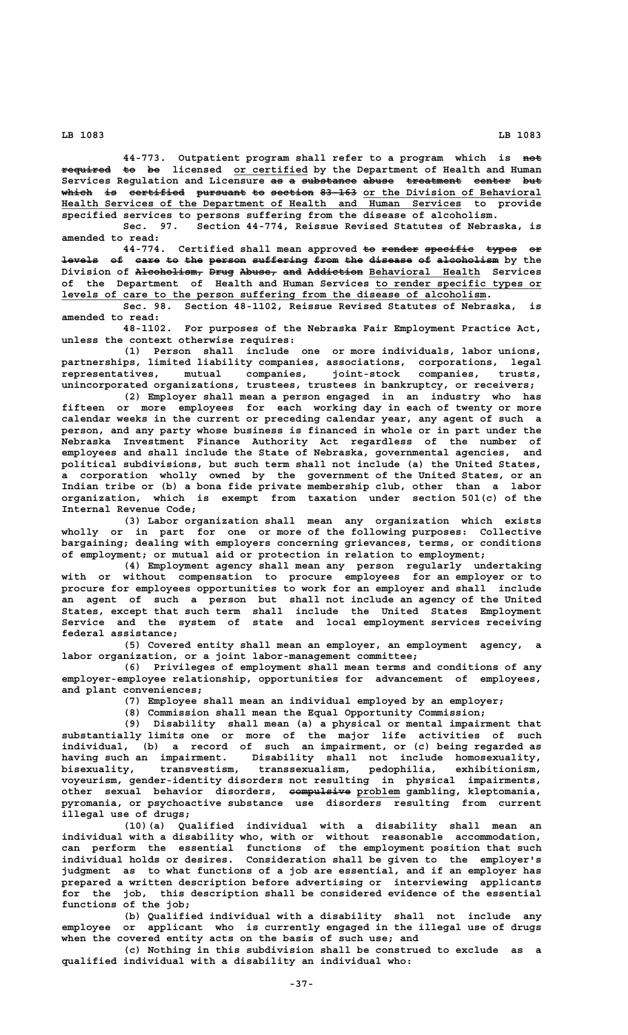44-773. Outpatient program shall refer to a program which is ~~not required to be~~ licensed or certified by the Department of Health and Human Services Regulation and Licensure ~~as a substance abuse treatment center but which is certified pursuant to section 83-163~~ or the Division of Behavioral Health Services of the Department of Health and Human Services to provide specified services to persons suffering from the disease of alcoholism.

Sec. 97. Section 44-774, Reissue Revised Statutes of Nebraska, is amended to read:

44-774. Certified shall mean approved ~~to render specific types or levels of care to the person suffering from the disease of alcoholism~~ by the Division of ~~Alcoholism, Drug Abuse, and Addiction~~ Behavioral Health Services of the Department of Health and Human Services to render specific types or levels of care to the person suffering from the disease of alcoholism.

Sec. 98. Section 48-1102, Reissue Revised Statutes of Nebraska, is amended to read:

48-1102. For purposes of the Nebraska Fair Employment Practice Act, unless the context otherwise requires:

(1) Person shall include one or more individuals, labor unions, partnerships, limited liability companies, associations, corporations, legal representatives, mutual companies, joint-stock companies, trusts, unincorporated organizations, trustees, trustees in bankruptcy, or receivers;

(2) Employer shall mean a person engaged in an industry who has fifteen or more employees for each working day in each of twenty or more calendar weeks in the current or preceding calendar year, any agent of such a person, and any party whose business is financed in whole or in part under the Nebraska Investment Finance Authority Act regardless of the number of employees and shall include the State of Nebraska, governmental agencies, and political subdivisions, but such term shall not include (a) the United States, a corporation wholly owned by the government of the United States, or an Indian tribe or (b) a bona fide private membership club, other than a labor organization, which is exempt from taxation under section 501(c) of the Internal Revenue Code;

(3) Labor organization shall mean any organization which exists wholly or in part for one or more of the following purposes: Collective bargaining; dealing with employers concerning grievances, terms, or conditions of employment; or mutual aid or protection in relation to employment;

(4) Employment agency shall mean any person regularly undertaking with or without compensation to procure employees for an employer or to procure for employees opportunities to work for an employer and shall include an agent of such a person but shall not include an agency of the United States, except that such term shall include the United States Employment Service and the system of state and local employment services receiving federal assistance;

(5) Covered entity shall mean an employer, an employment agency, a labor organization, or a joint labor-management committee;

(6) Privileges of employment shall mean terms and conditions of any employer-employee relationship, opportunities for advancement of employees, and plant conveniences;

(7) Employee shall mean an individual employed by an employer;

(8) Commission shall mean the Equal Opportunity Commission;

(9) Disability shall mean (a) a physical or mental impairment that substantially limits one or more of the major life activities of such individual, (b) a record of such an impairment, or (c) being regarded as having such an impairment. Disability shall not include homosexuality, bisexuality, transvestism, transsexualism, pedophilia, exhibitionism, voyeurism, gender-identity disorders not resulting in physical impairments, other sexual behavior disorders, ~~compulsive~~ problem gambling, kleptomania, pyromania, or psychoactive substance use disorders resulting from current illegal use of drugs;

(10)(a) Qualified individual with a disability shall mean an individual with a disability who, with or without reasonable accommodation, can perform the essential functions of the employment position that such individual holds or desires. Consideration shall be given to the employer's judgment as to what functions of a job are essential, and if an employer has prepared a written description before advertising or interviewing applicants for the job, this description shall be considered evidence of the essential functions of the job;

(b) Qualified individual with a disability shall not include any employee or applicant who is currently engaged in the illegal use of drugs when the covered entity acts on the basis of such use; and

(c) Nothing in this subdivision shall be construed to exclude as a qualified individual with a disability an individual who: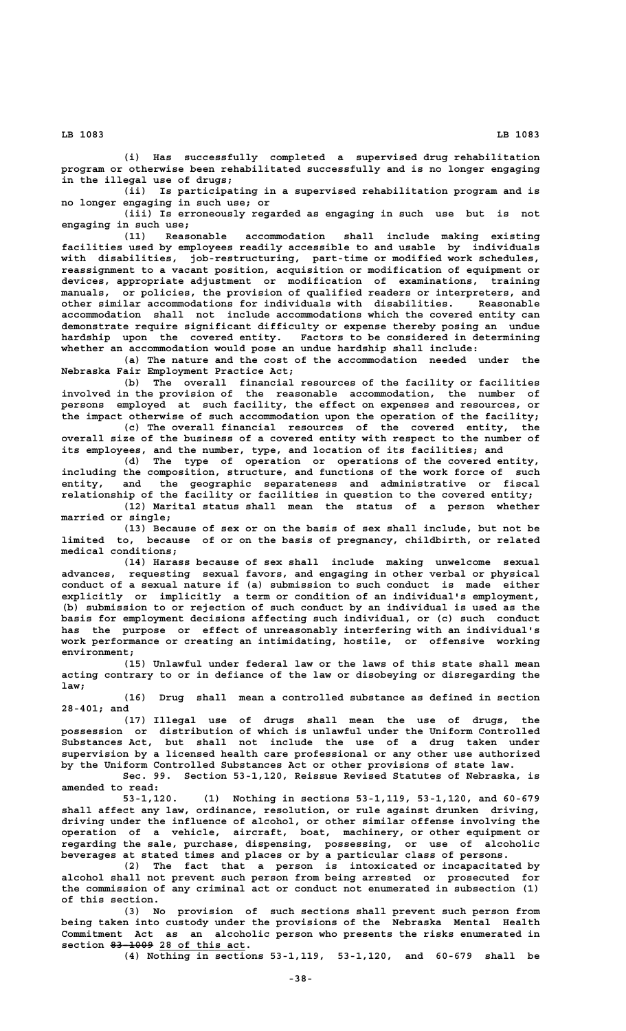(i) Has successfully completed a supervised drug rehabilitation program or otherwise been rehabilitated successfully and is no longer engaging in the illegal use of drugs;

(ii) Is participating in a supervised rehabilitation program and is no longer engaging in such use; or

(iii) Is erroneously regarded as engaging in such use but is not engaging in such use;

(11) Reasonable accommodation shall include making existing facilities used by employees readily accessible to and usable by individuals with disabilities, job-restructuring, part-time or modified work schedules, reassignment to a vacant position, acquisition or modification of equipment or devices, appropriate adjustment or modification of examinations, training manuals, or policies, the provision of qualified readers or interpreters, and other similar accommodations for individuals with disabilities. Reasonable accommodation shall not include accommodations which the covered entity can demonstrate require significant difficulty or expense thereby posing an undue hardship upon the covered entity. Factors to be considered in determining whether an accommodation would pose an undue hardship shall include:

(a) The nature and the cost of the accommodation needed under the Nebraska Fair Employment Practice Act;

(b) The overall financial resources of the facility or facilities involved in the provision of the reasonable accommodation, the number of persons employed at such facility, the effect on expenses and resources, or the impact otherwise of such accommodation upon the operation of the facility;

(c) The overall financial resources of the covered entity, the overall size of the business of a covered entity with respect to the number of its employees, and the number, type, and location of its facilities; and

(d) The type of operation or operations of the covered entity, including the composition, structure, and functions of the work force of such entity, and the geographic separateness and administrative or fiscal relationship of the facility or facilities in question to the covered entity;

(12) Marital status shall mean the status of a person whether married or single;

(13) Because of sex or on the basis of sex shall include, but not be limited to, because of or on the basis of pregnancy, childbirth, or related medical conditions;

(14) Harass because of sex shall include making unwelcome sexual advances, requesting sexual favors, and engaging in other verbal or physical conduct of a sexual nature if (a) submission to such conduct is made either explicitly or implicitly a term or condition of an individual's employment, (b) submission to or rejection of such conduct by an individual is used as the basis for employment decisions affecting such individual, or (c) such conduct has the purpose or effect of unreasonably interfering with an individual's work performance or creating an intimidating, hostile, or offensive working environment;

(15) Unlawful under federal law or the laws of this state shall mean acting contrary to or in defiance of the law or disobeying or disregarding the law;

(16) Drug shall mean a controlled substance as defined in section 28-401; and

(17) Illegal use of drugs shall mean the use of drugs, the possession or distribution of which is unlawful under the Uniform Controlled Substances Act, but shall not include the use of a drug taken under supervision by a licensed health care professional or any other use authorized by the Uniform Controlled Substances Act or other provisions of state law.

Sec. 99. Section 53-1,120, Reissue Revised Statutes of Nebraska, is amended to read:

53-1,120. (1) Nothing in sections 53-1,119, 53-1,120, and 60-679 shall affect any law, ordinance, resolution, or rule against drunken driving, driving under the influence of alcohol, or other similar offense involving the operation of a vehicle, aircraft, boat, machinery, or other equipment or regarding the sale, purchase, dispensing, possessing, or use of alcoholic beverages at stated times and places or by a particular class of persons.

(2) The fact that a person is intoxicated or incapacitated by alcohol shall not prevent such person from being arrested or prosecuted for the commission of any criminal act or conduct not enumerated in subsection (1) of this section.

(3) No provision of such sections shall prevent such person from being taken into custody under the provisions of the Nebraska Mental Health Commitment Act as an alcoholic person who presents the risks enumerated in section ~~83-1009~~ 28 of this act.

(4) Nothing in sections 53-1,119, 53-1,120, and 60-679 shall be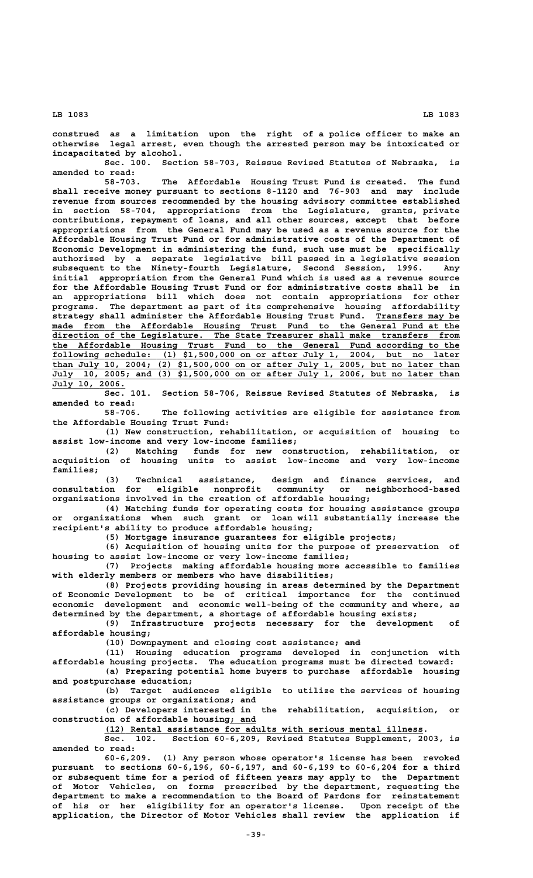construed as a limitation upon the right of a police officer to make an otherwise legal arrest, even though the arrested person may be intoxicated or incapacitated by alcohol.

Sec. 100. Section 58-703, Reissue Revised Statutes of Nebraska, is amended to read:

58-703. The Affordable Housing Trust Fund is created. The fund shall receive money pursuant to sections 8-1120 and 76-903 and may include revenue from sources recommended by the housing advisory committee established in section 58-704, appropriations from the Legislature, grants, private contributions, repayment of loans, and all other sources, except that before appropriations from the General Fund may be used as a revenue source for the Affordable Housing Trust Fund or for administrative costs of the Department of Economic Development in administering the fund, such use must be specifically authorized by a separate legislative bill passed in a legislative session subsequent to the Ninety-fourth Legislature, Second Session, 1996. Any initial appropriation from the General Fund which is used as a revenue source for the Affordable Housing Trust Fund or for administrative costs shall be in an appropriations bill which does not contain appropriations for other programs. The department as part of its comprehensive housing affordability strategy shall administer the Affordable Housing Trust Fund. Transfers may be made from the Affordable Housing Trust Fund to the General Fund at the direction of the Legislature. The State Treasurer shall make transfers from the Affordable Housing Trust Fund to the General Fund according to the following schedule: (1) $1,500,000 on or after July 1, 2004, but no later than July 10, 2004; (2) $1,500,000 on or after July 1, 2005, but no later than July 10, 2005; and (3) $1,500,000 on or after July 1, 2006, but no later than July 10, 2006.

Sec. 101. Section 58-706, Reissue Revised Statutes of Nebraska, is amended to read:

58-706. The following activities are eligible for assistance from the Affordable Housing Trust Fund:

(1) New construction, rehabilitation, or acquisition of housing to assist low-income and very low-income families;

(2) Matching funds for new construction, rehabilitation, or acquisition of housing units to assist low-income and very low-income families;

(3) Technical assistance, design and finance services, and consultation for eligible nonprofit community or neighborhood-based organizations involved in the creation of affordable housing;

(4) Matching funds for operating costs for housing assistance groups or organizations when such grant or loan will substantially increase the recipient's ability to produce affordable housing;

(5) Mortgage insurance guarantees for eligible projects;

(6) Acquisition of housing units for the purpose of preservation of housing to assist low-income or very low-income families;

(7) Projects making affordable housing more accessible to families with elderly members or members who have disabilities;

(8) Projects providing housing in areas determined by the Department of Economic Development to be of critical importance for the continued economic development and economic well-being of the community and where, as determined by the department, a shortage of affordable housing exists;

(9) Infrastructure projects necessary for the development of affordable housing;

(10) Downpayment and closing cost assistance; ~~and~~

(11) Housing education programs developed in conjunction with affordable housing projects. The education programs must be directed toward:

(a) Preparing potential home buyers to purchase affordable housing and postpurchase education;

(b) Target audiences eligible to utilize the services of housing assistance groups or organizations; and

(c) Developers interested in the rehabilitation, acquisition, or construction of affordable housing; and

(12) Rental assistance for adults with serious mental illness.

Sec. 102. Section 60-6,209, Revised Statutes Supplement, 2003, is amended to read:

60-6,209. (1) Any person whose operator's license has been revoked pursuant to sections 60-6,196, 60-6,197, and 60-6,199 to 60-6,204 for a third or subsequent time for a period of fifteen years may apply to the Department of Motor Vehicles, on forms prescribed by the department, requesting the department to make a recommendation to the Board of Pardons for reinstatement of his or her eligibility for an operator's license. Upon receipt of the application, the Director of Motor Vehicles shall review the application if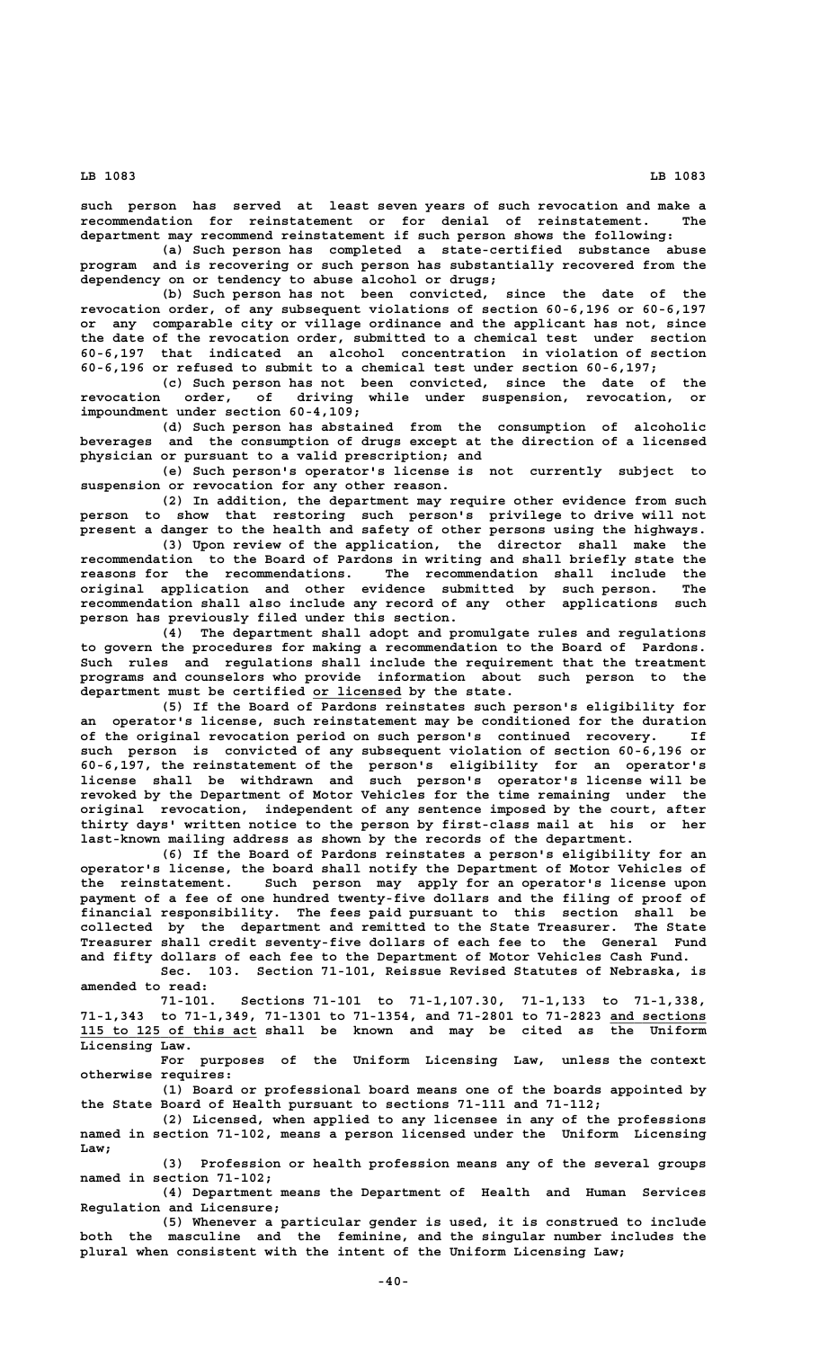such person has served at least seven years of such revocation and make a recommendation for reinstatement or for denial of reinstatement. The department may recommend reinstatement if such person shows the following:

(a) Such person has completed a state-certified substance abuse program and is recovering or such person has substantially recovered from the dependency on or tendency to abuse alcohol or drugs;

(b) Such person has not been convicted, since the date of the revocation order, of any subsequent violations of section 60-6,196 or 60-6,197 or any comparable city or village ordinance and the applicant has not, since the date of the revocation order, submitted to a chemical test under section 60-6,197 that indicated an alcohol concentration in violation of section 60-6,196 or refused to submit to a chemical test under section 60-6,197;

(c) Such person has not been convicted, since the date of the revocation order, of driving while under suspension, revocation, or impoundment under section 60-4,109;

(d) Such person has abstained from the consumption of alcoholic beverages and the consumption of drugs except at the direction of a licensed physician or pursuant to a valid prescription; and

(e) Such person's operator's license is not currently subject to suspension or revocation for any other reason.

(2) In addition, the department may require other evidence from such person to show that restoring such person's privilege to drive will not present a danger to the health and safety of other persons using the highways.

(3) Upon review of the application, the director shall make the recommendation to the Board of Pardons in writing and shall briefly state the reasons for the recommendations. The recommendation shall include the original application and other evidence submitted by such person. The recommendation shall also include any record of any other applications such person has previously filed under this section.

(4) The department shall adopt and promulgate rules and regulations to govern the procedures for making a recommendation to the Board of Pardons. Such rules and regulations shall include the requirement that the treatment programs and counselors who provide information about such person to the department must be certified or licensed by the state.

(5) If the Board of Pardons reinstates such person's eligibility for an operator's license, such reinstatement may be conditioned for the duration of the original revocation period on such person's continued recovery. If such person is convicted of any subsequent violation of section 60-6,196 or 60-6,197, the reinstatement of the person's eligibility for an operator's license shall be withdrawn and such person's operator's license will be revoked by the Department of Motor Vehicles for the time remaining under the original revocation, independent of any sentence imposed by the court, after thirty days' written notice to the person by first-class mail at his or her last-known mailing address as shown by the records of the department.

(6) If the Board of Pardons reinstates a person's eligibility for an operator's license, the board shall notify the Department of Motor Vehicles of the reinstatement. Such person may apply for an operator's license upon payment of a fee of one hundred twenty-five dollars and the filing of proof of financial responsibility. The fees paid pursuant to this section shall be collected by the department and remitted to the State Treasurer. The State Treasurer shall credit seventy-five dollars of each fee to the General Fund and fifty dollars of each fee to the Department of Motor Vehicles Cash Fund.

Sec. 103. Section 71-101, Reissue Revised Statutes of Nebraska, is amended to read:

71-101. Sections 71-101 to 71-1,107.30, 71-1,133 to 71-1,338, 71-1,343 to 71-1,349, 71-1301 to 71-1354, and 71-2801 to 71-2823 and sections 115 to 125 of this act shall be known and may be cited as the Uniform Licensing Law.

For purposes of the Uniform Licensing Law, unless the context otherwise requires:

(1) Board or professional board means one of the boards appointed by the State Board of Health pursuant to sections 71-111 and 71-112;

(2) Licensed, when applied to any licensee in any of the professions named in section 71-102, means a person licensed under the Uniform Licensing Law;

(3) Profession or health profession means any of the several groups named in section 71-102;

(4) Department means the Department of Health and Human Services Regulation and Licensure;

(5) Whenever a particular gender is used, it is construed to include both the masculine and the feminine, and the singular number includes the plural when consistent with the intent of the Uniform Licensing Law;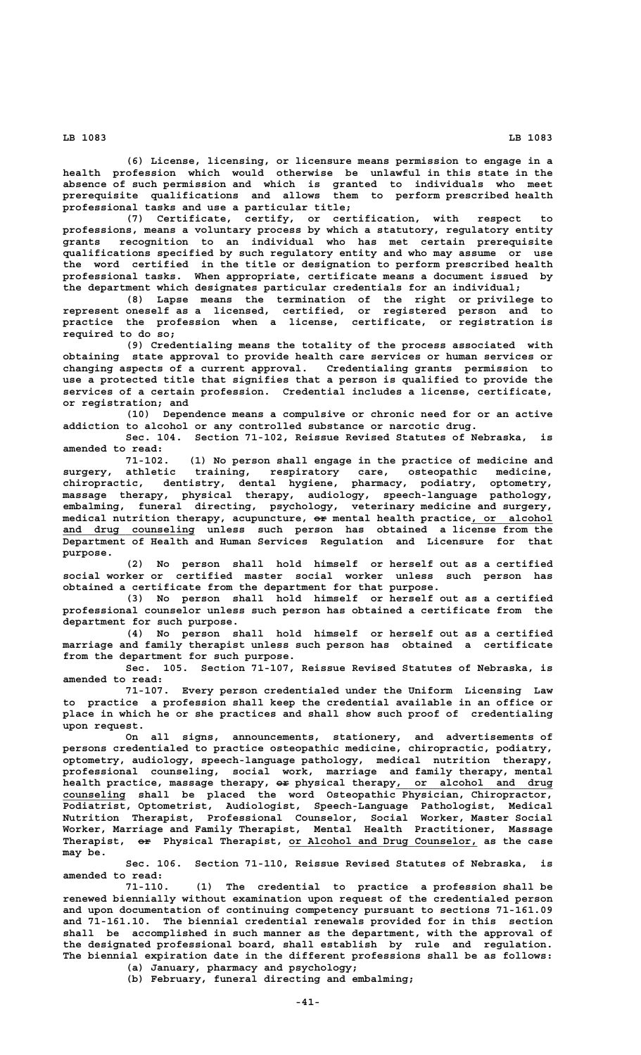(6) License, licensing, or licensure means permission to engage in a health profession which would otherwise be unlawful in this state in the absence of such permission and which is granted to individuals who meet prerequisite qualifications and allows them to perform prescribed health professional tasks and use a particular title;

(7) Certificate, certify, or certification, with respect to professions, means a voluntary process by which a statutory, regulatory entity grants recognition to an individual who has met certain prerequisite qualifications specified by such regulatory entity and who may assume or use the word certified in the title or designation to perform prescribed health professional tasks. When appropriate, certificate means a document issued by the department which designates particular credentials for an individual;

(8) Lapse means the termination of the right or privilege to represent oneself as a licensed, certified, or registered person and to practice the profession when a license, certificate, or registration is required to do so;

(9) Credentialing means the totality of the process associated with obtaining state approval to provide health care services or human services or changing aspects of a current approval. Credentialing grants permission to use a protected title that signifies that a person is qualified to provide the services of a certain profession. Credential includes a license, certificate, or registration; and

(10) Dependence means a compulsive or chronic need for or an active addiction to alcohol or any controlled substance or narcotic drug.

Sec. 104. Section 71-102, Reissue Revised Statutes of Nebraska, is amended to read:

71-102. (1) No person shall engage in the practice of medicine and surgery, athletic training, respiratory care, osteopathic medicine, chiropractic, dentistry, dental hygiene, pharmacy, podiatry, optometry, massage therapy, physical therapy, audiology, speech-language pathology, embalming, funeral directing, psychology, veterinary medicine and surgery, medical nutrition therapy, acupuncture, ~~or~~ mental health practice, or alcohol and drug counseling unless such person has obtained a license from the Department of Health and Human Services Regulation and Licensure for that purpose.

(2) No person shall hold himself or herself out as a certified social worker or certified master social worker unless such person has obtained a certificate from the department for that purpose.

(3) No person shall hold himself or herself out as a certified professional counselor unless such person has obtained a certificate from the department for such purpose.

(4) No person shall hold himself or herself out as a certified marriage and family therapist unless such person has obtained a certificate from the department for such purpose.

Sec. 105. Section 71-107, Reissue Revised Statutes of Nebraska, is amended to read:

71-107. Every person credentialed under the Uniform Licensing Law to practice a profession shall keep the credential available in an office or place in which he or she practices and shall show such proof of credentialing upon request.

On all signs, announcements, stationery, and advertisements of persons credentialed to practice osteopathic medicine, chiropractic, podiatry, optometry, audiology, speech-language pathology, medical nutrition therapy, professional counseling, social work, marriage and family therapy, mental health practice, massage therapy, ~~or~~ physical therapy, or alcohol and drug counseling shall be placed the word Osteopathic Physician, Chiropractor, Podiatrist, Optometrist, Audiologist, Speech-Language Pathologist, Medical Nutrition Therapist, Professional Counselor, Social Worker, Master Social Worker, Marriage and Family Therapist, Mental Health Practitioner, Massage Therapist, ~~or~~ Physical Therapist, or Alcohol and Drug Counselor, as the case may be.

Sec. 106. Section 71-110, Reissue Revised Statutes of Nebraska, is amended to read:

71-110. (1) The credential to practice a profession shall be renewed biennially without examination upon request of the credentialed person and upon documentation of continuing competency pursuant to sections 71-161.09 and 71-161.10. The biennial credential renewals provided for in this section shall be accomplished in such manner as the department, with the approval of the designated professional board, shall establish by rule and regulation. The biennial expiration date in the different professions shall be as follows:

(a) January, pharmacy and psychology;

(b) February, funeral directing and embalming;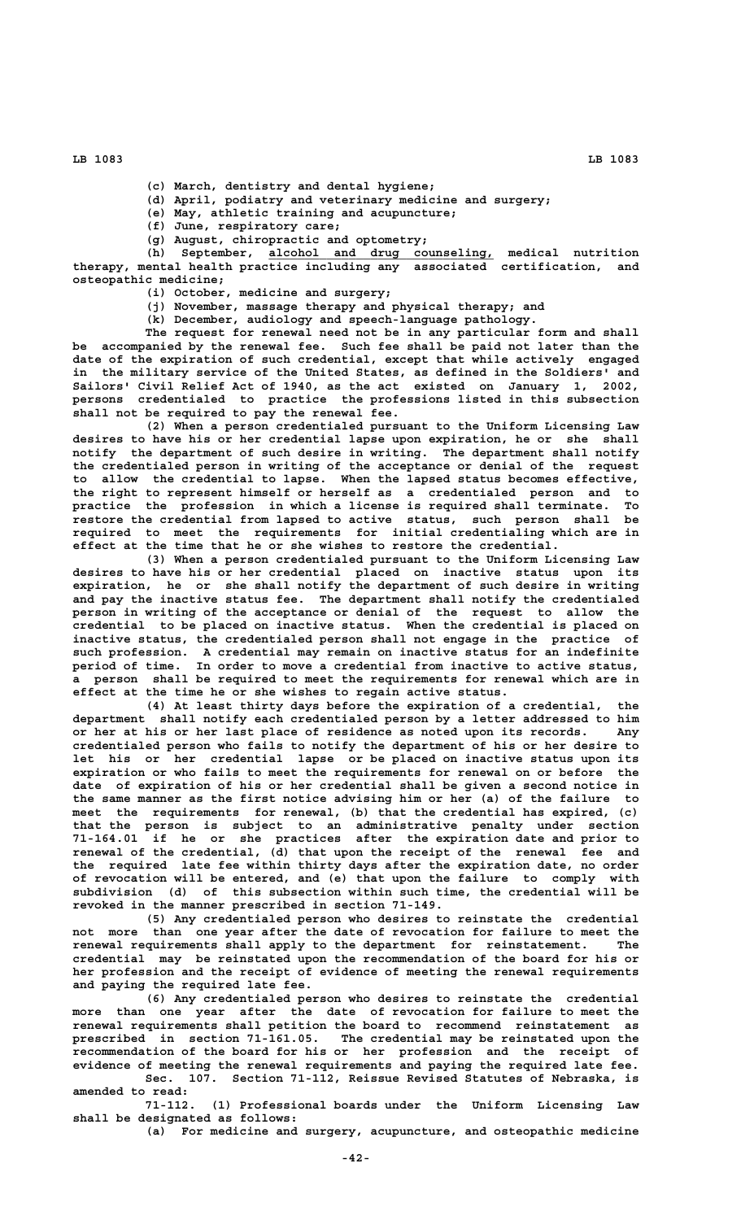(c) March, dentistry and dental hygiene;

(d) April, podiatry and veterinary medicine and surgery;

(e) May, athletic training and acupuncture;

(f) June, respiratory care;

(g) August, chiropractic and optometry;

(h) September, alcohol and drug counseling, medical nutrition therapy, mental health practice including any associated certification, and osteopathic medicine;

(i) October, medicine and surgery;

(j) November, massage therapy and physical therapy; and

(k) December, audiology and speech-language pathology.

The request for renewal need not be in any particular form and shall be accompanied by the renewal fee. Such fee shall be paid not later than the date of the expiration of such credential, except that while actively engaged in the military service of the United States, as defined in the Soldiers' and Sailors' Civil Relief Act of 1940, as the act existed on January 1, 2002, persons credentialed to practice the professions listed in this subsection shall not be required to pay the renewal fee.

(2) When a person credentialed pursuant to the Uniform Licensing Law desires to have his or her credential lapse upon expiration, he or she shall notify the department of such desire in writing. The department shall notify the credentialed person in writing of the acceptance or denial of the request to allow the credential to lapse. When the lapsed status becomes effective, the right to represent himself or herself as a credentialed person and to practice the profession in which a license is required shall terminate. To restore the credential from lapsed to active status, such person shall be required to meet the requirements for initial credentialing which are in effect at the time that he or she wishes to restore the credential.

(3) When a person credentialed pursuant to the Uniform Licensing Law desires to have his or her credential placed on inactive status upon its expiration, he or she shall notify the department of such desire in writing and pay the inactive status fee. The department shall notify the credentialed person in writing of the acceptance or denial of the request to allow the credential to be placed on inactive status. When the credential is placed on inactive status, the credentialed person shall not engage in the practice of such profession. A credential may remain on inactive status for an indefinite period of time. In order to move a credential from inactive to active status, a person shall be required to meet the requirements for renewal which are in effect at the time he or she wishes to regain active status.

(4) At least thirty days before the expiration of a credential, the department shall notify each credentialed person by a letter addressed to him or her at his or her last place of residence as noted upon its records. Any credentialed person who fails to notify the department of his or her desire to let his or her credential lapse or be placed on inactive status upon its expiration or who fails to meet the requirements for renewal on or before the date of expiration of his or her credential shall be given a second notice in the same manner as the first notice advising him or her (a) of the failure to meet the requirements for renewal, (b) that the credential has expired, (c) that the person is subject to an administrative penalty under section 71-164.01 if he or she practices after the expiration date and prior to renewal of the credential, (d) that upon the receipt of the renewal fee and the required late fee within thirty days after the expiration date, no order of revocation will be entered, and (e) that upon the failure to comply with subdivision (d) of this subsection within such time, the credential will be revoked in the manner prescribed in section 71-149.

(5) Any credentialed person who desires to reinstate the credential not more than one year after the date of revocation for failure to meet the renewal requirements shall apply to the department for reinstatement. The credential may be reinstated upon the recommendation of the board for his or her profession and the receipt of evidence of meeting the renewal requirements and paying the required late fee.

(6) Any credentialed person who desires to reinstate the credential more than one year after the date of revocation for failure to meet the renewal requirements shall petition the board to recommend reinstatement as prescribed in section 71-161.05. The credential may be reinstated upon the recommendation of the board for his or her profession and the receipt of evidence of meeting the renewal requirements and paying the required late fee.

Sec. 107. Section 71-112, Reissue Revised Statutes of Nebraska, is amended to read:

71-112. (1) Professional boards under the Uniform Licensing Law shall be designated as follows:

(a) For medicine and surgery, acupuncture, and osteopathic medicine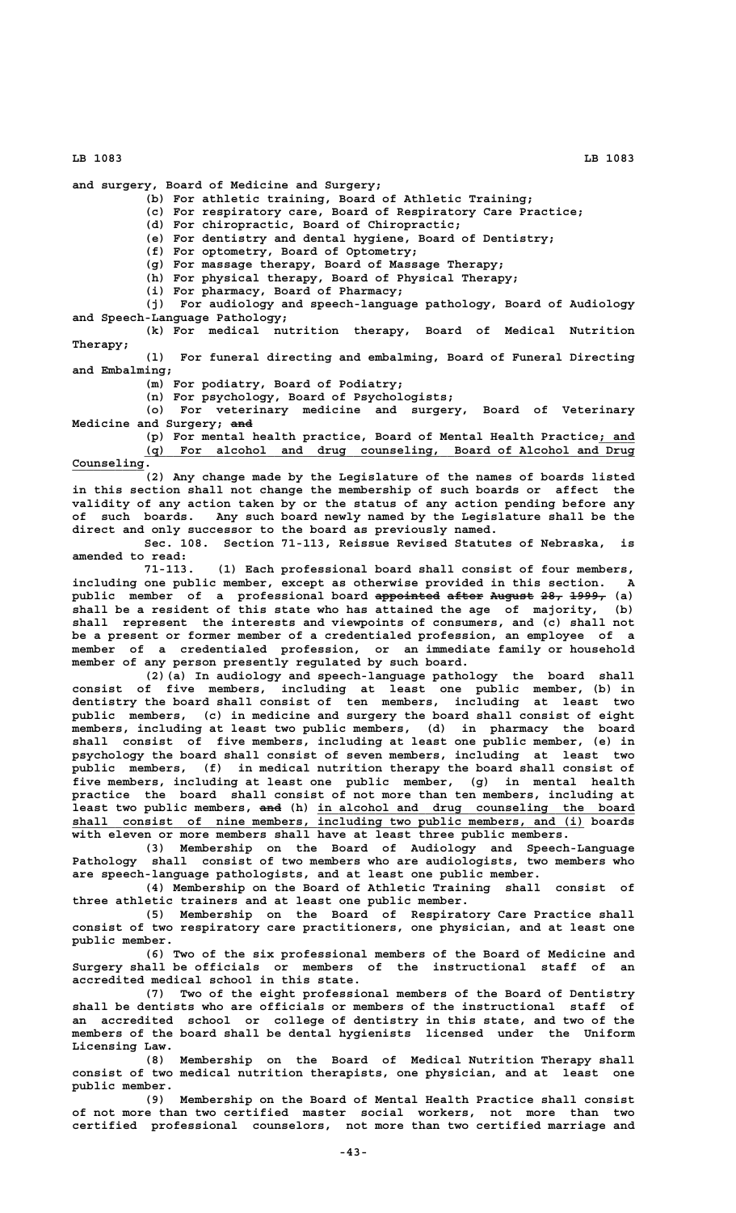and surgery, Board of Medicine and Surgery;

(b) For athletic training, Board of Athletic Training;

(c) For respiratory care, Board of Respiratory Care Practice;

(d) For chiropractic, Board of Chiropractic;

(e) For dentistry and dental hygiene, Board of Dentistry;

(f) For optometry, Board of Optometry;

(g) For massage therapy, Board of Massage Therapy;

(h) For physical therapy, Board of Physical Therapy;

(i) For pharmacy, Board of Pharmacy;

(j) For audiology and speech-language pathology, Board of Audiology and Speech-Language Pathology;

(k) For medical nutrition therapy, Board of Medical Nutrition Therapy;

(l) For funeral directing and embalming, Board of Funeral Directing and Embalming;

(m) For podiatry, Board of Podiatry;

(n) For psychology, Board of Psychologists;

(o) For veterinary medicine and surgery, Board of Veterinary Medicine and Surgery; ~~and~~

(p) For mental health practice, Board of Mental Health Practice; and

(q) For alcohol and drug counseling, Board of Alcohol and Drug Counseling.

(2) Any change made by the Legislature of the names of boards listed in this section shall not change the membership of such boards or affect the validity of any action taken by or the status of any action pending before any of such boards. Any such board newly named by the Legislature shall be the direct and only successor to the board as previously named.

Sec. 108. Section 71-113, Reissue Revised Statutes of Nebraska, is amended to read:

71-113. (1) Each professional board shall consist of four members, including one public member, except as otherwise provided in this section. A public member of a professional board ~~appointed after August 28, 1999,~~ (a) shall be a resident of this state who has attained the age of majority, (b) shall represent the interests and viewpoints of consumers, and (c) shall not be a present or former member of a credentialed profession, an employee of a member of a credentialed profession, or an immediate family or household member of any person presently regulated by such board.

(2)(a) In audiology and speech-language pathology the board shall consist of five members, including at least one public member, (b) in dentistry the board shall consist of ten members, including at least two public members, (c) in medicine and surgery the board shall consist of eight members, including at least two public members, (d) in pharmacy the board shall consist of five members, including at least one public member, (e) in psychology the board shall consist of seven members, including at least two public members, (f) in medical nutrition therapy the board shall consist of five members, including at least one public member, (g) in mental health practice the board shall consist of not more than ten members, including at least two public members, ~~and~~ (h) in alcohol and drug counseling the board shall consist of nine members, including two public members, and (i) boards with eleven or more members shall have at least three public members.

(3) Membership on the Board of Audiology and Speech-Language Pathology shall consist of two members who are audiologists, two members who are speech-language pathologists, and at least one public member.

(4) Membership on the Board of Athletic Training shall consist of three athletic trainers and at least one public member.

(5) Membership on the Board of Respiratory Care Practice shall consist of two respiratory care practitioners, one physician, and at least one public member.

(6) Two of the six professional members of the Board of Medicine and Surgery shall be officials or members of the instructional staff of an accredited medical school in this state.

(7) Two of the eight professional members of the Board of Dentistry shall be dentists who are officials or members of the instructional staff of an accredited school or college of dentistry in this state, and two of the members of the board shall be dental hygienists licensed under the Uniform Licensing Law.

(8) Membership on the Board of Medical Nutrition Therapy shall consist of two medical nutrition therapists, one physician, and at least one public member.

(9) Membership on the Board of Mental Health Practice shall consist of not more than two certified master social workers, not more than two certified professional counselors, not more than two certified marriage and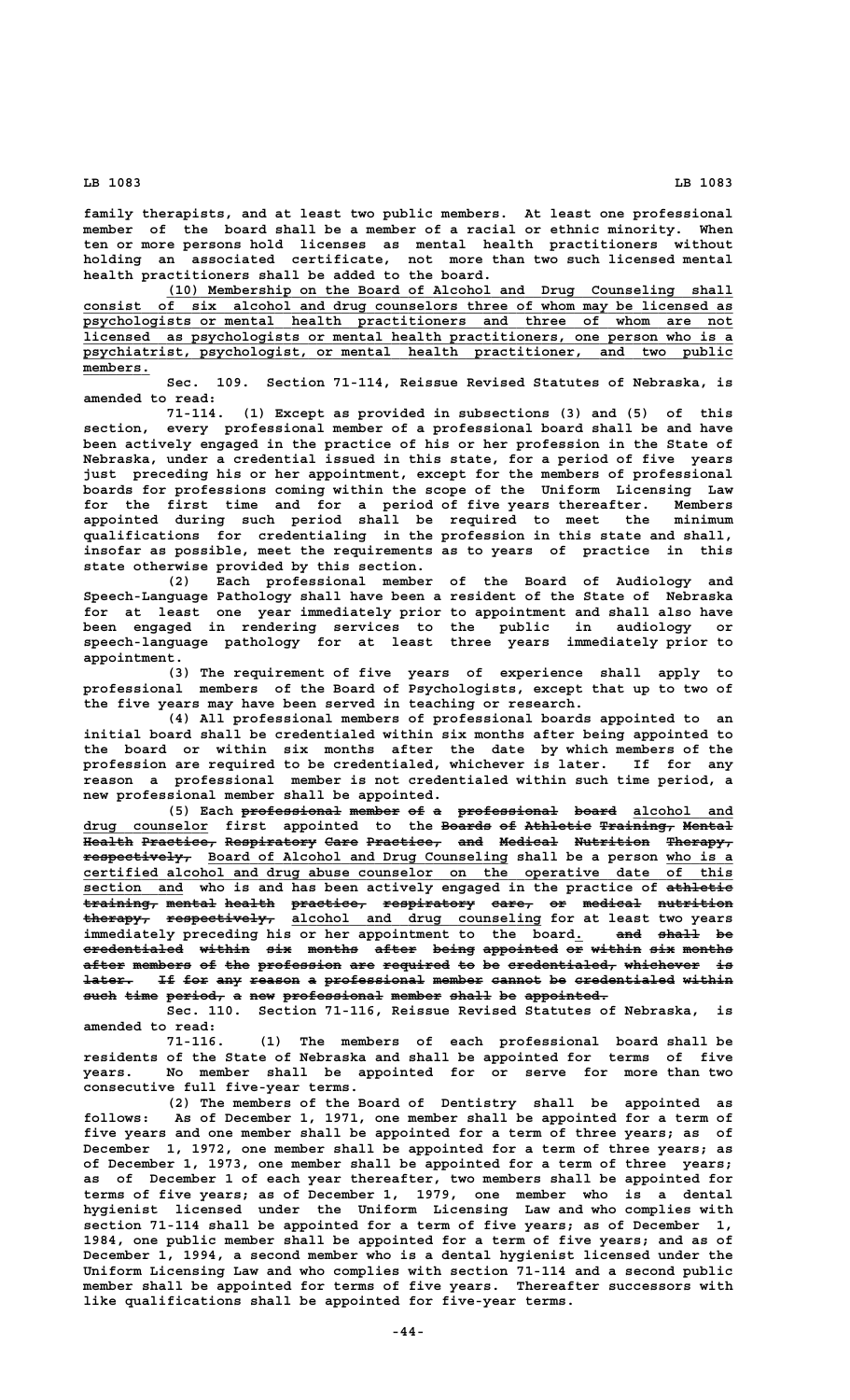family therapists, and at least two public members. At least one professional member of the board shall be a member of a racial or ethnic minority. When ten or more persons hold licenses as mental health practitioners without holding an associated certificate, not more than two such licensed mental health practitioners shall be added to the board.

(10) Membership on the Board of Alcohol and Drug Counseling shall consist of six alcohol and drug counselors three of whom may be licensed as psychologists or mental health practitioners and three of whom are not licensed as psychologists or mental health practitioners, one person who is a psychiatrist, psychologist, or mental health practitioner, and two public members.

Sec. 109. Section 71-114, Reissue Revised Statutes of Nebraska, is amended to read:

71-114. (1) Except as provided in subsections (3) and (5) of this section, every professional member of a professional board shall be and have been actively engaged in the practice of his or her profession in the State of Nebraska, under a credential issued in this state, for a period of five years just preceding his or her appointment, except for the members of professional boards for professions coming within the scope of the Uniform Licensing Law for the first time and for a period of five years thereafter. Members appointed during such period shall be required to meet the minimum qualifications for credentialing in the profession in this state and shall, insofar as possible, meet the requirements as to years of practice in this state otherwise provided by this section.

(2) Each professional member of the Board of Audiology and Speech-Language Pathology shall have been a resident of the State of Nebraska for at least one year immediately prior to appointment and shall also have been engaged in rendering services to the public in audiology or speech-language pathology for at least three years immediately prior to appointment.

(3) The requirement of five years of experience shall apply to professional members of the Board of Psychologists, except that up to two of the five years may have been served in teaching or research.

(4) All professional members of professional boards appointed to an initial board shall be credentialed within six months after being appointed to the board or within six months after the date by which members of the profession are required to be credentialed, whichever is later. If for any reason a professional member is not credentialed within such time period, a new professional member shall be appointed.

(5) Each ~~professional member of a professional board~~ alcohol and drug counselor first appointed to the ~~Boards of Athletic Training, Mental Health Practice, Respiratory Care Practice, and Medical Nutrition Therapy, respectively,~~ Board of Alcohol and Drug Counseling shall be a person who is a certified alcohol and drug abuse counselor on the operative date of this section and who is and has been actively engaged in the practice of ~~athletic training, mental health practice, respiratory care, or medical nutrition therapy, respectively,~~ alcohol and drug counseling for at least two years immediately preceding his or her appointment to the board. ~~and shall be credentialed within six months after being appointed or within six months after members of the profession are required to be credentialed, whichever is later. If for any reason a professional member cannot be credentialed within such time period, a new professional member shall be appointed.~~

Sec. 110. Section 71-116, Reissue Revised Statutes of Nebraska, is amended to read:

71-116. (1) The members of each professional board shall be residents of the State of Nebraska and shall be appointed for terms of five years. No member shall be appointed for or serve for more than two consecutive full five-year terms.

(2) The members of the Board of Dentistry shall be appointed as follows: As of December 1, 1971, one member shall be appointed for a term of five years and one member shall be appointed for a term of three years; as of December 1, 1972, one member shall be appointed for a term of three years; as of December 1, 1973, one member shall be appointed for a term of three years; as of December 1 of each year thereafter, two members shall be appointed for terms of five years; as of December 1, 1979, one member who is a dental hygienist licensed under the Uniform Licensing Law and who complies with section 71-114 shall be appointed for a term of five years; as of December 1, 1984, one public member shall be appointed for a term of five years; and as of December 1, 1994, a second member who is a dental hygienist licensed under the Uniform Licensing Law and who complies with section 71-114 and a second public member shall be appointed for terms of five years. Thereafter successors with like qualifications shall be appointed for five-year terms.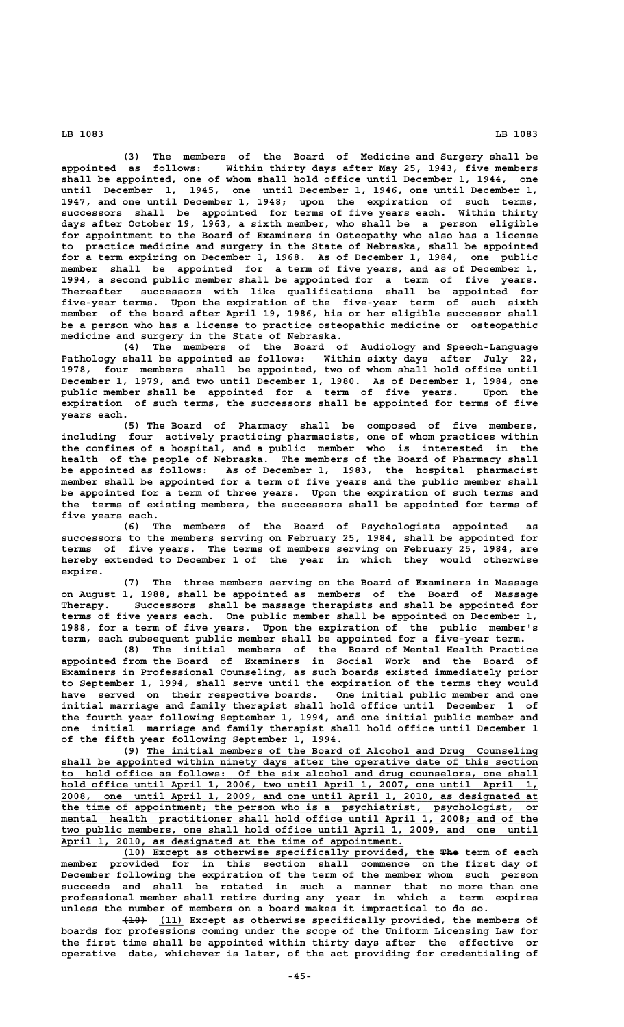(3) The members of the Board of Medicine and Surgery shall be appointed as follows: Within thirty days after May 25, 1943, five members shall be appointed, one of whom shall hold office until December 1, 1944, one until December 1, 1945, one until December 1, 1946, one until December 1, 1947, and one until December 1, 1948; upon the expiration of such terms, successors shall be appointed for terms of five years each. Within thirty days after October 19, 1963, a sixth member, who shall be a person eligible for appointment to the Board of Examiners in Osteopathy who also has a license to practice medicine and surgery in the State of Nebraska, shall be appointed for a term expiring on December 1, 1968. As of December 1, 1984, one public member shall be appointed for a term of five years, and as of December 1, 1994, a second public member shall be appointed for a term of five years. Thereafter successors with like qualifications shall be appointed for five-year terms. Upon the expiration of the five-year term of such sixth member of the board after April 19, 1986, his or her eligible successor shall be a person who has a license to practice osteopathic medicine or osteopathic medicine and surgery in the State of Nebraska.

(4) The members of the Board of Audiology and Speech-Language Pathology shall be appointed as follows: Within sixty days after July 22, 1978, four members shall be appointed, two of whom shall hold office until December 1, 1979, and two until December 1, 1980. As of December 1, 1984, one public member shall be appointed for a term of five years. Upon the expiration of such terms, the successors shall be appointed for terms of five years each.

(5) The Board of Pharmacy shall be composed of five members, including four actively practicing pharmacists, one of whom practices within the confines of a hospital, and a public member who is interested in the health of the people of Nebraska. The members of the Board of Pharmacy shall be appointed as follows: As of December 1, 1983, the hospital pharmacist member shall be appointed for a term of five years and the public member shall be appointed for a term of three years. Upon the expiration of such terms and the terms of existing members, the successors shall be appointed for terms of five years each.

(6) The members of the Board of Psychologists appointed as successors to the members serving on February 25, 1984, shall be appointed for terms of five years. The terms of members serving on February 25, 1984, are hereby extended to December 1 of the year in which they would otherwise expire.

(7) The three members serving on the Board of Examiners in Massage on August 1, 1988, shall be appointed as members of the Board of Massage Therapy. Successors shall be massage therapists and shall be appointed for terms of five years each. One public member shall be appointed on December 1, 1988, for a term of five years. Upon the expiration of the public member's term, each subsequent public member shall be appointed for a five-year term.

(8) The initial members of the Board of Mental Health Practice appointed from the Board of Examiners in Social Work and the Board of Examiners in Professional Counseling, as such boards existed immediately prior to September 1, 1994, shall serve until the expiration of the terms they would have served on their respective boards. One initial public member and one initial marriage and family therapist shall hold office until December 1 of the fourth year following September 1, 1994, and one initial public member and one initial marriage and family therapist shall hold office until December 1 of the fifth year following September 1, 1994.

(9) The initial members of the Board of Alcohol and Drug Counseling shall be appointed within ninety days after the operative date of this section to hold office as follows: Of the six alcohol and drug counselors, one shall hold office until April 1, 2006, two until April 1, 2007, one until April 1, 2008, one until April 1, 2009, and one until April 1, 2010, as designated at the time of appointment; the person who is a psychiatrist, psychologist, or mental health practitioner shall hold office until April 1, 2008; and of the two public members, one shall hold office until April 1, 2009, and one until April 1, 2010, as designated at the time of appointment.

(10) Except as otherwise specifically provided, the ~~The~~ term of each member provided for in this section shall commence on the first day of December following the expiration of the term of the member whom such person succeeds and shall be rotated in such a manner that no more than one professional member shall retire during any year in which a term expires unless the number of members on a board makes it impractical to do so.

~~(10)~~ (11) Except as otherwise specifically provided, the members of boards for professions coming under the scope of the Uniform Licensing Law for the first time shall be appointed within thirty days after the effective or operative date, whichever is later, of the act providing for credentialing of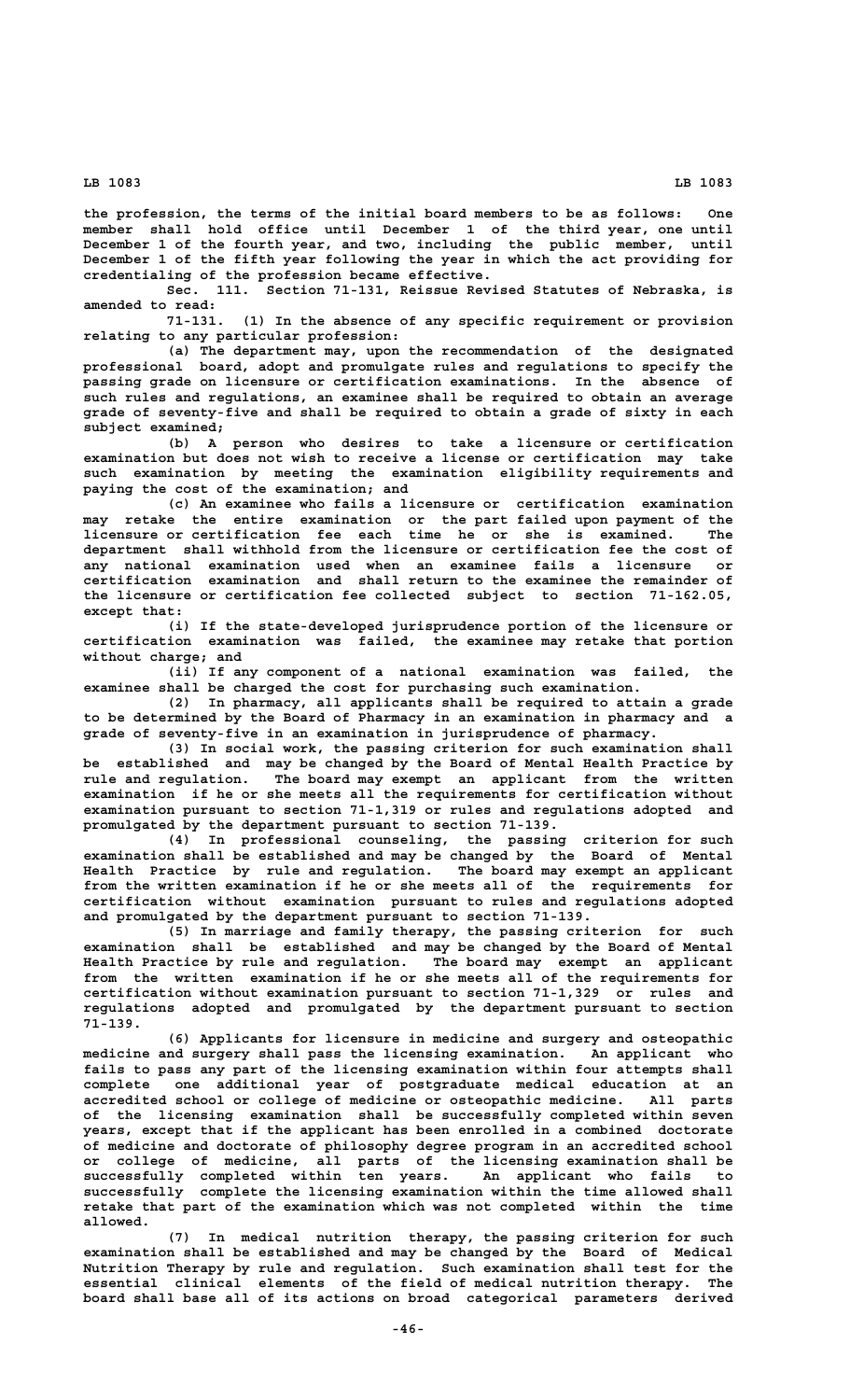the profession, the terms of the initial board members to be as follows: One member shall hold office until December 1 of the third year, one until December 1 of the fourth year, and two, including the public member, until December 1 of the fifth year following the year in which the act providing for credentialing of the profession became effective.

Sec. 111. Section 71-131, Reissue Revised Statutes of Nebraska, is amended to read:

71-131. (1) In the absence of any specific requirement or provision relating to any particular profession:

(a) The department may, upon the recommendation of the designated professional board, adopt and promulgate rules and regulations to specify the passing grade on licensure or certification examinations. In the absence of such rules and regulations, an examinee shall be required to obtain an average grade of seventy-five and shall be required to obtain a grade of sixty in each subject examined;

(b) A person who desires to take a licensure or certification examination but does not wish to receive a license or certification may take such examination by meeting the examination eligibility requirements and paying the cost of the examination; and

(c) An examinee who fails a licensure or certification examination may retake the entire examination or the part failed upon payment of the licensure or certification fee each time he or she is examined. The department shall withhold from the licensure or certification fee the cost of any national examination used when an examinee fails a licensure or certification examination and shall return to the examinee the remainder of the licensure or certification fee collected subject to section 71-162.05, except that:

(i) If the state-developed jurisprudence portion of the licensure or certification examination was failed, the examinee may retake that portion without charge; and

(ii) If any component of a national examination was failed, the examinee shall be charged the cost for purchasing such examination.

(2) In pharmacy, all applicants shall be required to attain a grade to be determined by the Board of Pharmacy in an examination in pharmacy and a grade of seventy-five in an examination in jurisprudence of pharmacy.

(3) In social work, the passing criterion for such examination shall be established and may be changed by the Board of Mental Health Practice by rule and regulation. The board may exempt an applicant from the written examination if he or she meets all the requirements for certification without examination pursuant to section 71-1,319 or rules and regulations adopted and promulgated by the department pursuant to section 71-139.

(4) In professional counseling, the passing criterion for such examination shall be established and may be changed by the Board of Mental Health Practice by rule and regulation. The board may exempt an applicant from the written examination if he or she meets all of the requirements for certification without examination pursuant to rules and regulations adopted and promulgated by the department pursuant to section 71-139.

(5) In marriage and family therapy, the passing criterion for such examination shall be established and may be changed by the Board of Mental Health Practice by rule and regulation. The board may exempt an applicant from the written examination if he or she meets all of the requirements for certification without examination pursuant to section 71-1,329 or rules and regulations adopted and promulgated by the department pursuant to section 71-139.

(6) Applicants for licensure in medicine and surgery and osteopathic medicine and surgery shall pass the licensing examination. An applicant who fails to pass any part of the licensing examination within four attempts shall complete one additional year of postgraduate medical education at an accredited school or college of medicine or osteopathic medicine. All parts of the licensing examination shall be successfully completed within seven years, except that if the applicant has been enrolled in a combined doctorate of medicine and doctorate of philosophy degree program in an accredited school or college of medicine, all parts of the licensing examination shall be successfully completed within ten years. An applicant who fails to successfully complete the licensing examination within the time allowed shall retake that part of the examination which was not completed within the time allowed.

(7) In medical nutrition therapy, the passing criterion for such examination shall be established and may be changed by the Board of Medical Nutrition Therapy by rule and regulation. Such examination shall test for the essential clinical elements of the field of medical nutrition therapy. The board shall base all of its actions on broad categorical parameters derived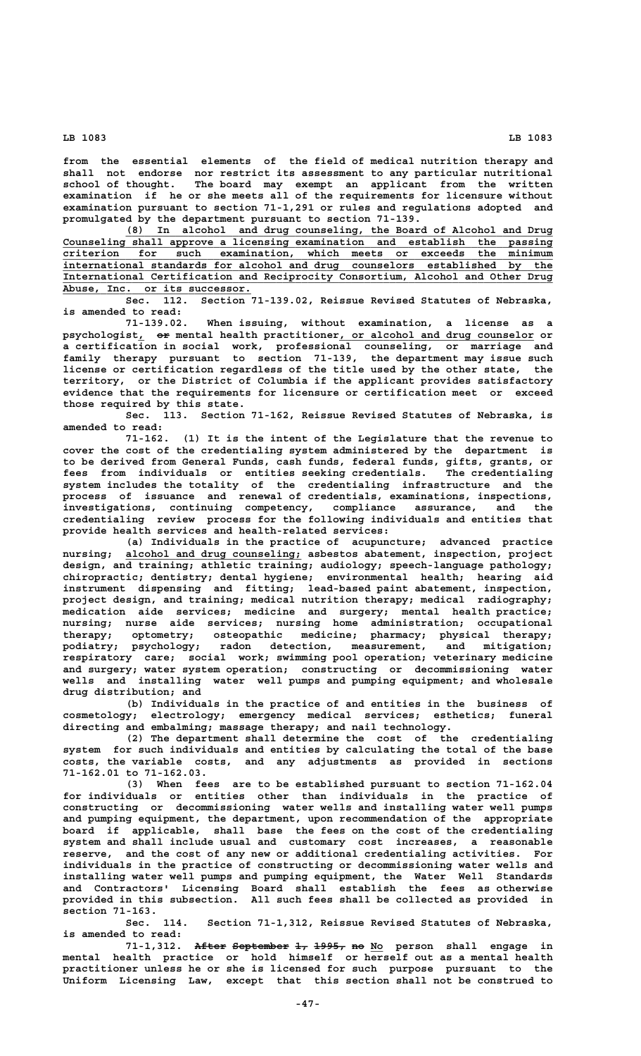from the essential elements of the field of medical nutrition therapy and shall not endorse nor restrict its assessment to any particular nutritional school of thought. The board may exempt an applicant from the written examination if he or she meets all of the requirements for licensure without examination pursuant to section 71-1,291 or rules and regulations adopted and promulgated by the department pursuant to section 71-139.

(8) In alcohol and drug counseling, the Board of Alcohol and Drug Counseling shall approve a licensing examination and establish the passing criterion for such examination, which meets or exceeds the minimum international standards for alcohol and drug counselors established by the International Certification and Reciprocity Consortium, Alcohol and Other Drug Abuse, Inc. or its successor.

Sec. 112. Section 71-139.02, Reissue Revised Statutes of Nebraska, is amended to read:

71-139.02. When issuing, without examination, a license as a psychologist, ~~or~~ mental health practitioner, or alcohol and drug counselor or a certification in social work, professional counseling, or marriage and family therapy pursuant to section 71-139, the department may issue such license or certification regardless of the title used by the other state, the territory, or the District of Columbia if the applicant provides satisfactory evidence that the requirements for licensure or certification meet or exceed those required by this state.

Sec. 113. Section 71-162, Reissue Revised Statutes of Nebraska, is amended to read:

71-162. (1) It is the intent of the Legislature that the revenue to cover the cost of the credentialing system administered by the department is to be derived from General Funds, cash funds, federal funds, gifts, grants, or fees from individuals or entities seeking credentials. The credentialing system includes the totality of the credentialing infrastructure and the process of issuance and renewal of credentials, examinations, inspections, investigations, continuing competency, compliance assurance, and the credentialing review process for the following individuals and entities that provide health services and health-related services:

(a) Individuals in the practice of acupuncture; advanced practice nursing; alcohol and drug counseling; asbestos abatement, inspection, project design, and training; athletic training; audiology; speech-language pathology; chiropractic; dentistry; dental hygiene; environmental health; hearing aid instrument dispensing and fitting; lead-based paint abatement, inspection, project design, and training; medical nutrition therapy; medical radiography; medication aide services; medicine and surgery; mental health practice; nursing; nurse aide services; nursing home administration; occupational therapy; optometry; osteopathic medicine; pharmacy; physical therapy; podiatry; psychology; radon detection, measurement, and mitigation; respiratory care; social work; swimming pool operation; veterinary medicine and surgery; water system operation; constructing or decommissioning water wells and installing water well pumps and pumping equipment; and wholesale drug distribution; and

(b) Individuals in the practice of and entities in the business of cosmetology; electrology; emergency medical services; esthetics; funeral directing and embalming; massage therapy; and nail technology.

(2) The department shall determine the cost of the credentialing system for such individuals and entities by calculating the total of the base costs, the variable costs, and any adjustments as provided in sections 71-162.01 to 71-162.03.

(3) When fees are to be established pursuant to section 71-162.04 for individuals or entities other than individuals in the practice of constructing or decommissioning water wells and installing water well pumps and pumping equipment, the department, upon recommendation of the appropriate board if applicable, shall base the fees on the cost of the credentialing system and shall include usual and customary cost increases, a reasonable reserve, and the cost of any new or additional credentialing activities. For individuals in the practice of constructing or decommissioning water wells and installing water well pumps and pumping equipment, the Water Well Standards and Contractors' Licensing Board shall establish the fees as otherwise provided in this subsection. All such fees shall be collected as provided in section 71-163.

Sec. 114. Section 71-1,312, Reissue Revised Statutes of Nebraska, is amended to read:

71-1,312. ~~After September 1, 1995, no~~ No person shall engage in mental health practice or hold himself or herself out as a mental health practitioner unless he or she is licensed for such purpose pursuant to the Uniform Licensing Law, except that this section shall not be construed to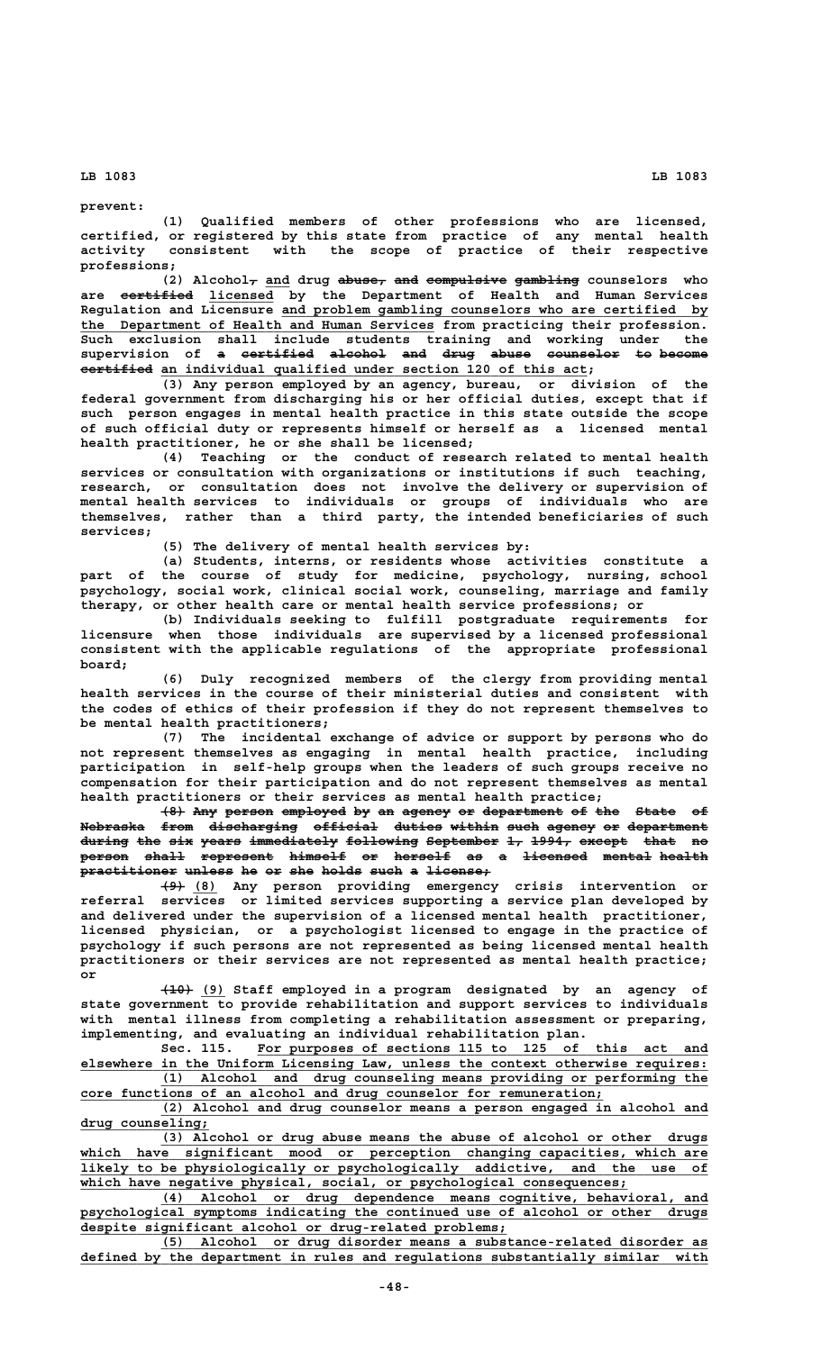prevent:

(1) Qualified members of other professions who are licensed, certified, or registered by this state from practice of any mental health activity consistent with the scope of practice of their respective professions;

(2) Alcohol, and drug abuse, and compulsive gambling counselors who are certified licensed by the Department of Health and Human Services Regulation and Licensure and problem gambling counselors who are certified by the Department of Health and Human Services from practicing their profession. Such exclusion shall include students training and working under the supervision of a certified alcohol and drug abuse counselor to become certified an individual qualified under section 120 of this act;

(3) Any person employed by an agency, bureau, or division of the federal government from discharging his or her official duties, except that if such person engages in mental health practice in this state outside the scope of such official duty or represents himself or herself as a licensed mental health practitioner, he or she shall be licensed;

(4) Teaching or the conduct of research related to mental health services or consultation with organizations or institutions if such teaching, research, or consultation does not involve the delivery or supervision of mental health services to individuals or groups of individuals who are themselves, rather than a third party, the intended beneficiaries of such services;

(5) The delivery of mental health services by:

(a) Students, interns, or residents whose activities constitute a part of the course of study for medicine, psychology, nursing, school psychology, social work, clinical social work, counseling, marriage and family therapy, or other health care or mental health service professions; or

(b) Individuals seeking to fulfill postgraduate requirements for licensure when those individuals are supervised by a licensed professional consistent with the applicable regulations of the appropriate professional board;

(6) Duly recognized members of the clergy from providing mental health services in the course of their ministerial duties and consistent with the codes of ethics of their profession if they do not represent themselves to be mental health practitioners;

(7) The incidental exchange of advice or support by persons who do not represent themselves as engaging in mental health practice, including participation in self-help groups when the leaders of such groups receive no compensation for their participation and do not represent themselves as mental health practitioners or their services as mental health practice;

(8) Any person employed by an agency or department of the State of Nebraska from discharging official duties within such agency or department during the six years immediately following September 1, 1994, except that no person shall represent himself or herself as a licensed mental health practitioner unless he or she holds such a license;

(9) (8) Any person providing emergency crisis intervention or referral services or limited services supporting a service plan developed by and delivered under the supervision of a licensed mental health practitioner, licensed physician, or a psychologist licensed to engage in the practice of psychology if such persons are not represented as being licensed mental health practitioners or their services are not represented as mental health practice; or

(10) (9) Staff employed in a program designated by an agency of state government to provide rehabilitation and support services to individuals with mental illness from completing a rehabilitation assessment or preparing, implementing, and evaluating an individual rehabilitation plan.

Sec. 115. For purposes of sections 115 to 125 of this act and elsewhere in the Uniform Licensing Law, unless the context otherwise requires:

(1) Alcohol and drug counseling means providing or performing the core functions of an alcohol and drug counselor for remuneration;

(2) Alcohol and drug counselor means a person engaged in alcohol and drug counseling;

(3) Alcohol or drug abuse means the abuse of alcohol or other drugs which have significant mood or perception changing capacities, which are likely to be physiologically or psychologically addictive, and the use of which have negative physical, social, or psychological consequences;

(4) Alcohol or drug dependence means cognitive, behavioral, and psychological symptoms indicating the continued use of alcohol or other drugs despite significant alcohol or drug-related problems;

(5) Alcohol or drug disorder means a substance-related disorder as defined by the department in rules and regulations substantially similar with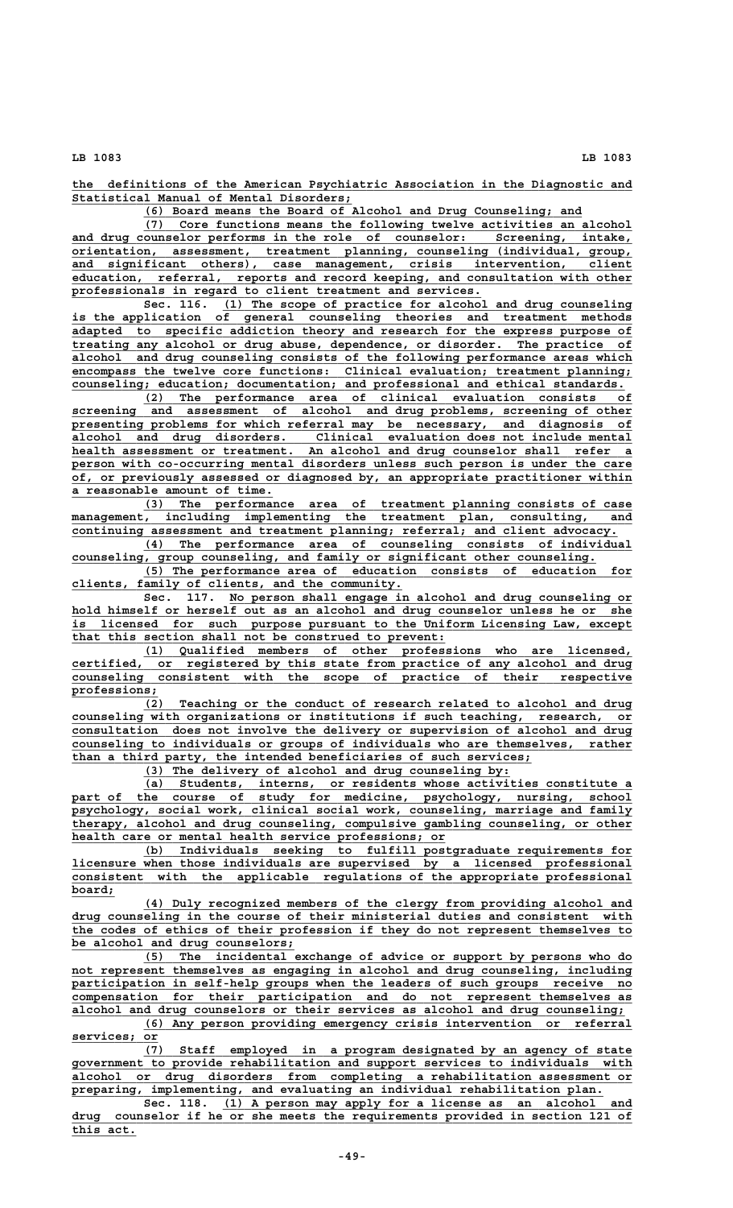the definitions of the American Psychiatric Association in the Diagnostic and Statistical Manual of Mental Disorders;

(6) Board means the Board of Alcohol and Drug Counseling; and

(7) Core functions means the following twelve activities an alcohol and drug counselor performs in the role of counselor: Screening, intake, orientation, assessment, treatment planning, counseling (individual, group, and significant others), case management, crisis intervention, client education, referral, reports and record keeping, and consultation with other professionals in regard to client treatment and services.

Sec. 116. (1) The scope of practice for alcohol and drug counseling is the application of general counseling theories and treatment methods adapted to specific addiction theory and research for the express purpose of treating any alcohol or drug abuse, dependence, or disorder. The practice of alcohol and drug counseling consists of the following performance areas which encompass the twelve core functions: Clinical evaluation; treatment planning; counseling; education; documentation; and professional and ethical standards.

(2) The performance area of clinical evaluation consists of screening and assessment of alcohol and drug problems, screening of other presenting problems for which referral may be necessary, and diagnosis of alcohol and drug disorders. Clinical evaluation does not include mental health assessment or treatment. An alcohol and drug counselor shall refer a person with co-occurring mental disorders unless such person is under the care of, or previously assessed or diagnosed by, an appropriate practitioner within a reasonable amount of time.

(3) The performance area of treatment planning consists of case management, including implementing the treatment plan, consulting, and continuing assessment and treatment planning; referral; and client advocacy.

(4) The performance area of counseling consists of individual counseling, group counseling, and family or significant other counseling.

(5) The performance area of education consists of education for clients, family of clients, and the community.

Sec. 117. No person shall engage in alcohol and drug counseling or hold himself or herself out as an alcohol and drug counselor unless he or she is licensed for such purpose pursuant to the Uniform Licensing Law, except that this section shall not be construed to prevent:

(1) Qualified members of other professions who are licensed, certified, or registered by this state from practice of any alcohol and drug counseling consistent with the scope of practice of their respective professions;

(2) Teaching or the conduct of research related to alcohol and drug counseling with organizations or institutions if such teaching, research, or consultation does not involve the delivery or supervision of alcohol and drug counseling to individuals or groups of individuals who are themselves, rather than a third party, the intended beneficiaries of such services;

(3) The delivery of alcohol and drug counseling by:

(a) Students, interns, or residents whose activities constitute a part of the course of study for medicine, psychology, nursing, school psychology, social work, clinical social work, counseling, marriage and family therapy, alcohol and drug counseling, compulsive gambling counseling, or other health care or mental health service professions; or

(b) Individuals seeking to fulfill postgraduate requirements for licensure when those individuals are supervised by a licensed professional consistent with the applicable regulations of the appropriate professional board;

(4) Duly recognized members of the clergy from providing alcohol and drug counseling in the course of their ministerial duties and consistent with the codes of ethics of their profession if they do not represent themselves to be alcohol and drug counselors;

(5) The incidental exchange of advice or support by persons who do not represent themselves as engaging in alcohol and drug counseling, including participation in self-help groups when the leaders of such groups receive no compensation for their participation and do not represent themselves as alcohol and drug counselors or their services as alcohol and drug counseling;

(6) Any person providing emergency crisis intervention or referral services; or

(7) Staff employed in a program designated by an agency of state government to provide rehabilitation and support services to individuals with alcohol or drug disorders from completing a rehabilitation assessment or preparing, implementing, and evaluating an individual rehabilitation plan.

Sec. 118. (1) A person may apply for a license as an alcohol and drug counselor if he or she meets the requirements provided in section 121 of this act.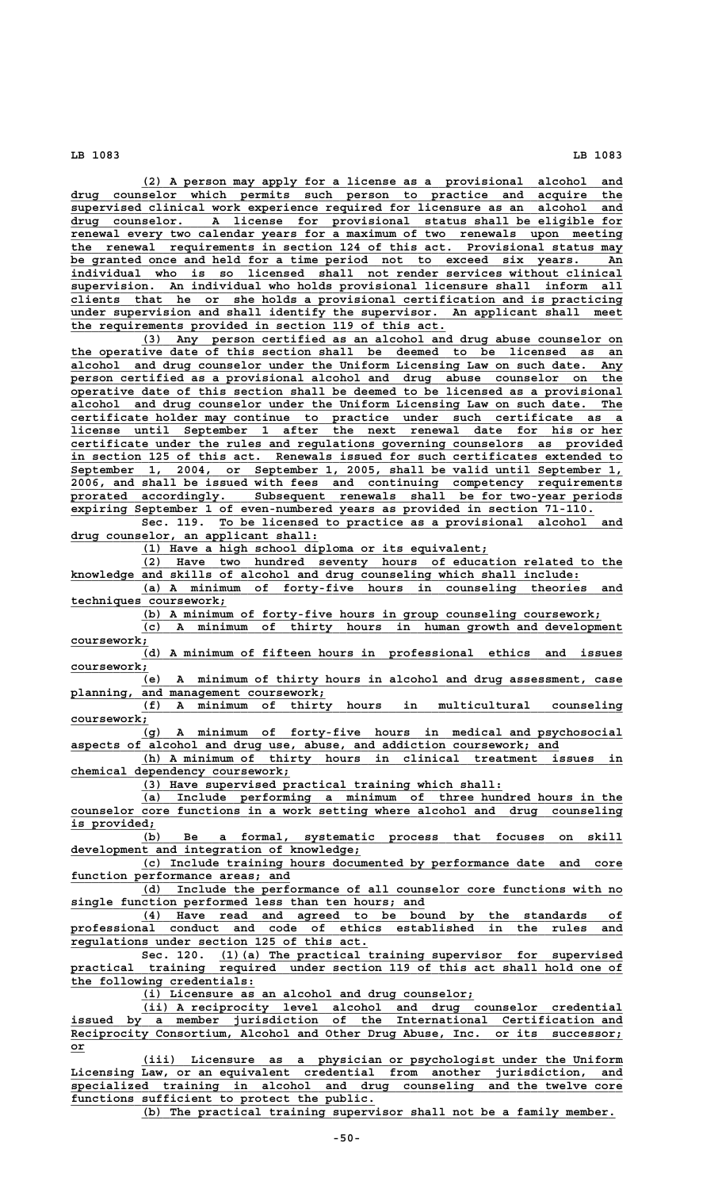(2) A person may apply for a license as a provisional alcohol and drug counselor which permits such person to practice and acquire the supervised clinical work experience required for licensure as an alcohol and drug counselor. A license for provisional status shall be eligible for renewal every two calendar years for a maximum of two renewals upon meeting the renewal requirements in section 124 of this act. Provisional status may be granted once and held for a time period not to exceed six years. An individual who is so licensed shall not render services without clinical supervision. An individual who holds provisional licensure shall inform all clients that he or she holds a provisional certification and is practicing under supervision and shall identify the supervisor. An applicant shall meet the requirements provided in section 119 of this act.

(3) Any person certified as an alcohol and drug abuse counselor on the operative date of this section shall be deemed to be licensed as an alcohol and drug counselor under the Uniform Licensing Law on such date. Any person certified as a provisional alcohol and drug abuse counselor on the operative date of this section shall be deemed to be licensed as a provisional alcohol and drug counselor under the Uniform Licensing Law on such date. The certificate holder may continue to practice under such certificate as a license until September 1 after the next renewal date for his or her certificate under the rules and regulations governing counselors as provided in section 125 of this act. Renewals issued for such certificates extended to September 1, 2004, or September 1, 2005, shall be valid until September 1, 2006, and shall be issued with fees and continuing competency requirements prorated accordingly. Subsequent renewals shall be for two-year periods expiring September 1 of even-numbered years as provided in section 71-110.

Sec. 119. To be licensed to practice as a provisional alcohol and drug counselor, an applicant shall:

(1) Have a high school diploma or its equivalent;

(2) Have two hundred seventy hours of education related to the knowledge and skills of alcohol and drug counseling which shall include:

(a) A minimum of forty-five hours in counseling theories and techniques coursework;

(b) A minimum of forty-five hours in group counseling coursework;

(c) A minimum of thirty hours in human growth and development coursework;

(d) A minimum of fifteen hours in professional ethics and issues coursework;

(e) A minimum of thirty hours in alcohol and drug assessment, case planning, and management coursework;

(f) A minimum of thirty hours in multicultural counseling coursework;

(g) A minimum of forty-five hours in medical and psychosocial aspects of alcohol and drug use, abuse, and addiction coursework; and

(h) A minimum of thirty hours in clinical treatment issues in chemical dependency coursework;

(3) Have supervised practical training which shall:

(a) Include performing a minimum of three hundred hours in the counselor core functions in a work setting where alcohol and drug counseling is provided;

(b) Be a formal, systematic process that focuses on skill development and integration of knowledge;

(c) Include training hours documented by performance date and core function performance areas; and

(d) Include the performance of all counselor core functions with no single function performed less than ten hours; and

(4) Have read and agreed to be bound by the standards of professional conduct and code of ethics established in the rules and regulations under section 125 of this act.

Sec. 120. (1)(a) The practical training supervisor for supervised practical training required under section 119 of this act shall hold one of the following credentials:

(i) Licensure as an alcohol and drug counselor;

(ii) A reciprocity level alcohol and drug counselor credential issued by a member jurisdiction of the International Certification and Reciprocity Consortium, Alcohol and Other Drug Abuse, Inc. or its successor; or

(iii) Licensure as a physician or psychologist under the Uniform Licensing Law, or an equivalent credential from another jurisdiction, and specialized training in alcohol and drug counseling and the twelve core functions sufficient to protect the public.

(b) The practical training supervisor shall not be a family member.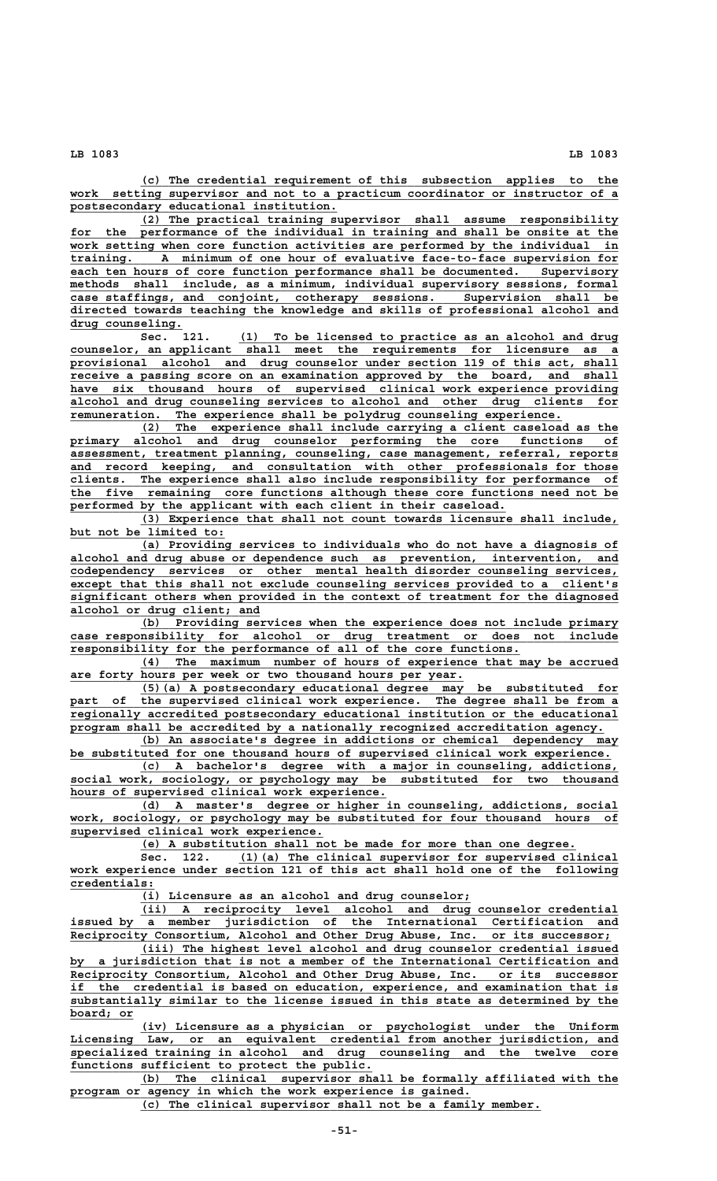(c) The credential requirement of this subsection applies to the work setting supervisor and not to a practicum coordinator or instructor of a postsecondary educational institution.

(2) The practical training supervisor shall assume responsibility for the performance of the individual in training and shall be onsite at the work setting when core function activities are performed by the individual in training. A minimum of one hour of evaluative face-to-face supervision for each ten hours of core function performance shall be documented. Supervisory methods shall include, as a minimum, individual supervisory sessions, formal case staffings, and conjoint, cotherapy sessions. Supervision shall be directed towards teaching the knowledge and skills of professional alcohol and drug counseling.

Sec. 121. (1) To be licensed to practice as an alcohol and drug counselor, an applicant shall meet the requirements for licensure as a provisional alcohol and drug counselor under section 119 of this act, shall receive a passing score on an examination approved by the board, and shall have six thousand hours of supervised clinical work experience providing alcohol and drug counseling services to alcohol and other drug clients for remuneration. The experience shall be polydrug counseling experience.

(2) The experience shall include carrying a client caseload as the primary alcohol and drug counselor performing the core functions of assessment, treatment planning, counseling, case management, referral, reports and record keeping, and consultation with other professionals for those clients. The experience shall also include responsibility for performance of the five remaining core functions although these core functions need not be performed by the applicant with each client in their caseload.

(3) Experience that shall not count towards licensure shall include, but not be limited to:

(a) Providing services to individuals who do not have a diagnosis of alcohol and drug abuse or dependence such as prevention, intervention, and codependency services or other mental health disorder counseling services, except that this shall not exclude counseling services provided to a client's significant others when provided in the context of treatment for the diagnosed alcohol or drug client; and

(b) Providing services when the experience does not include primary case responsibility for alcohol or drug treatment or does not include responsibility for the performance of all of the core functions.

(4) The maximum number of hours of experience that may be accrued are forty hours per week or two thousand hours per year.

(5)(a) A postsecondary educational degree may be substituted for part of the supervised clinical work experience. The degree shall be from a regionally accredited postsecondary educational institution or the educational program shall be accredited by a nationally recognized accreditation agency.

(b) An associate's degree in addictions or chemical dependency may be substituted for one thousand hours of supervised clinical work experience.

(c) A bachelor's degree with a major in counseling, addictions, social work, sociology, or psychology may be substituted for two thousand hours of supervised clinical work experience.

(d) A master's degree or higher in counseling, addictions, social work, sociology, or psychology may be substituted for four thousand hours of supervised clinical work experience.

(e) A substitution shall not be made for more than one degree.

Sec. 122. (1)(a) The clinical supervisor for supervised clinical work experience under section 121 of this act shall hold one of the following credentials:

(i) Licensure as an alcohol and drug counselor;

(ii) A reciprocity level alcohol and drug counselor credential issued by a member jurisdiction of the International Certification and Reciprocity Consortium, Alcohol and Other Drug Abuse, Inc. or its successor;

(iii) The highest level alcohol and drug counselor credential issued by a jurisdiction that is not a member of the International Certification and Reciprocity Consortium, Alcohol and Other Drug Abuse, Inc. or its successor if the credential is based on education, experience, and examination that is substantially similar to the license issued in this state as determined by the board; or

(iv) Licensure as a physician or psychologist under the Uniform Licensing Law, or an equivalent credential from another jurisdiction, and specialized training in alcohol and drug counseling and the twelve core functions sufficient to protect the public.

(b) The clinical supervisor shall be formally affiliated with the program or agency in which the work experience is gained.

(c) The clinical supervisor shall not be a family member.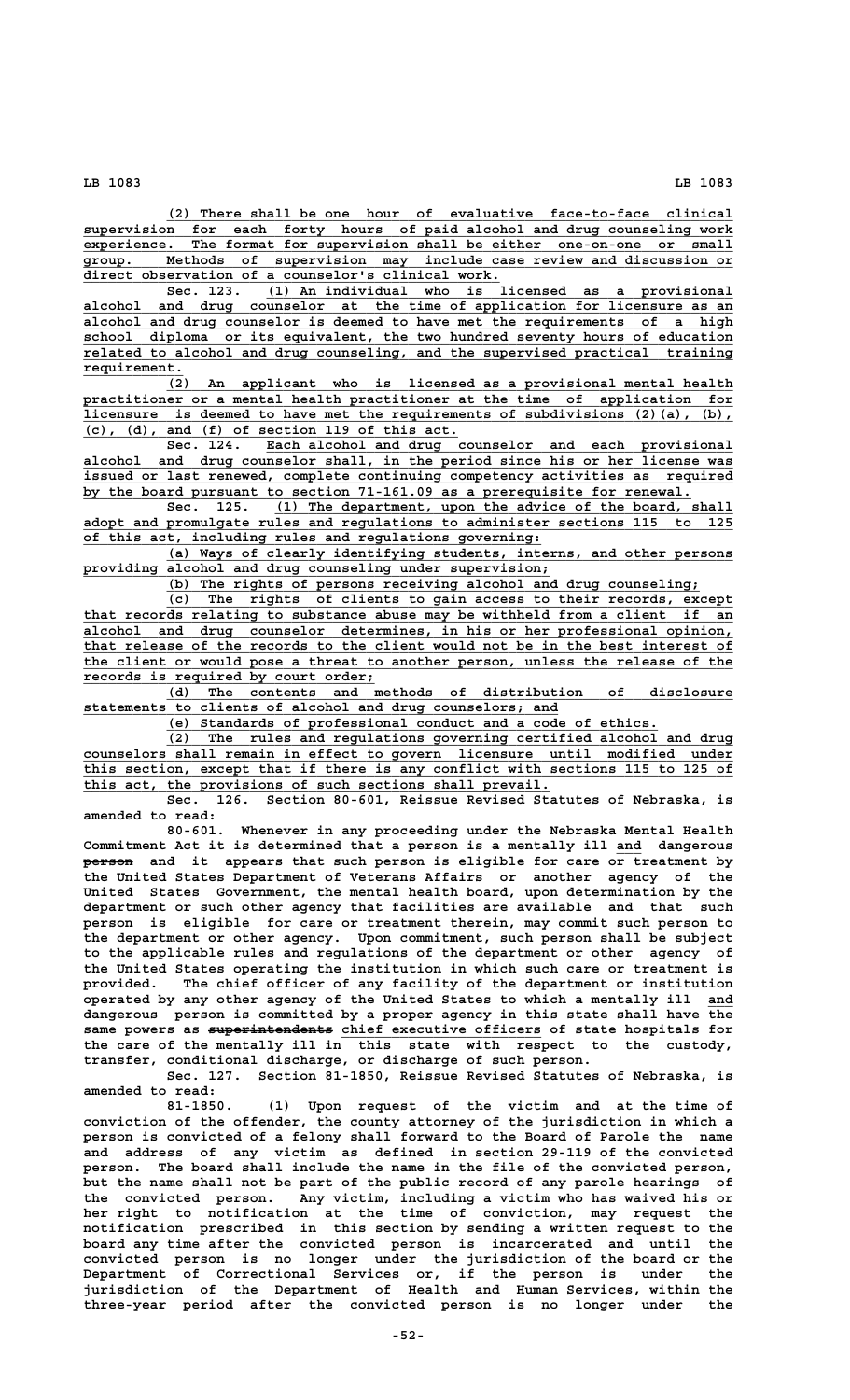(2) There shall be one hour of evaluative face-to-face clinical supervision for each forty hours of paid alcohol and drug counseling work experience. The format for supervision shall be either one-on-one or small group. Methods of supervision may include case review and discussion or direct observation of a counselor's clinical work.

Sec. 123. (1) An individual who is licensed as a provisional alcohol and drug counselor at the time of application for licensure as an alcohol and drug counselor is deemed to have met the requirements of a high school diploma or its equivalent, the two hundred seventy hours of education related to alcohol and drug counseling, and the supervised practical training requirement.

(2) An applicant who is licensed as a provisional mental health practitioner or a mental health practitioner at the time of application for licensure is deemed to have met the requirements of subdivisions (2)(a), (b), (c), (d), and (f) of section 119 of this act.

Sec. 124. Each alcohol and drug counselor and each provisional alcohol and drug counselor shall, in the period since his or her license was issued or last renewed, complete continuing competency activities as required by the board pursuant to section 71-161.09 as a prerequisite for renewal.

Sec. 125. (1) The department, upon the advice of the board, shall adopt and promulgate rules and regulations to administer sections 115 to 125 of this act, including rules and regulations governing:

(a) Ways of clearly identifying students, interns, and other persons providing alcohol and drug counseling under supervision;

(b) The rights of persons receiving alcohol and drug counseling;

(c) The rights of clients to gain access to their records, except that records relating to substance abuse may be withheld from a client if an alcohol and drug counselor determines, in his or her professional opinion, that release of the records to the client would not be in the best interest of the client or would pose a threat to another person, unless the release of the records is required by court order;

(d) The contents and methods of distribution of disclosure statements to clients of alcohol and drug counselors; and

(e) Standards of professional conduct and a code of ethics.

(2) The rules and regulations governing certified alcohol and drug counselors shall remain in effect to govern licensure until modified under this section, except that if there is any conflict with sections 115 to 125 of this act, the provisions of such sections shall prevail.

Sec. 126. Section 80-601, Reissue Revised Statutes of Nebraska, is amended to read:

80-601. Whenever in any proceeding under the Nebraska Mental Health Commitment Act it is determined that a person is a mentally ill and dangerous person and it appears that such person is eligible for care or treatment by the United States Department of Veterans Affairs or another agency of the United States Government, the mental health board, upon determination by the department or such other agency that facilities are available and that such person is eligible for care or treatment therein, may commit such person to the department or other agency. Upon commitment, such person shall be subject to the applicable rules and regulations of the department or other agency of the United States operating the institution in which such care or treatment is provided. The chief officer of any facility of the department or institution operated by any other agency of the United States to which a mentally ill and dangerous person is committed by a proper agency in this state shall have the same powers as superintendents chief executive officers of state hospitals for the care of the mentally ill in this state with respect to the custody, transfer, conditional discharge, or discharge of such person.

Sec. 127. Section 81-1850, Reissue Revised Statutes of Nebraska, is amended to read:

81-1850. (1) Upon request of the victim and at the time of conviction of the offender, the county attorney of the jurisdiction in which a person is convicted of a felony shall forward to the Board of Parole the name and address of any victim as defined in section 29-119 of the convicted person. The board shall include the name in the file of the convicted person, but the name shall not be part of the public record of any parole hearings of the convicted person. Any victim, including a victim who has waived his or her right to notification at the time of conviction, may request the notification prescribed in this section by sending a written request to the board any time after the convicted person is incarcerated and until the convicted person is no longer under the jurisdiction of the board or the Department of Correctional Services or, if the person is under the jurisdiction of the Department of Health and Human Services, within the three-year period after the convicted person is no longer under the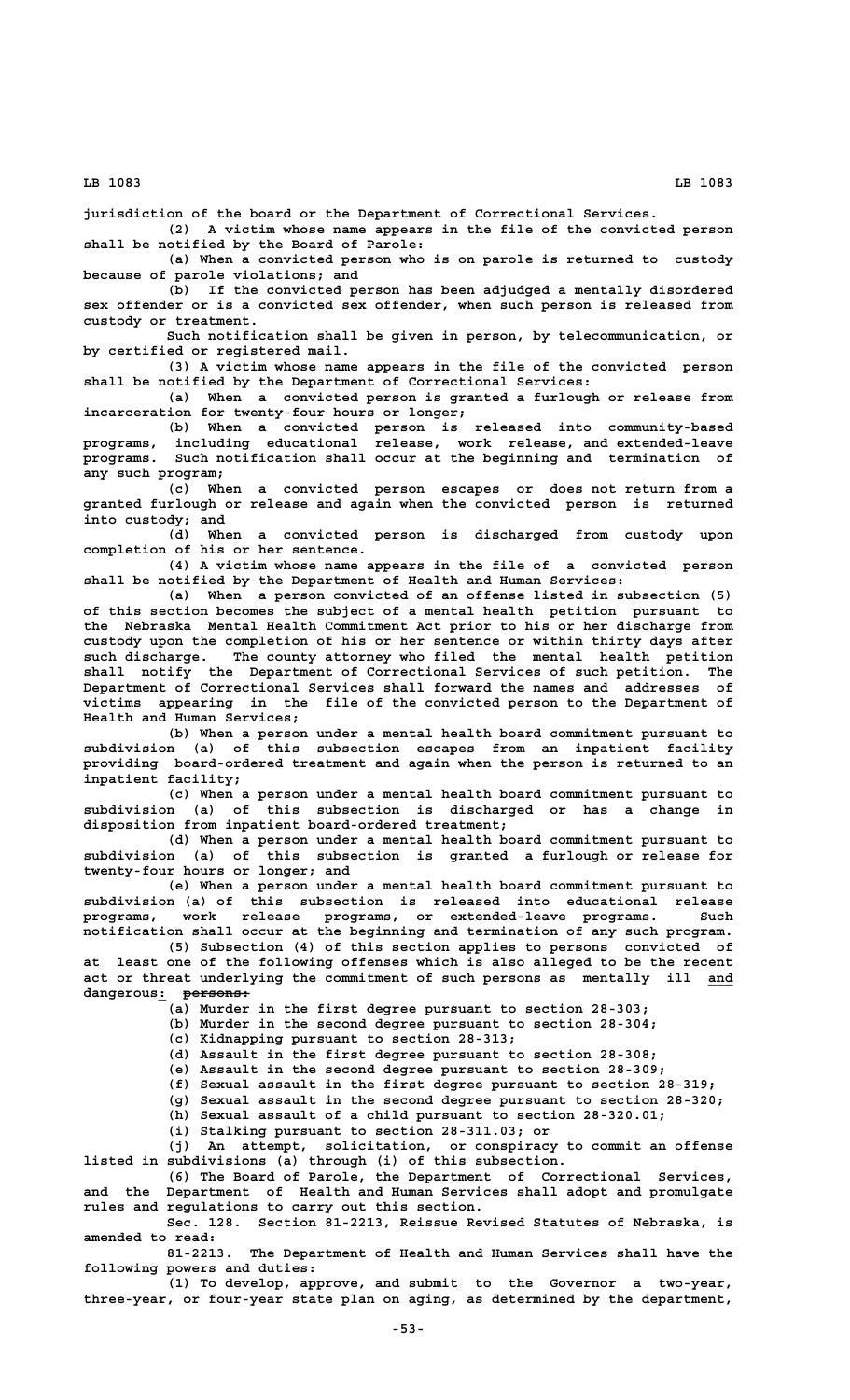jurisdiction of the board or the Department of Correctional Services.

(2) A victim whose name appears in the file of the convicted person shall be notified by the Board of Parole:

(a) When a convicted person who is on parole is returned to custody because of parole violations; and

(b) If the convicted person has been adjudged a mentally disordered sex offender or is a convicted sex offender, when such person is released from custody or treatment.

Such notification shall be given in person, by telecommunication, or by certified or registered mail.

(3) A victim whose name appears in the file of the convicted person shall be notified by the Department of Correctional Services:

(a) When a convicted person is granted a furlough or release from incarceration for twenty-four hours or longer;

(b) When a convicted person is released into community-based programs, including educational release, work release, and extended-leave programs. Such notification shall occur at the beginning and termination of any such program;

(c) When a convicted person escapes or does not return from a granted furlough or release and again when the convicted person is returned into custody; and

(d) When a convicted person is discharged from custody upon completion of his or her sentence.

(4) A victim whose name appears in the file of a convicted person shall be notified by the Department of Health and Human Services:

(a) When a person convicted of an offense listed in subsection (5) of this section becomes the subject of a mental health petition pursuant to the Nebraska Mental Health Commitment Act prior to his or her discharge from custody upon the completion of his or her sentence or within thirty days after such discharge. The county attorney who filed the mental health petition shall notify the Department of Correctional Services of such petition. The Department of Correctional Services shall forward the names and addresses of victims appearing in the file of the convicted person to the Department of Health and Human Services;

(b) When a person under a mental health board commitment pursuant to subdivision (a) of this subsection escapes from an inpatient facility providing board-ordered treatment and again when the person is returned to an inpatient facility;

(c) When a person under a mental health board commitment pursuant to subdivision (a) of this subsection is discharged or has a change in disposition from inpatient board-ordered treatment;

(d) When a person under a mental health board commitment pursuant to subdivision (a) of this subsection is granted a furlough or release for twenty-four hours or longer; and

(e) When a person under a mental health board commitment pursuant to subdivision (a) of this subsection is released into educational release programs, work release programs, or extended-leave programs. Such notification shall occur at the beginning and termination of any such program.

(5) Subsection (4) of this section applies to persons convicted of at least one of the following offenses which is also alleged to be the recent act or threat underlying the commitment of such persons as mentally ill and dangerous: ~~persons:~~

(a) Murder in the first degree pursuant to section 28-303;

(b) Murder in the second degree pursuant to section 28-304;

(c) Kidnapping pursuant to section 28-313;

(d) Assault in the first degree pursuant to section 28-308;

(e) Assault in the second degree pursuant to section 28-309;

(f) Sexual assault in the first degree pursuant to section 28-319;

(g) Sexual assault in the second degree pursuant to section 28-320;

(h) Sexual assault of a child pursuant to section 28-320.01;

(i) Stalking pursuant to section 28-311.03; or

(j) An attempt, solicitation, or conspiracy to commit an offense listed in subdivisions (a) through (i) of this subsection.

(6) The Board of Parole, the Department of Correctional Services, and the Department of Health and Human Services shall adopt and promulgate rules and regulations to carry out this section.

Sec. 128. Section 81-2213, Reissue Revised Statutes of Nebraska, is amended to read:

81-2213. The Department of Health and Human Services shall have the following powers and duties:

(1) To develop, approve, and submit to the Governor a two-year, three-year, or four-year state plan on aging, as determined by the department,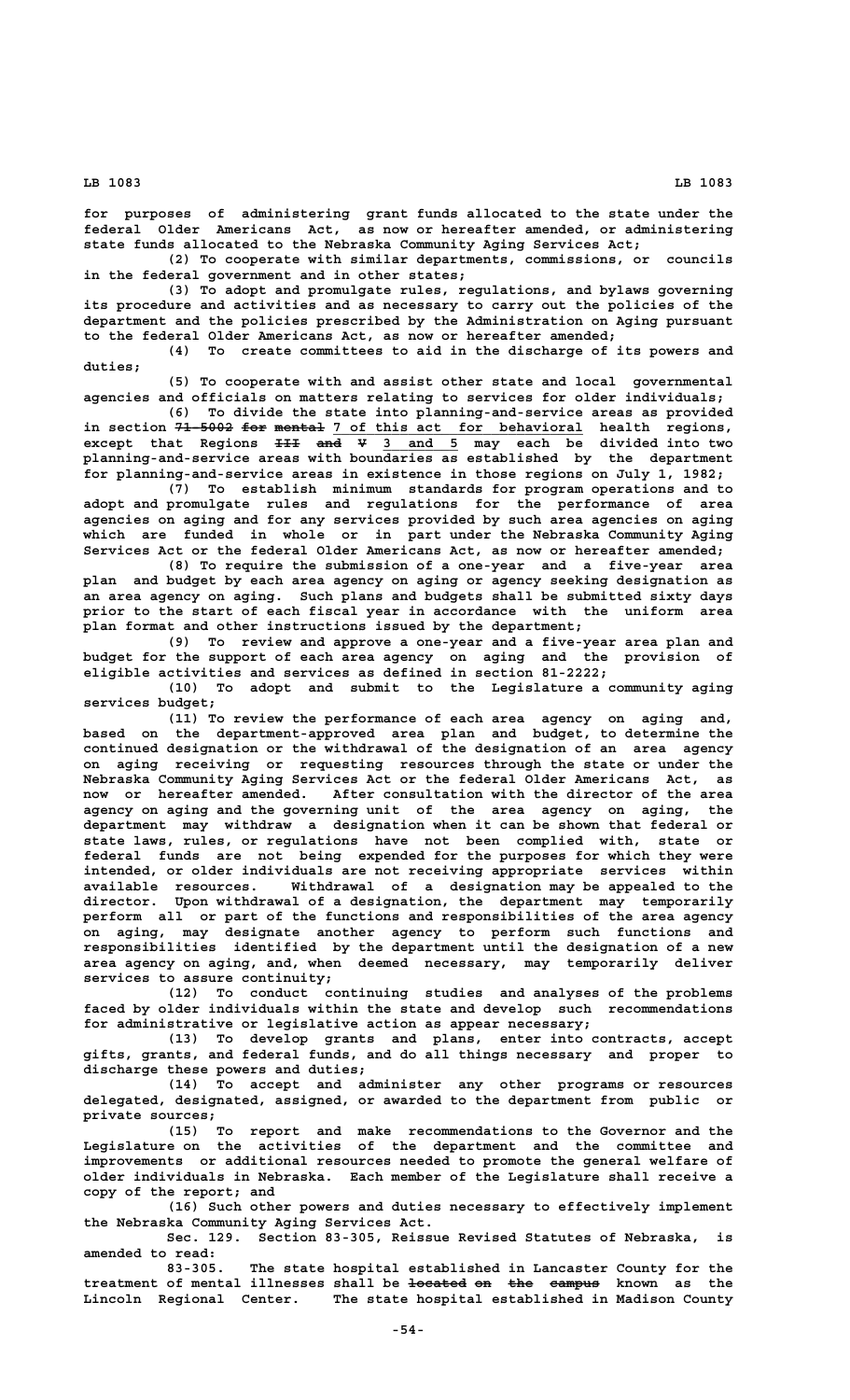for purposes of administering grant funds allocated to the state under the federal Older Americans Act, as now or hereafter amended, or administering state funds allocated to the Nebraska Community Aging Services Act;

(2) To cooperate with similar departments, commissions, or councils in the federal government and in other states;

(3) To adopt and promulgate rules, regulations, and bylaws governing its procedure and activities and as necessary to carry out the policies of the department and the policies prescribed by the Administration on Aging pursuant to the federal Older Americans Act, as now or hereafter amended;

(4) To create committees to aid in the discharge of its powers and duties;

(5) To cooperate with and assist other state and local governmental agencies and officials on matters relating to services for older individuals;

(6) To divide the state into planning-and-service areas as provided in section ~~71-5002 for mental~~ 7 of this act for behavioral health regions, except that Regions ~~III and V~~ 3 and 5 may each be divided into two planning-and-service areas with boundaries as established by the department for planning-and-service areas in existence in those regions on July 1, 1982;

(7) To establish minimum standards for program operations and to adopt and promulgate rules and regulations for the performance of area agencies on aging and for any services provided by such area agencies on aging which are funded in whole or in part under the Nebraska Community Aging Services Act or the federal Older Americans Act, as now or hereafter amended;

(8) To require the submission of a one-year and a five-year area plan and budget by each area agency on aging or agency seeking designation as an area agency on aging. Such plans and budgets shall be submitted sixty days prior to the start of each fiscal year in accordance with the uniform area plan format and other instructions issued by the department;

(9) To review and approve a one-year and a five-year area plan and budget for the support of each area agency on aging and the provision of eligible activities and services as defined in section 81-2222;

(10) To adopt and submit to the Legislature a community aging services budget;

(11) To review the performance of each area agency on aging and, based on the department-approved area plan and budget, to determine the continued designation or the withdrawal of the designation of an area agency on aging receiving or requesting resources through the state or under the Nebraska Community Aging Services Act or the federal Older Americans Act, as now or hereafter amended. After consultation with the director of the area agency on aging and the governing unit of the area agency on aging, the department may withdraw a designation when it can be shown that federal or state laws, rules, or regulations have not been complied with, state or federal funds are not being expended for the purposes for which they were intended, or older individuals are not receiving appropriate services within available resources. Withdrawal of a designation may be appealed to the director. Upon withdrawal of a designation, the department may temporarily perform all or part of the functions and responsibilities of the area agency on aging, may designate another agency to perform such functions and responsibilities identified by the department until the designation of a new area agency on aging, and, when deemed necessary, may temporarily deliver services to assure continuity;

(12) To conduct continuing studies and analyses of the problems faced by older individuals within the state and develop such recommendations for administrative or legislative action as appear necessary;

(13) To develop grants and plans, enter into contracts, accept gifts, grants, and federal funds, and do all things necessary and proper to discharge these powers and duties;

(14) To accept and administer any other programs or resources delegated, designated, assigned, or awarded to the department from public or private sources;

(15) To report and make recommendations to the Governor and the Legislature on the activities of the department and the committee and improvements or additional resources needed to promote the general welfare of older individuals in Nebraska. Each member of the Legislature shall receive a copy of the report; and

(16) Such other powers and duties necessary to effectively implement the Nebraska Community Aging Services Act.

Sec. 129. Section 83-305, Reissue Revised Statutes of Nebraska, is amended to read:

83-305. The state hospital established in Lancaster County for the treatment of mental illnesses shall be ~~located on the campus~~ known as the Lincoln Regional Center. The state hospital established in Madison County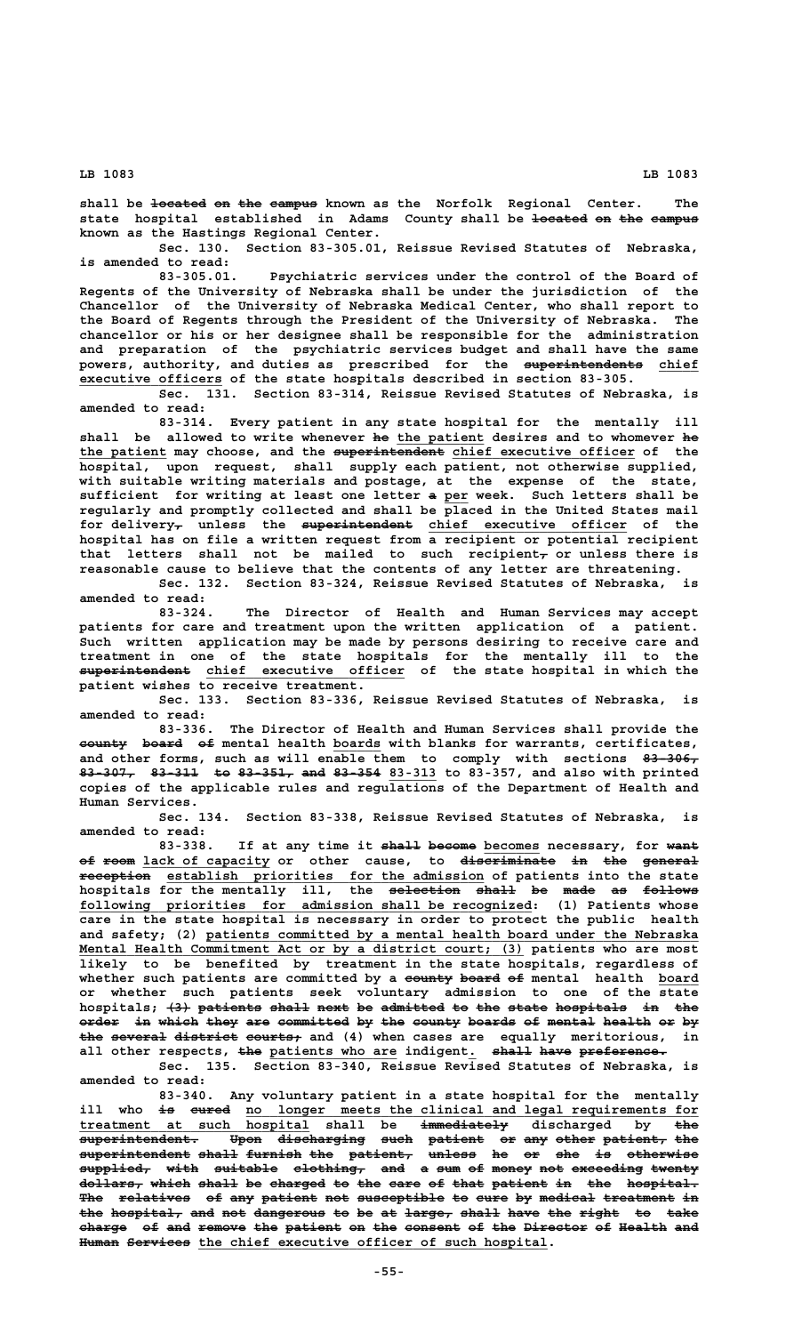shall be ~~located on the campus~~ known as the Norfolk Regional Center. The state hospital established in Adams County shall be ~~located on the campus~~ known as the Hastings Regional Center.

Sec. 130. Section 83-305.01, Reissue Revised Statutes of Nebraska, is amended to read:

83-305.01. Psychiatric services under the control of the Board of Regents of the University of Nebraska shall be under the jurisdiction of the Chancellor of the University of Nebraska Medical Center, who shall report to the Board of Regents through the President of the University of Nebraska. The chancellor or his or her designee shall be responsible for the administration and preparation of the psychiatric services budget and shall have the same powers, authority, and duties as prescribed for the ~~superintendents~~ chief executive officers of the state hospitals described in section 83-305.

Sec. 131. Section 83-314, Reissue Revised Statutes of Nebraska, is amended to read:

83-314. Every patient in any state hospital for the mentally ill shall be allowed to write whenever ~~he~~ the patient desires and to whomever ~~he~~ the patient may choose, and the ~~superintendent~~ chief executive officer of the hospital, upon request, shall supply each patient, not otherwise supplied, with suitable writing materials and postage, at the expense of the state, sufficient for writing at least one letter ~~a~~ per week. Such letters shall be regularly and promptly collected and shall be placed in the United States mail for delivery~~,~~ unless the ~~superintendent~~ chief executive officer of the hospital has on file a written request from a recipient or potential recipient that letters shall not be mailed to such recipient~~,~~ or unless there is reasonable cause to believe that the contents of any letter are threatening.

Sec. 132. Section 83-324, Reissue Revised Statutes of Nebraska, is amended to read:

83-324. The Director of Health and Human Services may accept patients for care and treatment upon the written application of a patient. Such written application may be made by persons desiring to receive care and treatment in one of the state hospitals for the mentally ill to the ~~superintendent~~ chief executive officer of the state hospital in which the patient wishes to receive treatment.

Sec. 133. Section 83-336, Reissue Revised Statutes of Nebraska, is amended to read:

83-336. The Director of Health and Human Services shall provide the ~~county board of~~ mental health boards with blanks for warrants, certificates, and other forms, such as will enable them to comply with sections ~~83-306, 83-307, 83-311 to 83-351, and 83-354~~ 83-313 to 83-357, and also with printed copies of the applicable rules and regulations of the Department of Health and Human Services.

Sec. 134. Section 83-338, Reissue Revised Statutes of Nebraska, is amended to read:

83-338. If at any time it ~~shall become~~ becomes necessary, for ~~want of room~~ lack of capacity or other cause, to ~~discriminate in the general reception~~ establish priorities for the admission of patients into the state hospitals for the mentally ill, the ~~selection shall be made as follows~~ following priorities for admission shall be recognized: (1) Patients whose care in the state hospital is necessary in order to protect the public health and safety; (2) patients committed by a mental health board under the Nebraska Mental Health Commitment Act or by a district court; (3) patients who are most likely to be benefited by treatment in the state hospitals, regardless of whether such patients are committed by a ~~county board of~~ mental health board or whether such patients seek voluntary admission to one of the state hospitals; ~~(3) patients shall next be admitted to the state hospitals in the order in which they are committed by the county boards of mental health or by the several district courts;~~ and (4) when cases are equally meritorious, in all other respects, ~~the~~ patients who are indigent. ~~shall have preference.~~

Sec. 135. Section 83-340, Reissue Revised Statutes of Nebraska, is amended to read:

83-340. Any voluntary patient in a state hospital for the mentally ill who ~~is cured~~ no longer meets the clinical and legal requirements for treatment at such hospital shall be ~~immediately~~ discharged by ~~the superintendent. Upon discharging such patient or any other patient, the superintendent shall furnish the patient, unless he or she is otherwise supplied, with suitable clothing, and a sum of money not exceeding twenty dollars, which shall be charged to the care of that patient in the hospital. The relatives of any patient not susceptible to cure by medical treatment in the hospital, and not dangerous to be at large, shall have the right to take charge of and remove the patient on the consent of the Director of Health and Human Services~~ the chief executive officer of such hospital.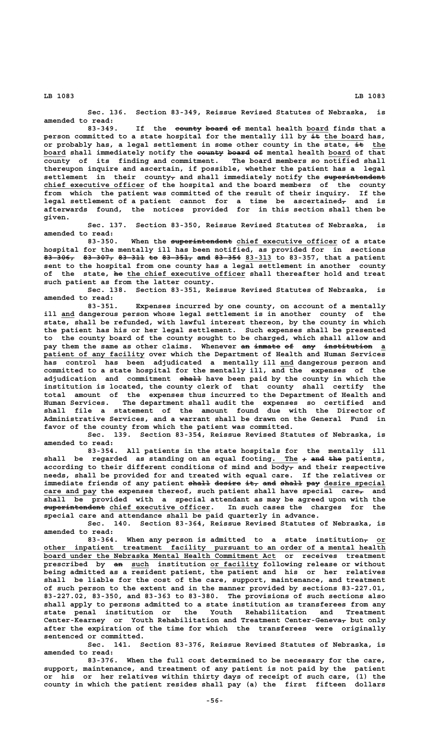Sec. 136. Section 83-349, Reissue Revised Statutes of Nebraska, is amended to read:

83-349. If the county board of mental health board finds that a person committed to a state hospital for the mentally ill by it the board has, or probably has, a legal settlement in some other county in the state, it the board shall immediately notify the county board of mental health board of that county of its finding and commitment. The board members so notified shall thereupon inquire and ascertain, if possible, whether the patient has a legal settlement in their county, and shall immediately notify the superintendent chief executive officer of the hospital and the board members of the county from which the patient was committed of the result of their inquiry. If the legal settlement of a patient cannot for a time be ascertained, and is afterwards found, the notices provided for in this section shall then be given.

Sec. 137. Section 83-350, Reissue Revised Statutes of Nebraska, is amended to read:

83-350. When the superintendent chief executive officer of a state hospital for the mentally ill has been notified, as provided for in sections 83-306, 83-307, 83-311 to 83-351, and 83-354 83-313 to 83-357, that a patient sent to the hospital from one county has a legal settlement in another county of the state, he the chief executive officer shall thereafter hold and treat such patient as from the latter county.

Sec. 138. Section 83-351, Reissue Revised Statutes of Nebraska, is amended to read:

83-351. Expenses incurred by one county, on account of a mentally ill and dangerous person whose legal settlement is in another county of the state, shall be refunded, with lawful interest thereon, by the county in which the patient has his or her legal settlement. Such expenses shall be presented to the county board of the county sought to be charged, which shall allow and pay them the same as other claims. Whenever an inmate of any institution a patient of any facility over which the Department of Health and Human Services has control has been adjudicated a mentally ill and dangerous person and committed to a state hospital for the mentally ill, and the expenses of the adjudication and commitment shall have been paid by the county in which the institution is located, the county clerk of that county shall certify the total amount of the expenses thus incurred to the Department of Health and Human Services. The department shall audit the expenses so certified and shall file a statement of the amount found due with the Director of Administrative Services, and a warrant shall be drawn on the General Fund in favor of the county from which the patient was committed.

Sec. 139. Section 83-354, Reissue Revised Statutes of Nebraska, is amended to read:

83-354. All patients in the state hospitals for the mentally ill shall be regarded as standing on an equal footing. The ; and the patients, according to their different conditions of mind and body, and their respective needs, shall be provided for and treated with equal care. If the relatives or immediate friends of any patient shall desire it, and shall pay desire special care and pay the expenses thereof, such patient shall have special care, and shall be provided with a special attendant as may be agreed upon with the superintendent chief executive officer. In such cases the charges for the special care and attendance shall be paid quarterly in advance.

Sec. 140. Section 83-364, Reissue Revised Statutes of Nebraska, is amended to read:

83-364. When any person is admitted to a state institution, or other inpatient treatment facility pursuant to an order of a mental health board under the Nebraska Mental Health Commitment Act or receives treatment prescribed by an such institution or facility following release or without being admitted as a resident patient, the patient and his or her relatives shall be liable for the cost of the care, support, maintenance, and treatment of such person to the extent and in the manner provided by sections 83-227.01, 83-227.02, 83-350, and 83-363 to 83-380. The provisions of such sections also shall apply to persons admitted to a state institution as transferees from any state penal institution or the Youth Rehabilitation and Treatment Center-Kearney or Youth Rehabilitation and Treatment Center-Geneva, but only after the expiration of the time for which the transferees were originally sentenced or committed.

Sec. 141. Section 83-376, Reissue Revised Statutes of Nebraska, is amended to read:

83-376. When the full cost determined to be necessary for the care, support, maintenance, and treatment of any patient is not paid by the patient or his or her relatives within thirty days of receipt of such care, (1) the county in which the patient resides shall pay (a) the first fifteen dollars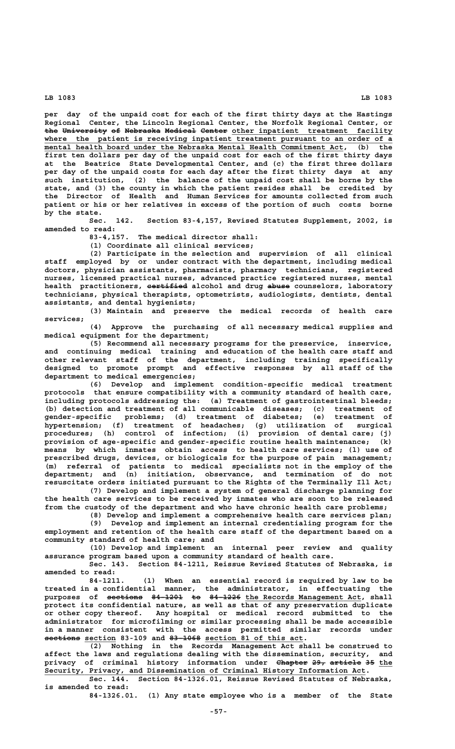per day of the unpaid cost for each of the first thirty days at the Hastings Regional Center, the Lincoln Regional Center, the Norfolk Regional Center, or ~~the University of Nebraska Medical Center~~ other inpatient treatment facility where the patient is receiving inpatient treatment pursuant to an order of a mental health board under the Nebraska Mental Health Commitment Act, (b) the first ten dollars per day of the unpaid cost for each of the first thirty days at the Beatrice State Developmental Center, and (c) the first three dollars per day of the unpaid costs for each day after the first thirty days at any such institution, (2) the balance of the unpaid cost shall be borne by the state, and (3) the county in which the patient resides shall be credited by the Director of Health and Human Services for amounts collected from such patient or his or her relatives in excess of the portion of such costs borne by the state.

Sec. 142. Section 83-4,157, Revised Statutes Supplement, 2002, is amended to read:

83-4,157. The medical director shall:

(1) Coordinate all clinical services;

(2) Participate in the selection and supervision of all clinical staff employed by or under contract with the department, including medical doctors, physician assistants, pharmacists, pharmacy technicians, registered nurses, licensed practical nurses, advanced practice registered nurses, mental health practitioners, ~~certified~~ alcohol and drug ~~abuse~~ counselors, laboratory technicians, physical therapists, optometrists, audiologists, dentists, dental assistants, and dental hygienists;

(3) Maintain and preserve the medical records of health care services;

(4) Approve the purchasing of all necessary medical supplies and medical equipment for the department;

(5) Recommend all necessary programs for the preservice, inservice, and continuing medical training and education of the health care staff and other relevant staff of the department, including training specifically designed to promote prompt and effective responses by all staff of the department to medical emergencies;

(6) Develop and implement condition-specific medical treatment protocols that ensure compatibility with a community standard of health care, including protocols addressing the: (a) Treatment of gastrointestinal bleeds; (b) detection and treatment of all communicable diseases; (c) treatment of gender-specific problems; (d) treatment of diabetes; (e) treatment of hypertension; (f) treatment of headaches; (g) utilization of surgical procedures; (h) control of infection; (i) provision of dental care; (j) provision of age-specific and gender-specific routine health maintenance; (k) means by which inmates obtain access to health care services; (l) use of prescribed drugs, devices, or biologicals for the purpose of pain management; (m) referral of patients to medical specialists not in the employ of the department; and (n) initiation, observance, and termination of do not resuscitate orders initiated pursuant to the Rights of the Terminally Ill Act;

(7) Develop and implement a system of general discharge planning for the health care services to be received by inmates who are soon to be released from the custody of the department and who have chronic health care problems;

(8) Develop and implement a comprehensive health care services plan;

(9) Develop and implement an internal credentialing program for the employment and retention of the health care staff of the department based on a community standard of health care; and

(10) Develop and implement an internal peer review and quality assurance program based upon a community standard of health care.

Sec. 143. Section 84-1211, Reissue Revised Statutes of Nebraska, is amended to read:

84-1211. (1) When an essential record is required by law to be treated in a confidential manner, the administrator, in effectuating the purposes of ~~sections 84-1201 to 84-1226~~ the Records Management Act, shall protect its confidential nature, as well as that of any preservation duplicate or other copy thereof. Any hospital or medical record submitted to the administrator for microfilming or similar processing shall be made accessible in a manner consistent with the access permitted similar records under ~~sections~~ section 83-109 and ~~83-1068~~ section 81 of this act.

(2) Nothing in the Records Management Act shall be construed to affect the laws and regulations dealing with the dissemination, security, and privacy of criminal history information under ~~Chapter 29, article 35~~ the Security, Privacy, and Dissemination of Criminal History Information Act.

Sec. 144. Section 84-1326.01, Reissue Revised Statutes of Nebraska, is amended to read:

84-1326.01. (1) Any state employee who is a member of the State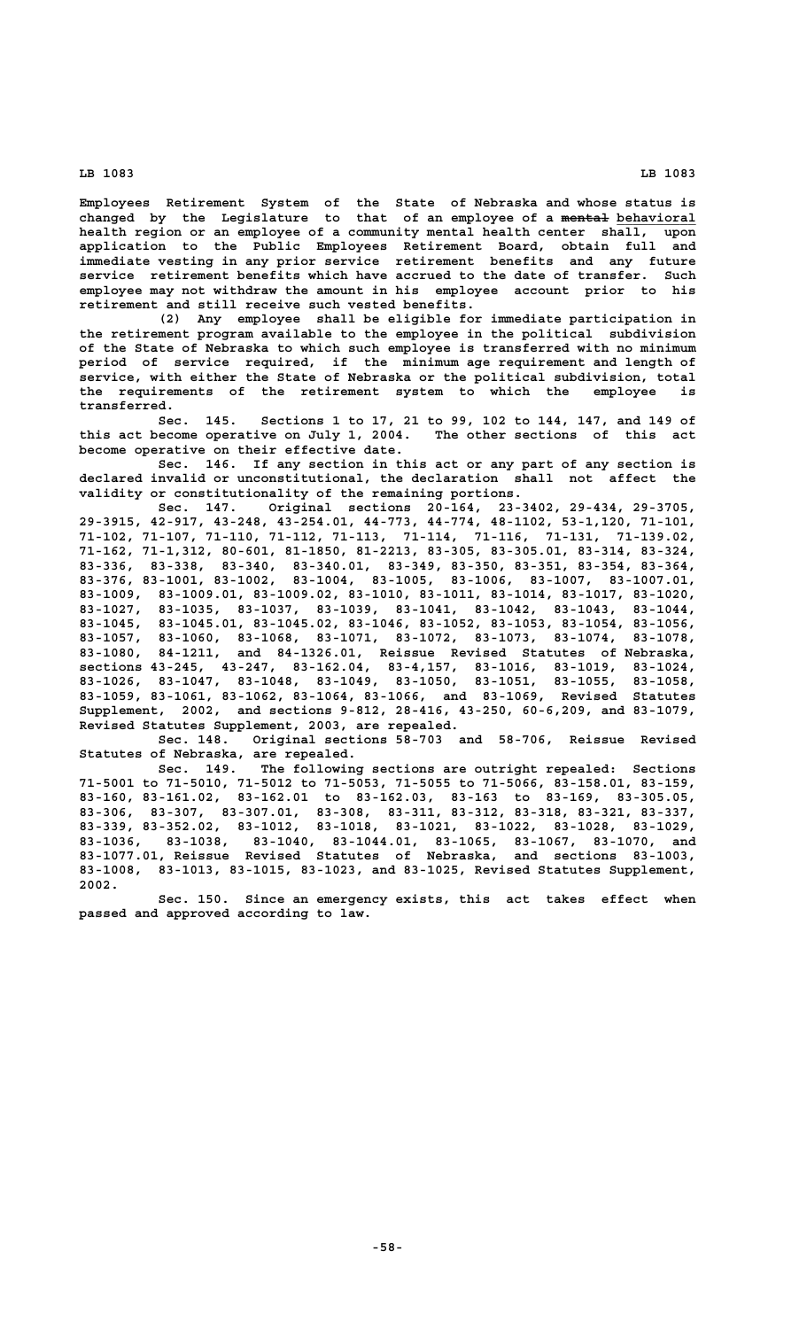Employees Retirement System of the State of Nebraska and whose status is changed by the Legislature to that of an employee of a ~~mental~~ behavioral health region or an employee of a community mental health center shall, upon application to the Public Employees Retirement Board, obtain full and immediate vesting in any prior service retirement benefits and any future service retirement benefits which have accrued to the date of transfer. Such employee may not withdraw the amount in his employee account prior to his retirement and still receive such vested benefits.

(2) Any employee shall be eligible for immediate participation in the retirement program available to the employee in the political subdivision of the State of Nebraska to which such employee is transferred with no minimum period of service required, if the minimum age requirement and length of service, with either the State of Nebraska or the political subdivision, total the requirements of the retirement system to which the employee is transferred.

Sec. 145. Sections 1 to 17, 21 to 99, 102 to 144, 147, and 149 of this act become operative on July 1, 2004. The other sections of this act become operative on their effective date.

Sec. 146. If any section in this act or any part of any section is declared invalid or unconstitutional, the declaration shall not affect the validity or constitutionality of the remaining portions.

Sec. 147. Original sections 20-164, 23-3402, 29-434, 29-3705, 29-3915, 42-917, 43-248, 43-254.01, 44-773, 44-774, 48-1102, 53-1,120, 71-101, 71-102, 71-107, 71-110, 71-112, 71-113, 71-114, 71-116, 71-131, 71-139.02, 71-162, 71-1,312, 80-601, 81-1850, 81-2213, 83-305, 83-305.01, 83-314, 83-324, 83-336, 83-338, 83-340, 83-340.01, 83-349, 83-350, 83-351, 83-354, 83-364, 83-376, 83-1001, 83-1002, 83-1004, 83-1005, 83-1006, 83-1007, 83-1007.01, 83-1009, 83-1009.01, 83-1009.02, 83-1010, 83-1011, 83-1014, 83-1017, 83-1020, 83-1027, 83-1035, 83-1037, 83-1039, 83-1041, 83-1042, 83-1043, 83-1044, 83-1045, 83-1045.01, 83-1045.02, 83-1046, 83-1052, 83-1053, 83-1054, 83-1056, 83-1057, 83-1060, 83-1068, 83-1071, 83-1072, 83-1073, 83-1074, 83-1078, 83-1080, 84-1211, and 84-1326.01, Reissue Revised Statutes of Nebraska, sections 43-245, 43-247, 83-162.04, 83-4,157, 83-1016, 83-1019, 83-1024, 83-1026, 83-1047, 83-1048, 83-1049, 83-1050, 83-1051, 83-1055, 83-1058, 83-1059, 83-1061, 83-1062, 83-1064, 83-1066, and 83-1069, Revised Statutes Supplement, 2002, and sections 9-812, 28-416, 43-250, 60-6,209, and 83-1079, Revised Statutes Supplement, 2003, are repealed.

Sec. 148. Original sections 58-703 and 58-706, Reissue Revised Statutes of Nebraska, are repealed.

Sec. 149. The following sections are outright repealed: Sections 71-5001 to 71-5010, 71-5012 to 71-5053, 71-5055 to 71-5066, 83-158.01, 83-159, 83-160, 83-161.02, 83-162.01 to 83-162.03, 83-163 to 83-169, 83-305.05, 83-306, 83-307, 83-307.01, 83-308, 83-311, 83-312, 83-318, 83-321, 83-337, 83-339, 83-352.02, 83-1012, 83-1018, 83-1021, 83-1022, 83-1028, 83-1029, 83-1036, 83-1038, 83-1040, 83-1044.01, 83-1065, 83-1067, 83-1070, and 83-1077.01, Reissue Revised Statutes of Nebraska, and sections 83-1003, 83-1008, 83-1013, 83-1015, 83-1023, and 83-1025, Revised Statutes Supplement, 2002.

Sec. 150. Since an emergency exists, this act takes effect when passed and approved according to law.